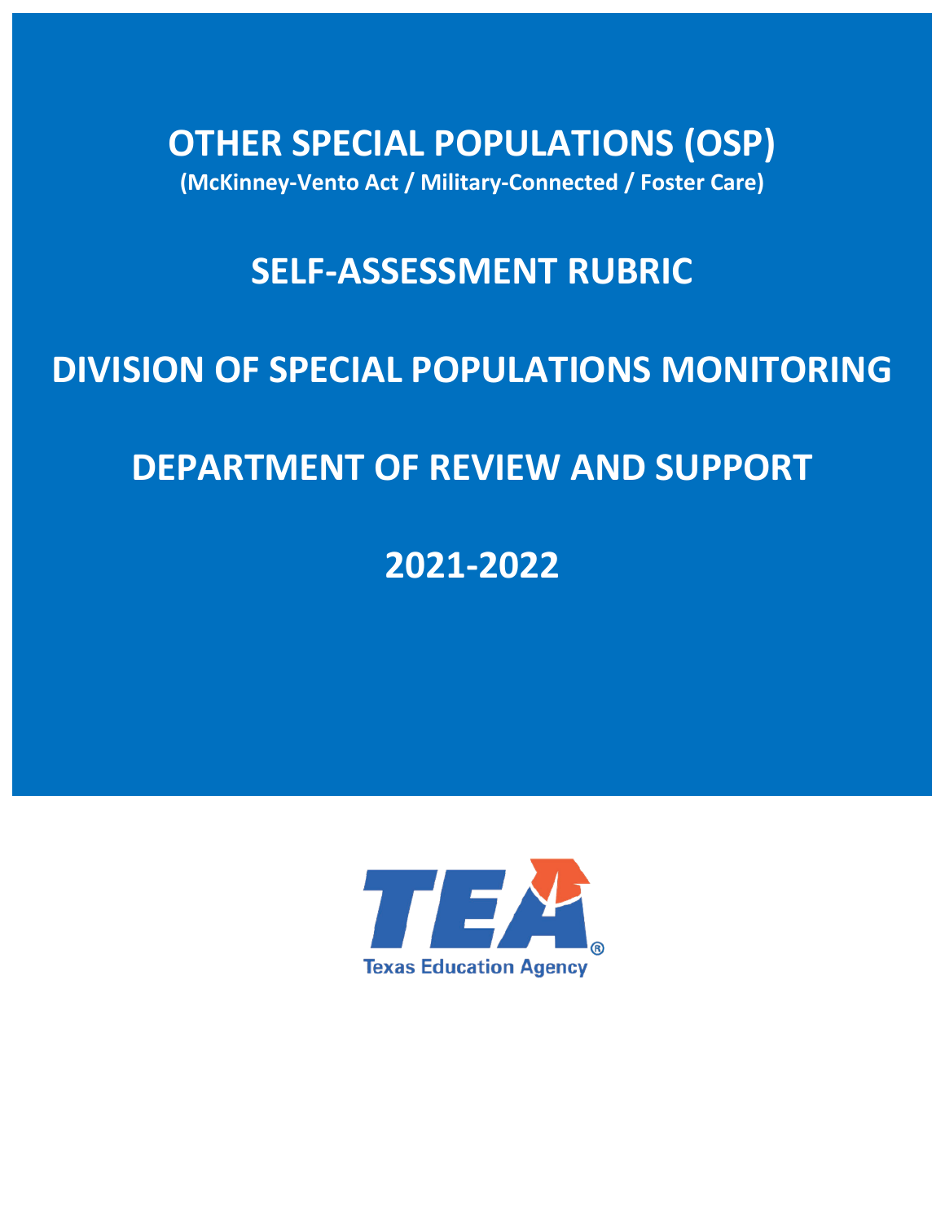# OTHER SPECIAL POPULATIONS (OSP)

**(McKinney-Vento Act / Military-Connected / Foster Care)**

# SELF-ASSESSMENT RUBRIC

# DIVISION OF SPECIAL POPULATIONS MONITORING

# DEPARTMENT OF REVIEW AND SUPPORT

# 2021-2022

Texas Education Agency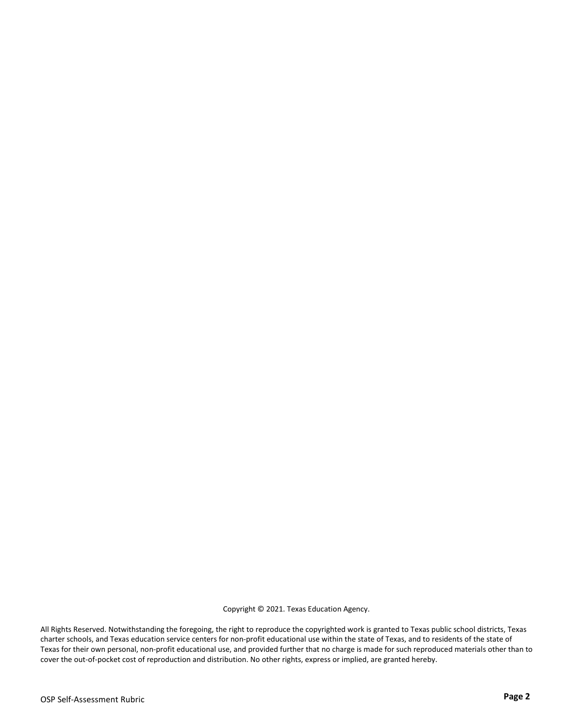Copyright © 2021. Texas Education Agency.

All Rights Reserved. Notwithstanding the foregoing, the right to reproduce the copyrighted work is granted to Texas public school districts, Texas charter schools, and Texas education service centers for non-profit educational use within the state of Texas, and to residents of the state of Texas for their own personal, non-profit educational use, and provided further that no charge is made for such reproduced materials other than to cover the out-of-pocket cost of reproduction and distribution. No other rights, express or implied, are granted hereby.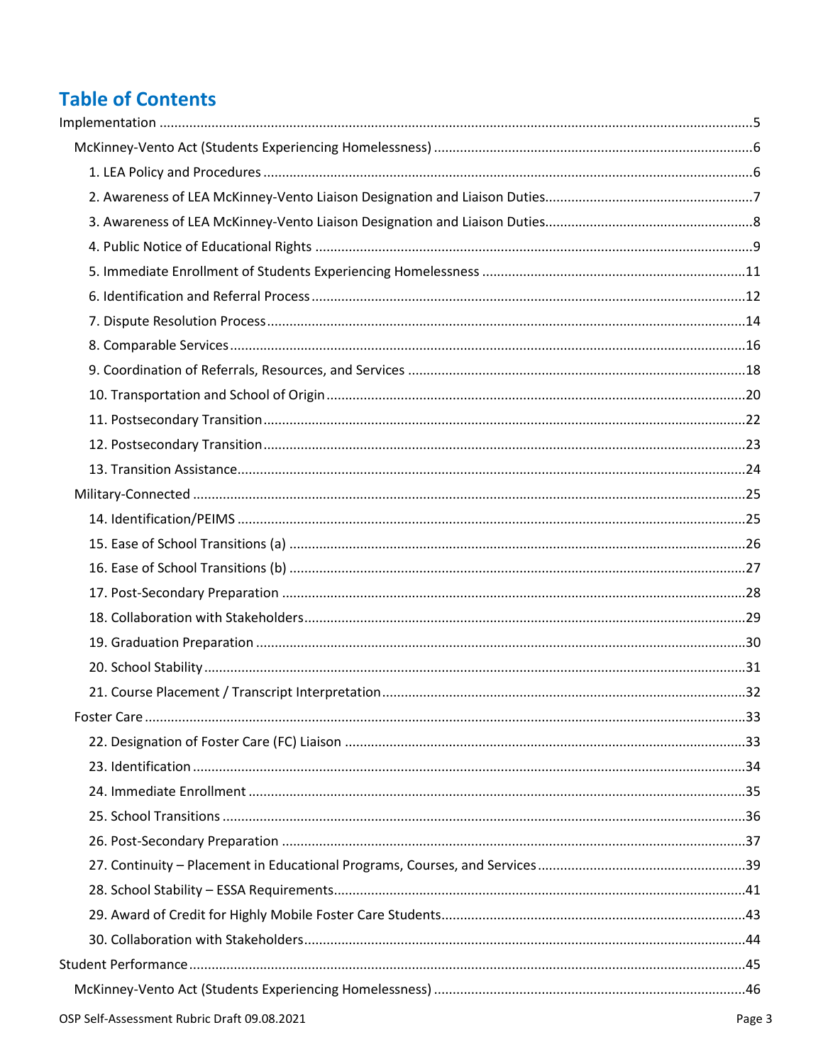# Table of Contents

- Implementation ......5
  - McKinney-Vento Act (Students Experiencing Homelessness) ......6
    - 1. LEA Policy and Procedures ......6
    - 2. Awareness of LEA McKinney-Vento Liaison Designation and Liaison Duties......7
    - 3. Awareness of LEA McKinney-Vento Liaison Designation and Liaison Duties......8
    - 4. Public Notice of Educational Rights ......9
    - 5. Immediate Enrollment of Students Experiencing Homelessness ......11
    - 6. Identification and Referral Process ......12
    - 7. Dispute Resolution Process......14
    - 8. Comparable Services......16
    - 9. Coordination of Referrals, Resources, and Services ......18
    - 10. Transportation and School of Origin......20
    - 11. Postsecondary Transition......22
    - 12. Postsecondary Transition......23
    - 13. Transition Assistance......24
  - Military-Connected ......25
    - 14. Identification/PEIMS ......25
    - 15. Ease of School Transitions (a) ......26
    - 16. Ease of School Transitions (b) ......27
    - 17. Post-Secondary Preparation ......28
    - 18. Collaboration with Stakeholders......29
    - 19. Graduation Preparation ......30
    - 20. School Stability......31
    - 21. Course Placement / Transcript Interpretation......32
  - Foster Care ......33
    - 22. Designation of Foster Care (FC) Liaison ......33
    - 23. Identification......34
    - 24. Immediate Enrollment ......35
    - 25. School Transitions ......36
    - 26. Post-Secondary Preparation ......37
    - 27. Continuity – Placement in Educational Programs, Courses, and Services......39
    - 28. School Stability – ESSA Requirements......41
    - 29. Award of Credit for Highly Mobile Foster Care Students......43
    - 30. Collaboration with Stakeholders......44
- Student Performance......45
  - McKinney-Vento Act (Students Experiencing Homelessness) ......46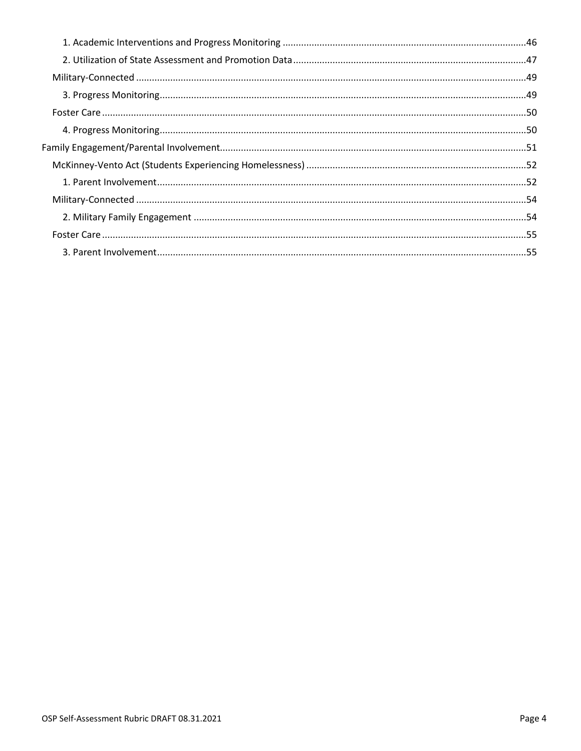1. Academic Interventions and Progress Monitoring ....................................................................................46
2. Utilization of State Assessment and Promotion Data.....................................................................................47

Military-Connected ............................................................................................................................................49

3. Progress Monitoring.........................................................................................................................................49

Foster Care ..........................................................................................................................................................50

4. Progress Monitoring.........................................................................................................................................50

Family Engagement/Parental Involvement.................................................................................................................51

McKinney-Vento Act (Students Experiencing Homelessness) ......................................................................................52

1. Parent Involvement...........................................................................................................................................52

Military-Connected ............................................................................................................................................54

2. Military Family Engagement .............................................................................................................................54

Foster Care ..........................................................................................................................................................55

3. Parent Involvement...........................................................................................................................................55

OSP Self-Assessment Rubric DRAFT 08.31.2021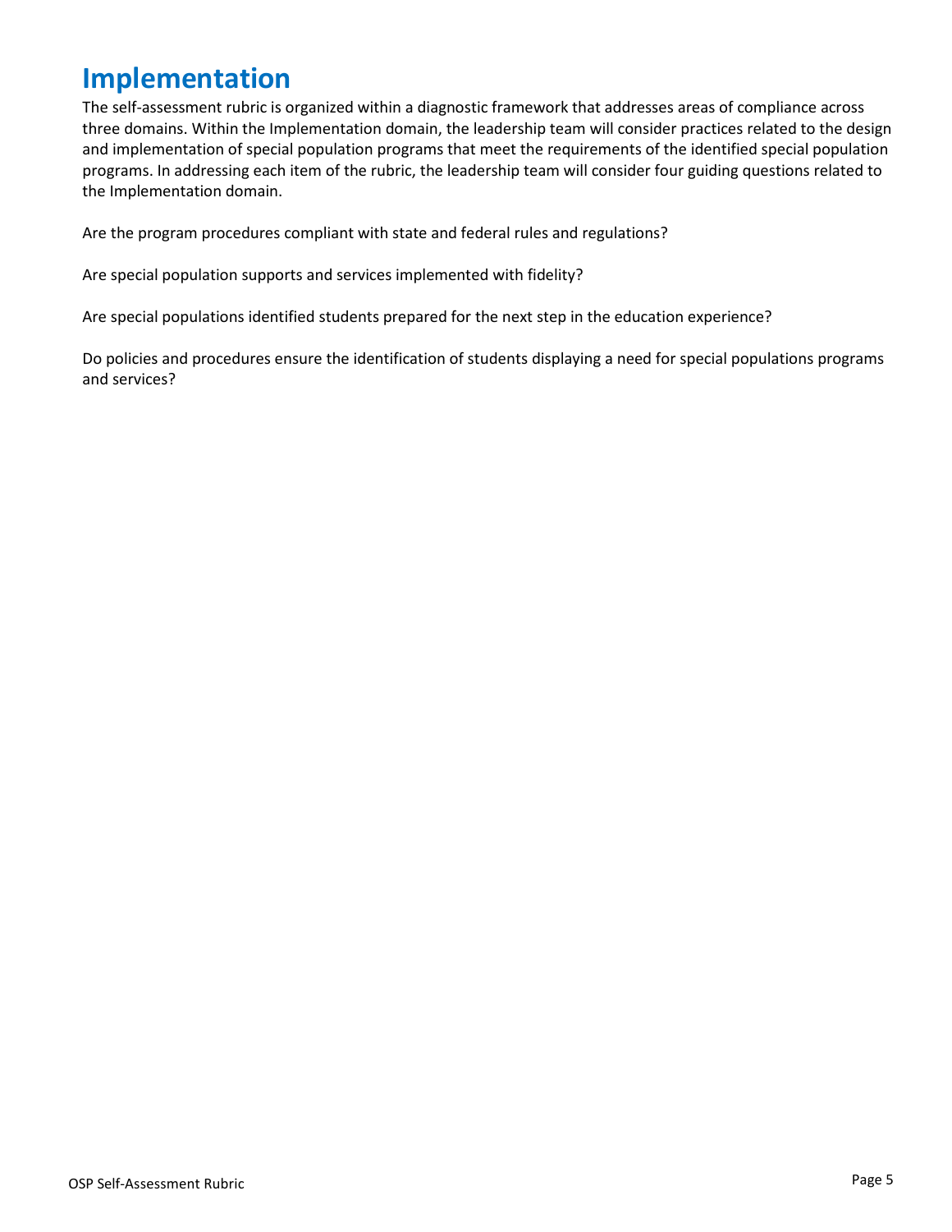# Implementation

The self-assessment rubric is organized within a diagnostic framework that addresses areas of compliance across three domains. Within the Implementation domain, the leadership team will consider practices related to the design and implementation of special population programs that meet the requirements of the identified special population programs. In addressing each item of the rubric, the leadership team will consider four guiding questions related to the Implementation domain.

Are the program procedures compliant with state and federal rules and regulations?

Are special population supports and services implemented with fidelity?

Are special populations identified students prepared for the next step in the education experience?

Do policies and procedures ensure the identification of students displaying a need for special populations programs and services?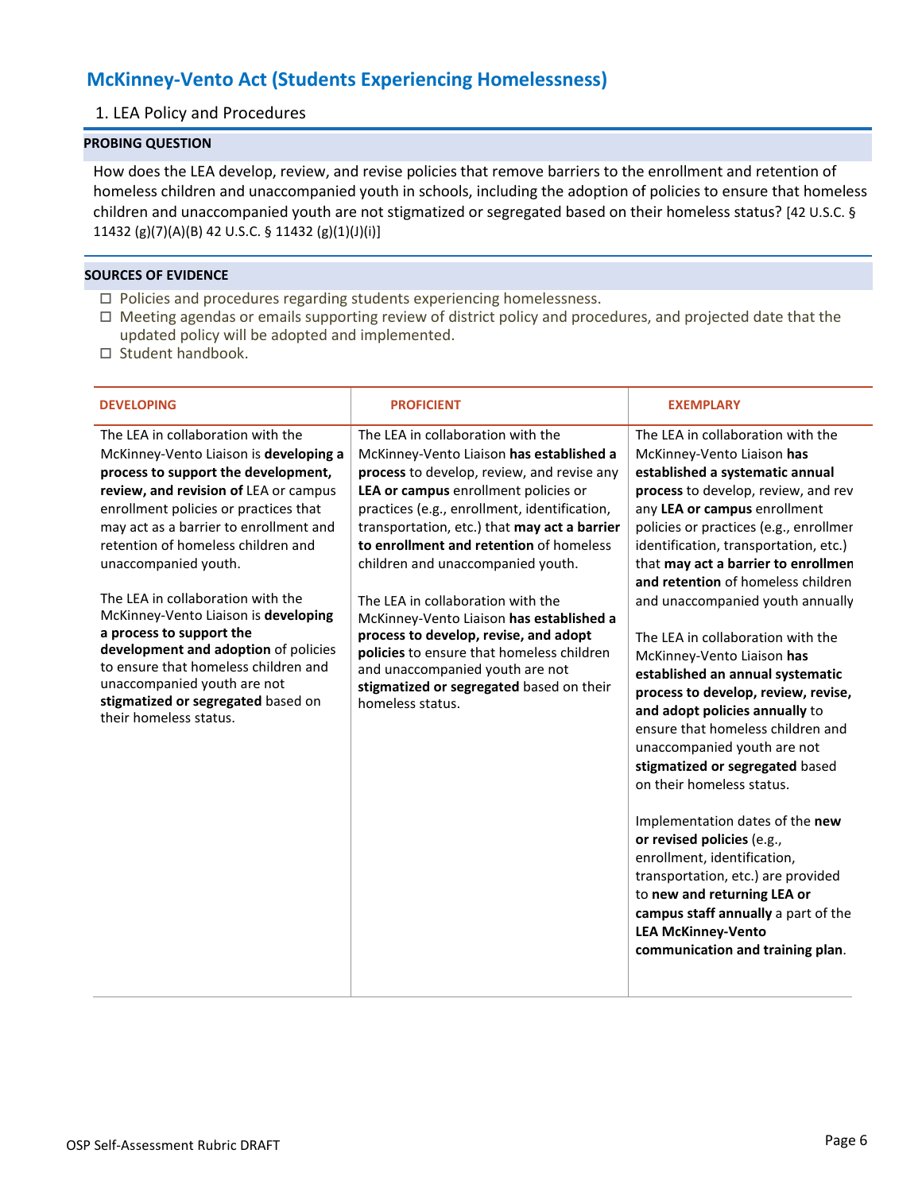## McKinney-Vento Act (Students Experiencing Homelessness)

### 1. LEA Policy and Procedures

**PROBING QUESTION**

How does the LEA develop, review, and revise policies that remove barriers to the enrollment and retention of homeless children and unaccompanied youth in schools, including the adoption of policies to ensure that homeless children and unaccompanied youth are not stigmatized or segregated based on their homeless status? [42 U.S.C. § 11432 (g)(7)(A)(B) 42 U.S.C. § 11432 (g)(1)(J)(i)]

**SOURCES OF EVIDENCE**

- ☐ Policies and procedures regarding students experiencing homelessness.
- ☐ Meeting agendas or emails supporting review of district policy and procedures, and projected date that the updated policy will be adopted and implemented.
- ☐ Student handbook.

| DEVELOPING | PROFICIENT | EXEMPLARY |
|---|---|---|
| The LEA in collaboration with the McKinney-Vento Liaison is **developing a process to support the development, review, and revision of** LEA or campus enrollment policies or practices that may act as a barrier to enrollment and retention of homeless children and unaccompanied youth.<br><br>The LEA in collaboration with the McKinney-Vento Liaison is **developing a process to support the development and adoption** of policies to ensure that homeless children and unaccompanied youth are not **stigmatized or segregated** based on their homeless status. | The LEA in collaboration with the McKinney-Vento Liaison **has established a process** to develop, review, and revise any **LEA or campus** enrollment policies or practices (e.g., enrollment, identification, transportation, etc.) that **may act a barrier to enrollment and retention** of homeless children and unaccompanied youth.<br><br>The LEA in collaboration with the McKinney-Vento Liaison **has established a process to develop, revise, and adopt policies** to ensure that homeless children and unaccompanied youth are not **stigmatized or segregated** based on their homeless status. | The LEA in collaboration with the McKinney-Vento Liaison **has established a systematic annual process** to develop, review, and rev any **LEA or campus** enrollment policies or practices (e.g., enrollmer identification, transportation, etc.) that **may act a barrier to enrollmen and retention** of homeless children and unaccompanied youth annually<br><br>The LEA in collaboration with the McKinney-Vento Liaison **has established an annual systematic process to develop, review, revise, and adopt policies annually** to ensure that homeless children and unaccompanied youth are not **stigmatized or segregated** based on their homeless status.<br><br>Implementation dates of the **new or revised policies** (e.g., enrollment, identification, transportation, etc.) are provided to **new and returning LEA or campus staff annually** a part of the **LEA McKinney-Vento communication and training plan**. |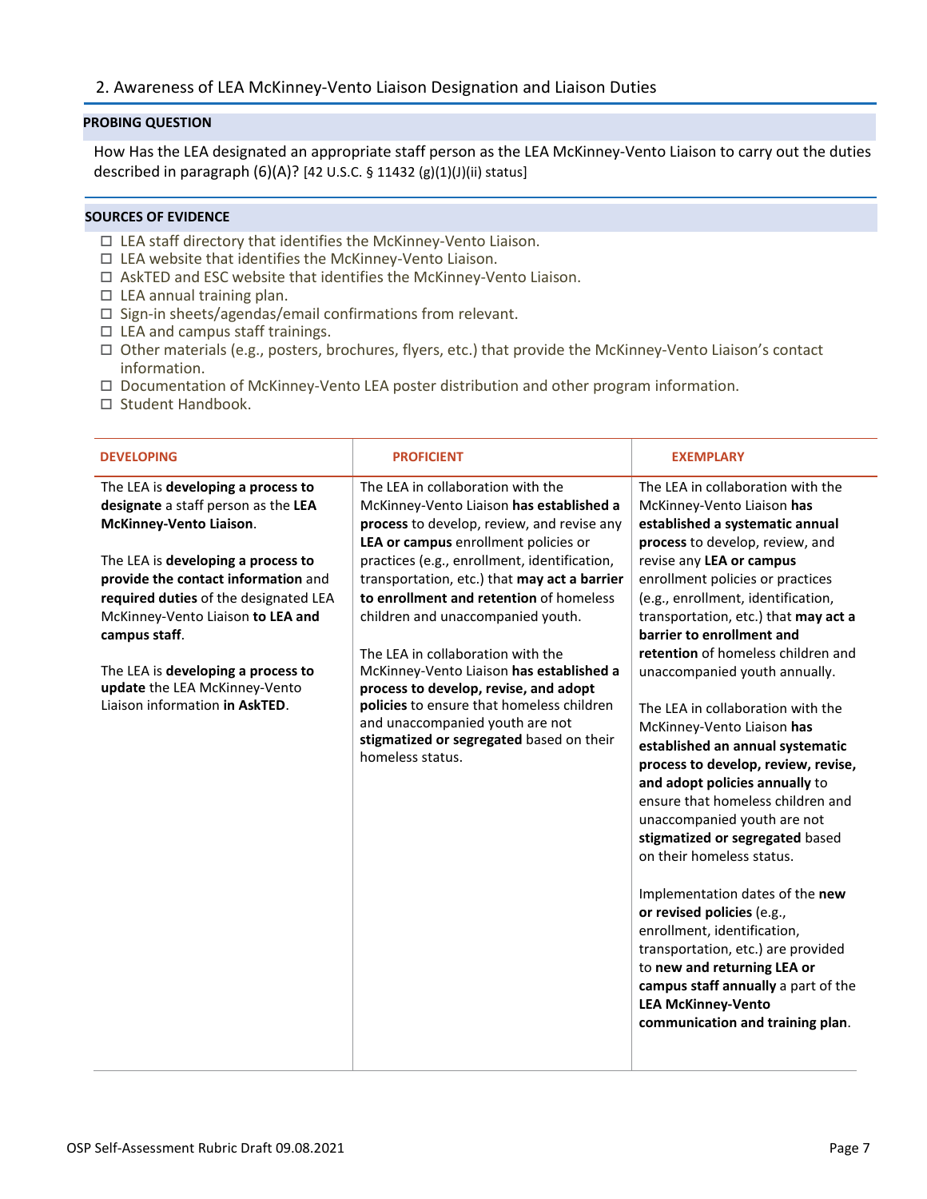## 2. Awareness of LEA McKinney-Vento Liaison Designation and Liaison Duties

**PROBING QUESTION**

How Has the LEA designated an appropriate staff person as the LEA McKinney-Vento Liaison to carry out the duties described in paragraph (6)(A)? [42 U.S.C. § 11432 (g)(1)(J)(ii) status]

**SOURCES OF EVIDENCE**

- ☐ LEA staff directory that identifies the McKinney-Vento Liaison.
- ☐ LEA website that identifies the McKinney-Vento Liaison.
- ☐ AskTED and ESC website that identifies the McKinney-Vento Liaison.
- ☐ LEA annual training plan.
- ☐ Sign-in sheets/agendas/email confirmations from relevant.
- ☐ LEA and campus staff trainings.
- ☐ Other materials (e.g., posters, brochures, flyers, etc.) that provide the McKinney-Vento Liaison's contact information.
- ☐ Documentation of McKinney-Vento LEA poster distribution and other program information.
- ☐ Student Handbook.

| DEVELOPING | PROFICIENT | EXEMPLARY |
|---|---|---|
| The LEA is **developing a process to designate** a staff person as the **LEA McKinney-Vento Liaison**.<br><br>The LEA is **developing a process to provide the contact information** and **required duties** of the designated LEA McKinney-Vento Liaison **to LEA and campus staff**.<br><br>The LEA is **developing a process to update** the LEA McKinney-Vento Liaison information **in AskTED**. | The LEA in collaboration with the McKinney-Vento Liaison **has established a process** to develop, review, and revise any **LEA or campus** enrollment policies or practices (e.g., enrollment, identification, transportation, etc.) that **may act a barrier to enrollment and retention** of homeless children and unaccompanied youth.<br><br>The LEA in collaboration with the McKinney-Vento Liaison **has established a process to develop, revise, and adopt policies** to ensure that homeless children and unaccompanied youth are not **stigmatized or segregated** based on their homeless status. | The LEA in collaboration with the McKinney-Vento Liaison **has established a systematic annual process** to develop, review, and revise any **LEA or campus** enrollment policies or practices (e.g., enrollment, identification, transportation, etc.) that **may act a barrier to enrollment and retention** of homeless children and unaccompanied youth annually.<br><br>The LEA in collaboration with the McKinney-Vento Liaison **has established an annual systematic process to develop, review, revise, and adopt policies annually** to ensure that homeless children and unaccompanied youth are not **stigmatized or segregated** based on their homeless status.<br><br>Implementation dates of the **new or revised policies** (e.g., enrollment, identification, transportation, etc.) are provided to **new and returning LEA or campus staff annually** a part of the **LEA McKinney-Vento communication and training plan**. |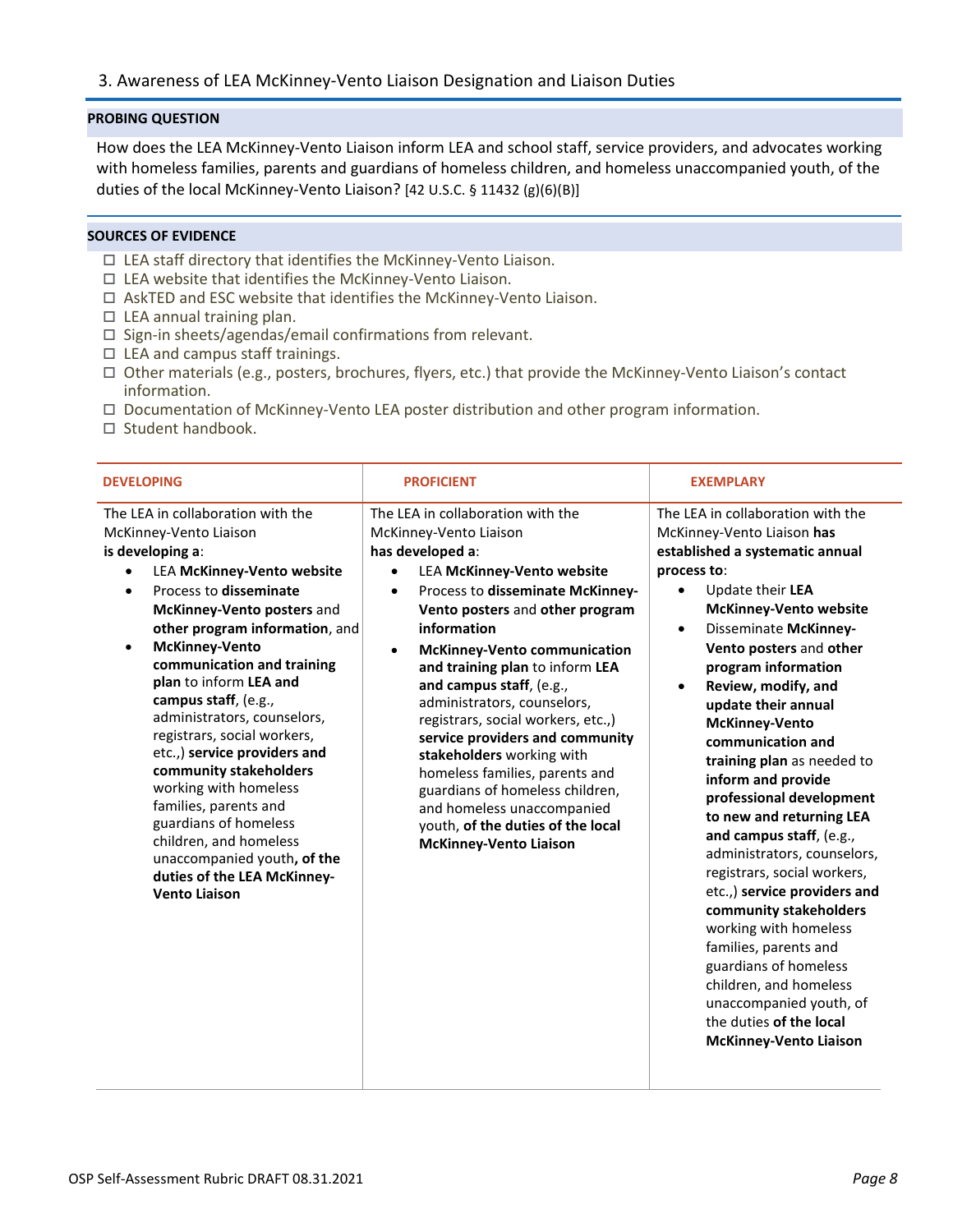## 3. Awareness of LEA McKinney-Vento Liaison Designation and Liaison Duties

### PROBING QUESTION

How does the LEA McKinney-Vento Liaison inform LEA and school staff, service providers, and advocates working with homeless families, parents and guardians of homeless children, and homeless unaccompanied youth, of the duties of the local McKinney-Vento Liaison? [42 U.S.C. § 11432 (g)(6)(B)]

### SOURCES OF EVIDENCE

- ☐ LEA staff directory that identifies the McKinney-Vento Liaison.
- ☐ LEA website that identifies the McKinney-Vento Liaison.
- ☐ AskTED and ESC website that identifies the McKinney-Vento Liaison.
- ☐ LEA annual training plan.
- ☐ Sign-in sheets/agendas/email confirmations from relevant.
- ☐ LEA and campus staff trainings.
- ☐ Other materials (e.g., posters, brochures, flyers, etc.) that provide the McKinney-Vento Liaison's contact information.
- ☐ Documentation of McKinney-Vento LEA poster distribution and other program information.
- ☐ Student handbook.

| DEVELOPING | PROFICIENT | EXEMPLARY |
|---|---|---|
| The LEA in collaboration with the McKinney-Vento Liaison **is developing a**:<br>• LEA **McKinney-Vento website**<br>• Process to **disseminate McKinney-Vento posters** and **other program information**, and<br>• **McKinney-Vento communication and training plan** to inform **LEA and campus staff**, (e.g., administrators, counselors, registrars, social workers, etc.,) **service providers and community stakeholders** working with homeless families, parents and guardians of homeless children, and homeless unaccompanied youth**, of the duties of the LEA McKinney-Vento Liaison** | The LEA in collaboration with the McKinney-Vento Liaison **has developed a**:<br>• LEA **McKinney-Vento website**<br>• Process to **disseminate McKinney-Vento posters** and **other program information**<br>• **McKinney-Vento communication and training plan** to inform **LEA and campus staff**, (e.g., administrators, counselors, registrars, social workers, etc.,) **service providers and community stakeholders** working with homeless families, parents and guardians of homeless children, and homeless unaccompanied youth, **of the duties of the local McKinney-Vento Liaison** | The LEA in collaboration with the McKinney-Vento Liaison **has established a systematic annual process to**:<br>• Update their **LEA McKinney-Vento website**<br>• Disseminate **McKinney-Vento posters** and **other program information**<br>• **Review, modify, and update their annual McKinney-Vento communication and training plan** as needed to **inform and provide professional development to new and returning LEA and campus staff**, (e.g., administrators, counselors, registrars, social workers, etc.,) **service providers and community stakeholders** working with homeless families, parents and guardians of homeless children, and homeless unaccompanied youth, of the duties **of the local McKinney-Vento Liaison** |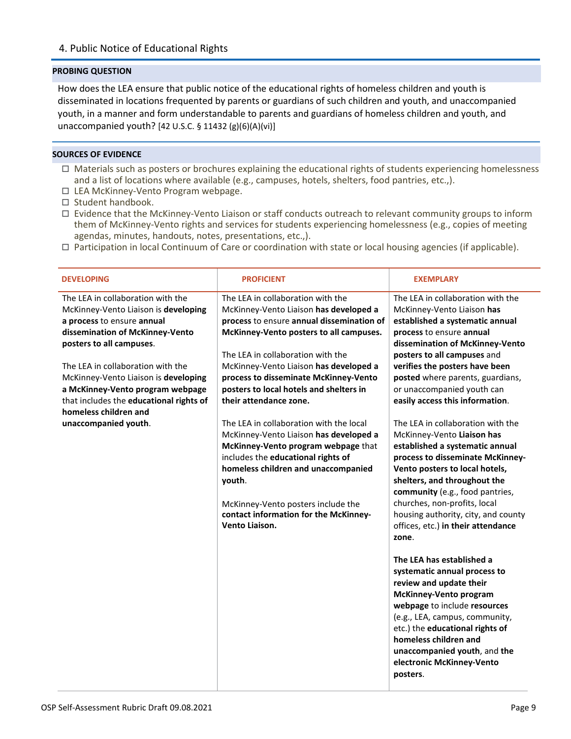## 4. Public Notice of Educational Rights

**PROBING QUESTION**

How does the LEA ensure that public notice of the educational rights of homeless children and youth is disseminated in locations frequented by parents or guardians of such children and youth, and unaccompanied youth, in a manner and form understandable to parents and guardians of homeless children and youth, and unaccompanied youth? [42 U.S.C. § 11432 (g)(6)(A)(vi)]

**SOURCES OF EVIDENCE**

- ☐ Materials such as posters or brochures explaining the educational rights of students experiencing homelessness and a list of locations where available (e.g., campuses, hotels, shelters, food pantries, etc.,).
- ☐ LEA McKinney-Vento Program webpage.
- ☐ Student handbook.
- ☐ Evidence that the McKinney-Vento Liaison or staff conducts outreach to relevant community groups to inform them of McKinney-Vento rights and services for students experiencing homelessness (e.g., copies of meeting agendas, minutes, handouts, notes, presentations, etc.,).
- ☐ Participation in local Continuum of Care or coordination with state or local housing agencies (if applicable).

| DEVELOPING | PROFICIENT | EXEMPLARY |
|---|---|---|
| The LEA in collaboration with the McKinney-Vento Liaison is **developing a process** to ensure **annual dissemination of McKinney-Vento posters to all campuses**.<br><br>The LEA in collaboration with the McKinney-Vento Liaison is **developing a McKinney-Vento program webpage** that includes the **educational rights of homeless children and unaccompanied youth**. | The LEA in collaboration with the McKinney-Vento Liaison **has developed a process** to ensure **annual dissemination of McKinney-Vento posters to all campuses.**<br><br>The LEA in collaboration with the McKinney-Vento Liaison **has developed a process to disseminate McKinney-Vento posters to local hotels and shelters in their attendance zone.**<br><br>The LEA in collaboration with the local McKinney-Vento Liaison **has developed a McKinney-Vento program webpage** that includes the **educational rights of homeless children and unaccompanied youth**.<br><br>McKinney-Vento posters include the **contact information for the McKinney-Vento Liaison.** | The LEA in collaboration with the McKinney-Vento Liaison **has established a systematic annual process** to ensure **annual dissemination of McKinney-Vento posters to all campuses** and **verifies the posters have been posted** where parents, guardians, or unaccompanied youth can **easily access this information**.<br><br>The LEA in collaboration with the McKinney-Vento **Liaison has established a systematic annual process to disseminate McKinney-Vento posters to local hotels, shelters, and throughout the community** (e.g., food pantries, churches, non-profits, local housing authority, city, and county offices, etc.) **in their attendance zone**.<br><br>**The LEA has established a systematic annual process to review and update their McKinney-Vento program webpage** to include **resources** (e.g., LEA, campus, community, etc.) the **educational rights of homeless children and unaccompanied youth**, and **the electronic McKinney-Vento posters**. |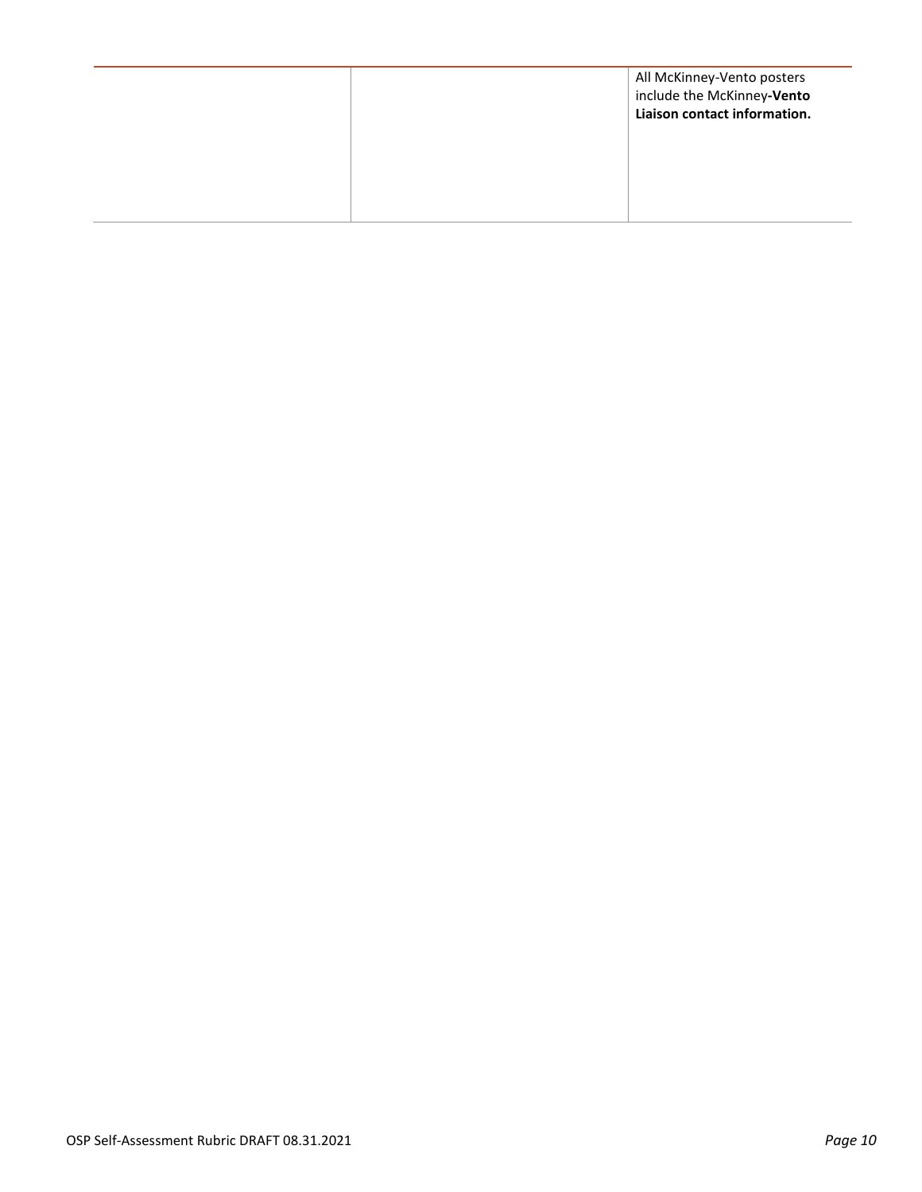| | | |
|---|---|---|
| | | All McKinney-Vento posters include the McKinney**-Vento Liaison contact information.** |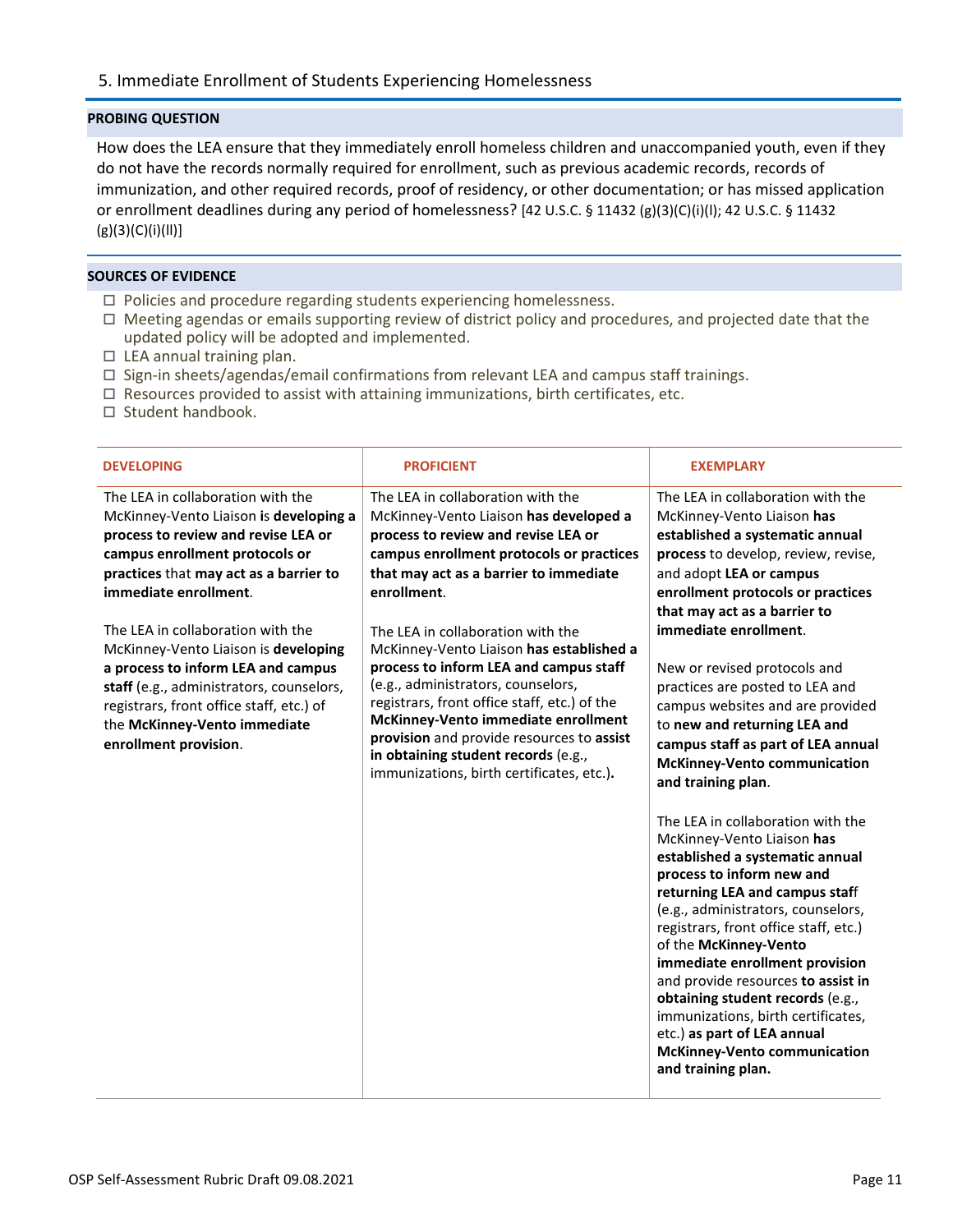## 5. Immediate Enrollment of Students Experiencing Homelessness

**PROBING QUESTION**

How does the LEA ensure that they immediately enroll homeless children and unaccompanied youth, even if they do not have the records normally required for enrollment, such as previous academic records, records of immunization, and other required records, proof of residency, or other documentation; or has missed application or enrollment deadlines during any period of homelessness? [42 U.S.C. § 11432 (g)(3)(C)(i)(I); 42 U.S.C. § 11432 (g)(3)(C)(i)(II)]

**SOURCES OF EVIDENCE**

- ☐ Policies and procedure regarding students experiencing homelessness.
- ☐ Meeting agendas or emails supporting review of district policy and procedures, and projected date that the updated policy will be adopted and implemented.
- ☐ LEA annual training plan.
- ☐ Sign-in sheets/agendas/email confirmations from relevant LEA and campus staff trainings.
- ☐ Resources provided to assist with attaining immunizations, birth certificates, etc.
- ☐ Student handbook.

| DEVELOPING | PROFICIENT | EXEMPLARY |
|---|---|---|
| The LEA in collaboration with the McKinney-Vento Liaison is **developing a process to review and revise LEA or campus enrollment protocols or practices** that **may act as a barrier to immediate enrollment**.<br><br>The LEA in collaboration with the McKinney-Vento Liaison is **developing a process to inform LEA and campus staff** (e.g., administrators, counselors, registrars, front office staff, etc.) of the **McKinney-Vento immediate enrollment provision**. | The LEA in collaboration with the McKinney-Vento Liaison **has developed a process to review and revise LEA or campus enrollment protocols or practices that may act as a barrier to immediate enrollment**.<br><br>The LEA in collaboration with the McKinney-Vento Liaison **has established a process to inform LEA and campus staff** (e.g., administrators, counselors, registrars, front office staff, etc.) of the **McKinney-Vento immediate enrollment provision** and provide resources to **assist in obtaining student records** (e.g., immunizations, birth certificates, etc.). | The LEA in collaboration with the McKinney-Vento Liaison **has established a systematic annual process** to develop, review, revise, and adopt **LEA or campus enrollment protocols or practices that may act as a barrier to immediate enrollment**.<br><br>New or revised protocols and practices are posted to LEA and campus websites and are provided to **new and returning LEA and campus staff as part of LEA annual McKinney-Vento communication and training plan**.<br><br>The LEA in collaboration with the McKinney-Vento Liaison **has established a systematic annual process to inform new and returning LEA and campus staff** (e.g., administrators, counselors, registrars, front office staff, etc.) of the **McKinney-Vento immediate enrollment provision** and provide resources **to assist in obtaining student records** (e.g., immunizations, birth certificates, etc.) **as part of LEA annual McKinney-Vento communication and training plan.** |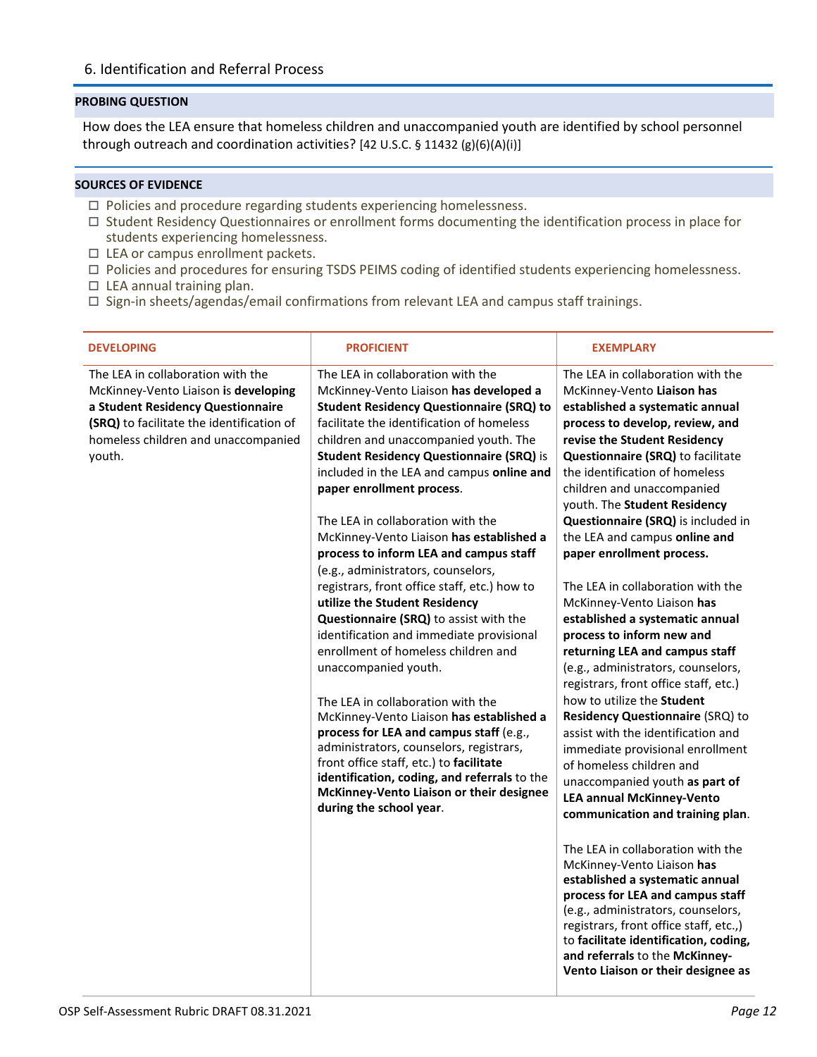## 6. Identification and Referral Process

**PROBING QUESTION**

How does the LEA ensure that homeless children and unaccompanied youth are identified by school personnel through outreach and coordination activities? [42 U.S.C. § 11432 (g)(6)(A)(i)]

**SOURCES OF EVIDENCE**

- ☐ Policies and procedure regarding students experiencing homelessness.
- ☐ Student Residency Questionnaires or enrollment forms documenting the identification process in place for students experiencing homelessness.
- ☐ LEA or campus enrollment packets.
- ☐ Policies and procedures for ensuring TSDS PEIMS coding of identified students experiencing homelessness.
- ☐ LEA annual training plan.
- ☐ Sign-in sheets/agendas/email confirmations from relevant LEA and campus staff trainings.

| DEVELOPING | PROFICIENT | EXEMPLARY |
|---|---|---|
| The LEA in collaboration with the McKinney-Vento Liaison is **developing a Student Residency Questionnaire (SRQ)** to facilitate the identification of homeless children and unaccompanied youth. | The LEA in collaboration with the McKinney-Vento Liaison **has developed a Student Residency Questionnaire (SRQ) to** facilitate the identification of homeless children and unaccompanied youth. The **Student Residency Questionnaire (SRQ)** is included in the LEA and campus **online and paper enrollment process**.<br><br>The LEA in collaboration with the McKinney-Vento Liaison **has established a process to inform LEA and campus staff** (e.g., administrators, counselors, registrars, front office staff, etc.) how to **utilize the Student Residency Questionnaire (SRQ)** to assist with the identification and immediate provisional enrollment of homeless children and unaccompanied youth.<br><br>The LEA in collaboration with the McKinney-Vento Liaison **has established a process for LEA and campus staff** (e.g., administrators, counselors, registrars, front office staff, etc.) to **facilitate identification, coding, and referrals** to the **McKinney-Vento Liaison or their designee during the school year**. | The LEA in collaboration with the McKinney-Vento **Liaison has established a systematic annual process to develop, review, and revise the Student Residency Questionnaire (SRQ)** to facilitate the identification of homeless children and unaccompanied youth. The **Student Residency Questionnaire (SRQ)** is included in the LEA and campus **online and paper enrollment process.**<br><br>The LEA in collaboration with the McKinney-Vento Liaison **has established a systematic annual process to inform new and returning LEA and campus staff** (e.g., administrators, counselors, registrars, front office staff, etc.) how to utilize the **Student Residency Questionnaire** (SRQ) to assist with the identification and immediate provisional enrollment of homeless children and unaccompanied youth **as part of LEA annual McKinney-Vento communication and training plan**.<br><br>The LEA in collaboration with the McKinney-Vento Liaison **has established a systematic annual process for LEA and campus staff** (e.g., administrators, counselors, registrars, front office staff, etc.,) to **facilitate identification, coding, and referrals** to the **McKinney-Vento Liaison or their designee as** |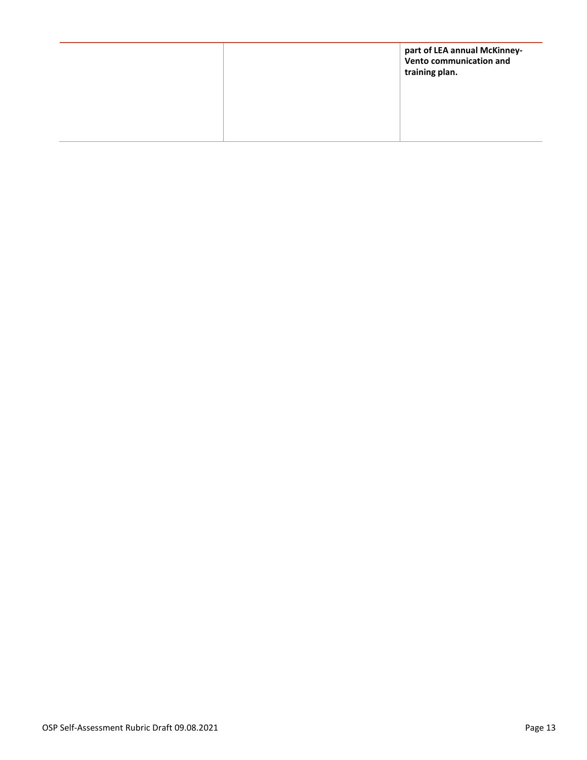| | | |
|---|---|---|
| | | **part of LEA annual McKinney-Vento communication and training plan.** |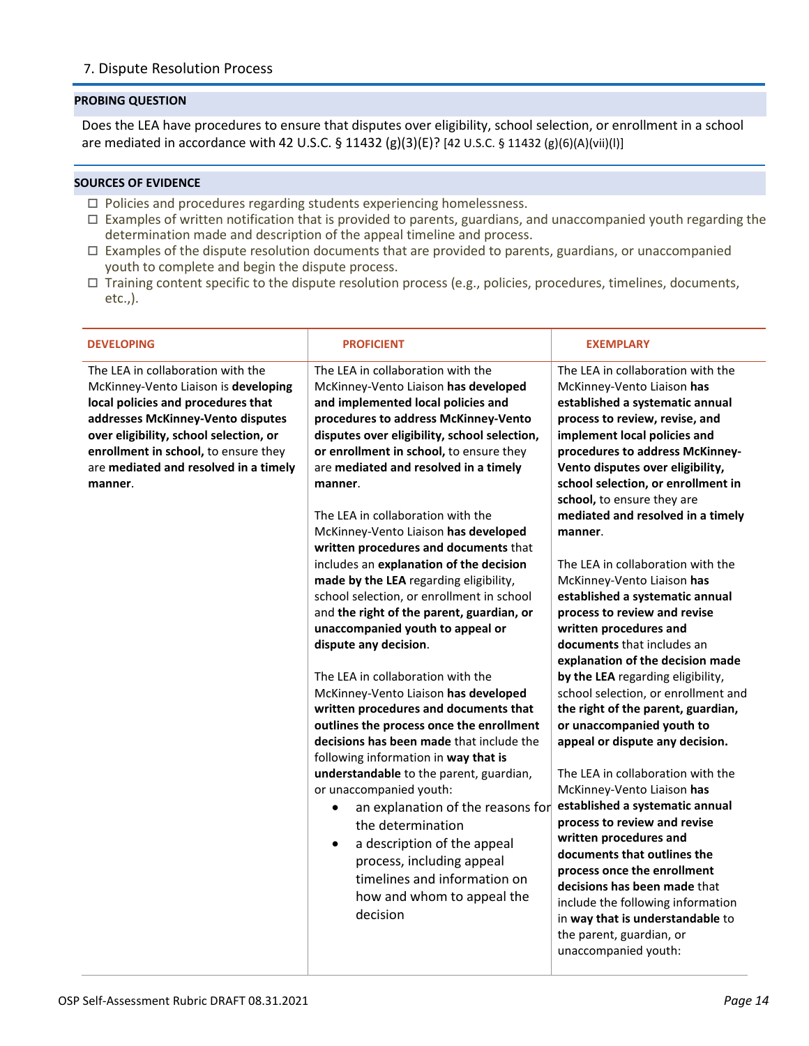## 7. Dispute Resolution Process

**PROBING QUESTION**

Does the LEA have procedures to ensure that disputes over eligibility, school selection, or enrollment in a school are mediated in accordance with 42 U.S.C. § 11432 (g)(3)(E)? [42 U.S.C. § 11432 (g)(6)(A)(vii)(I)]

**SOURCES OF EVIDENCE**

- ☐ Policies and procedures regarding students experiencing homelessness.
- ☐ Examples of written notification that is provided to parents, guardians, and unaccompanied youth regarding the determination made and description of the appeal timeline and process.
- ☐ Examples of the dispute resolution documents that are provided to parents, guardians, or unaccompanied youth to complete and begin the dispute process.
- ☐ Training content specific to the dispute resolution process (e.g., policies, procedures, timelines, documents, etc.,).

| DEVELOPING | PROFICIENT | EXEMPLARY |
|---|---|---|
| The LEA in collaboration with the McKinney-Vento Liaison is **developing local policies and procedures that addresses McKinney-Vento disputes over eligibility, school selection, or enrollment in school,** to ensure they are **mediated and resolved in a timely manner**. | The LEA in collaboration with the McKinney-Vento Liaison **has developed and implemented local policies and procedures to address McKinney-Vento disputes over eligibility, school selection, or enrollment in school,** to ensure they are **mediated and resolved in a timely manner**.<br><br>The LEA in collaboration with the McKinney-Vento Liaison **has developed written procedures and documents** that includes an **explanation of the decision made by the LEA** regarding eligibility, school selection, or enrollment in school and **the right of the parent, guardian, or unaccompanied youth to appeal or dispute any decision**.<br><br>The LEA in collaboration with the McKinney-Vento Liaison **has developed written procedures and documents that outlines the process once the enrollment decisions has been made** that include the following information in **way that is understandable** to the parent, guardian, or unaccompanied youth:<br>• an explanation of the reasons for the determination<br>• a description of the appeal process, including appeal timelines and information on how and whom to appeal the decision | The LEA in collaboration with the McKinney-Vento Liaison **has established a systematic annual process to review, revise, and implement local policies and procedures to address McKinney-Vento disputes over eligibility, school selection, or enrollment in school,** to ensure they are **mediated and resolved in a timely manner**.<br><br>The LEA in collaboration with the McKinney-Vento Liaison **has established a systematic annual process to review and revise written procedures and documents** that includes an **explanation of the decision made by the LEA** regarding eligibility, school selection, or enrollment and **the right of the parent, guardian, or unaccompanied youth to appeal or dispute any decision.**<br><br>The LEA in collaboration with the McKinney-Vento Liaison **has established a systematic annual process to review and revise written procedures and documents that outlines the process once the enrollment decisions has been made** that include the following information in **way that is understandable** to the parent, guardian, or unaccompanied youth: |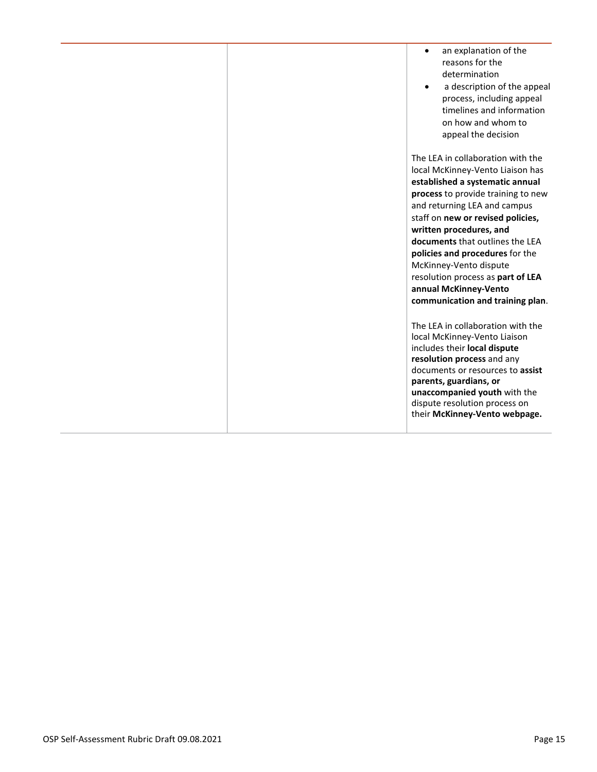| | | <ul><li>an explanation of the reasons for the determination</li><li>a description of the appeal process, including appeal timelines and information on how and whom to appeal the decision</li></ul>The LEA in collaboration with the local McKinney-Vento Liaison has **established a systematic annual process** to provide training to new and returning LEA and campus staff on **new or revised policies, written procedures, and documents** that outlines the LEA **policies and procedures** for the McKinney-Vento dispute resolution process as **part of LEA annual McKinney-Vento communication and training plan**.<br><br>The LEA in collaboration with the local McKinney-Vento Liaison includes their **local dispute resolution process** and any documents or resources to **assist parents, guardians, or unaccompanied youth** with the dispute resolution process on their **McKinney-Vento webpage.** |
|---|---|---|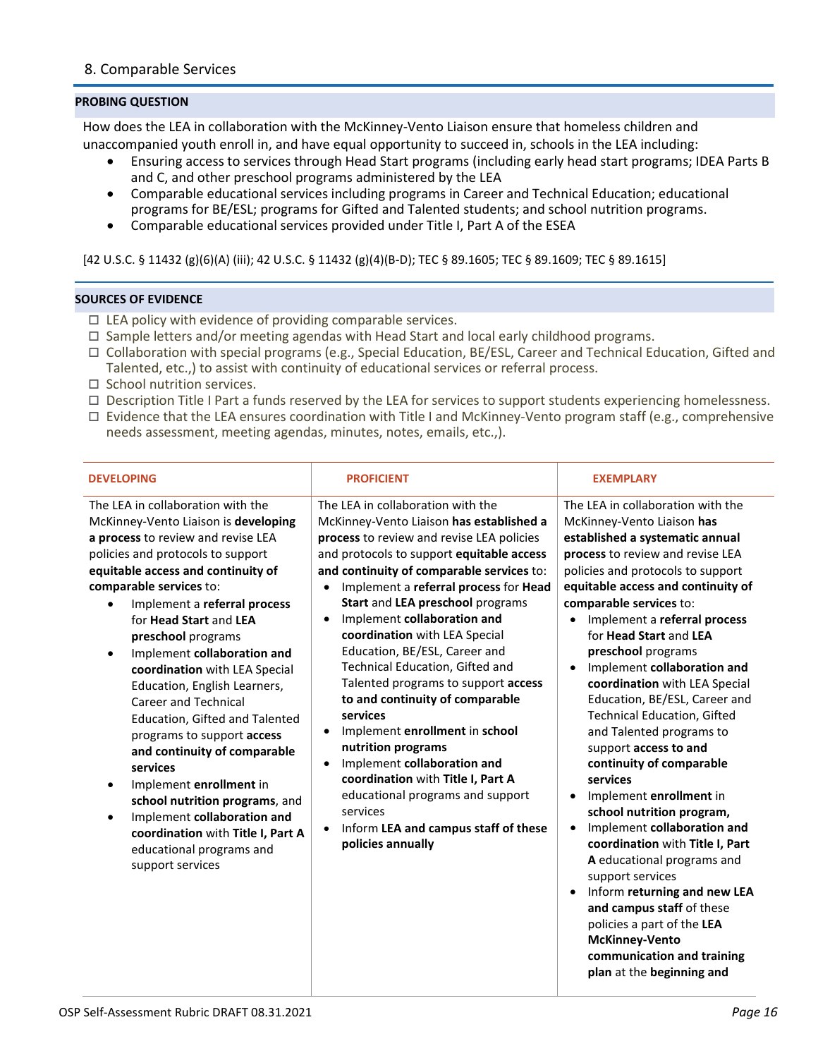## 8. Comparable Services

**PROBING QUESTION**

How does the LEA in collaboration with the McKinney-Vento Liaison ensure that homeless children and unaccompanied youth enroll in, and have equal opportunity to succeed in, schools in the LEA including:

- Ensuring access to services through Head Start programs (including early head start programs; IDEA Parts B and C, and other preschool programs administered by the LEA
- Comparable educational services including programs in Career and Technical Education; educational programs for BE/ESL; programs for Gifted and Talented students; and school nutrition programs.
- Comparable educational services provided under Title I, Part A of the ESEA

[42 U.S.C. § 11432 (g)(6)(A) (iii); 42 U.S.C. § 11432 (g)(4)(B-D); TEC § 89.1605; TEC § 89.1609; TEC § 89.1615]

**SOURCES OF EVIDENCE**

- ☐ LEA policy with evidence of providing comparable services.
- ☐ Sample letters and/or meeting agendas with Head Start and local early childhood programs.
- ☐ Collaboration with special programs (e.g., Special Education, BE/ESL, Career and Technical Education, Gifted and Talented, etc.,) to assist with continuity of educational services or referral process.
- ☐ School nutrition services.
- ☐ Description Title I Part a funds reserved by the LEA for services to support students experiencing homelessness.
- ☐ Evidence that the LEA ensures coordination with Title I and McKinney-Vento program staff (e.g., comprehensive needs assessment, meeting agendas, minutes, notes, emails, etc.,).

| DEVELOPING | PROFICIENT | EXEMPLARY |
|---|---|---|
| The LEA in collaboration with the McKinney-Vento Liaison is **developing a process** to review and revise LEA policies and protocols to support **equitable access and continuity of comparable services** to:<br>• Implement a **referral process** for **Head Start** and **LEA preschool** programs<br>• Implement **collaboration and coordination** with LEA Special Education, English Learners, Career and Technical Education, Gifted and Talented programs to support **access and continuity of comparable services**<br>• Implement **enrollment** in **school nutrition programs**, and<br>• Implement **collaboration and coordination** with **Title I, Part A** educational programs and support services | The LEA in collaboration with the McKinney-Vento Liaison **has established a process** to review and revise LEA policies and protocols to support **equitable access and continuity of comparable services** to:<br>• Implement a **referral process** for **Head Start** and **LEA preschool** programs<br>• Implement **collaboration and coordination** with LEA Special Education, BE/ESL, Career and Technical Education, Gifted and Talented programs to support **access to and continuity of comparable services**<br>• Implement **enrollment** in **school nutrition programs**<br>• Implement **collaboration and coordination** with **Title I, Part A** educational programs and support services<br>• Inform **LEA and campus staff of these policies annually** | The LEA in collaboration with the McKinney-Vento Liaison **has established a systematic annual process** to review and revise LEA policies and protocols to support **equitable access and continuity of comparable services** to:<br>• Implement a **referral process** for **Head Start** and **LEA preschool** programs<br>• Implement **collaboration and coordination** with LEA Special Education, BE/ESL, Career and Technical Education, Gifted and Talented programs to support **access to and continuity of comparable services**<br>• Implement **enrollment** in **school nutrition program,**<br>• Implement **collaboration and coordination** with **Title I, Part A** educational programs and support services<br>• Inform **returning and new LEA and campus staff** of these policies a part of the **LEA McKinney-Vento communication and training plan** at the **beginning and** |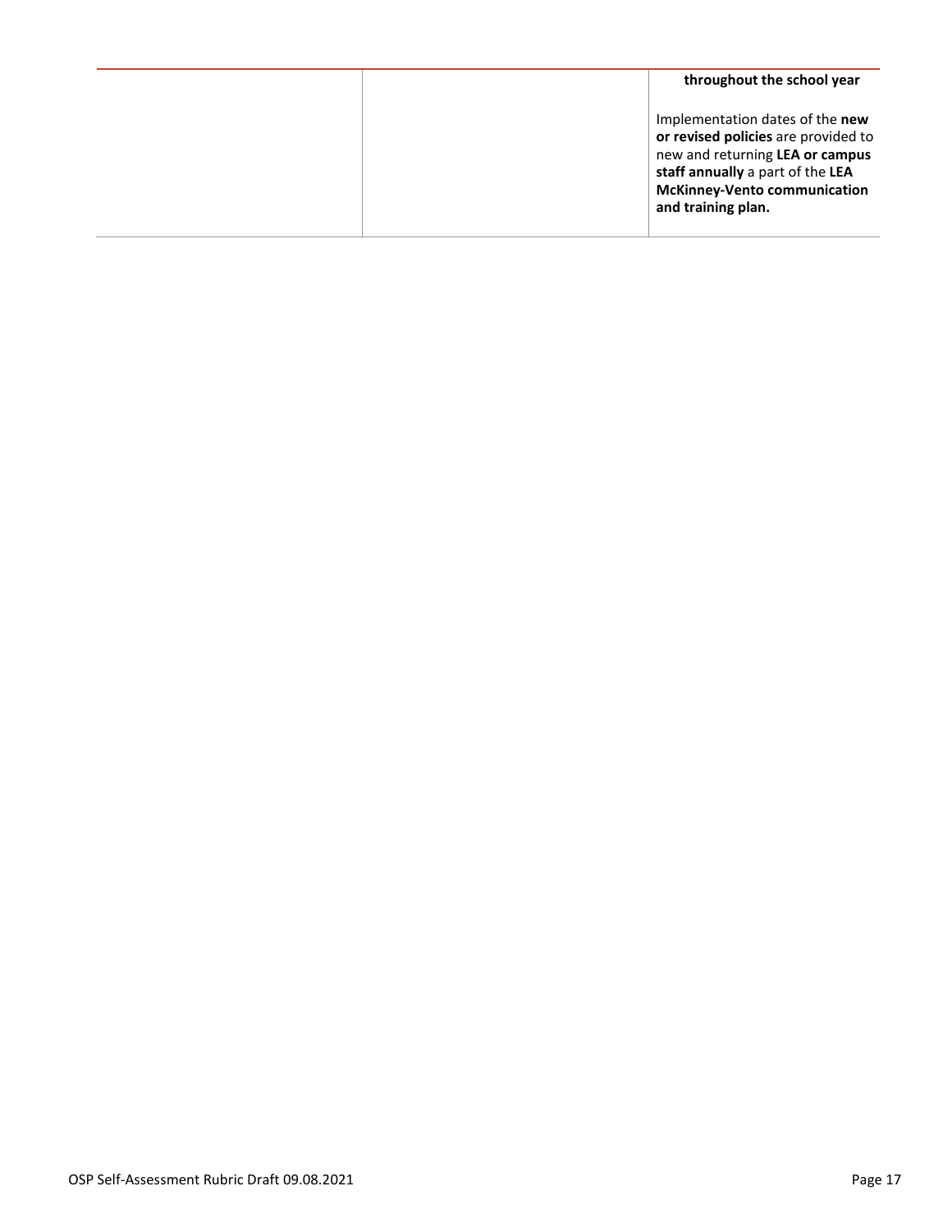| | | |
|---|---|---|
| | | **throughout the school year**<br><br>Implementation dates of the **new or revised policies** are provided to new and returning **LEA or campus staff annually** a part of the **LEA McKinney-Vento communication and training plan.** |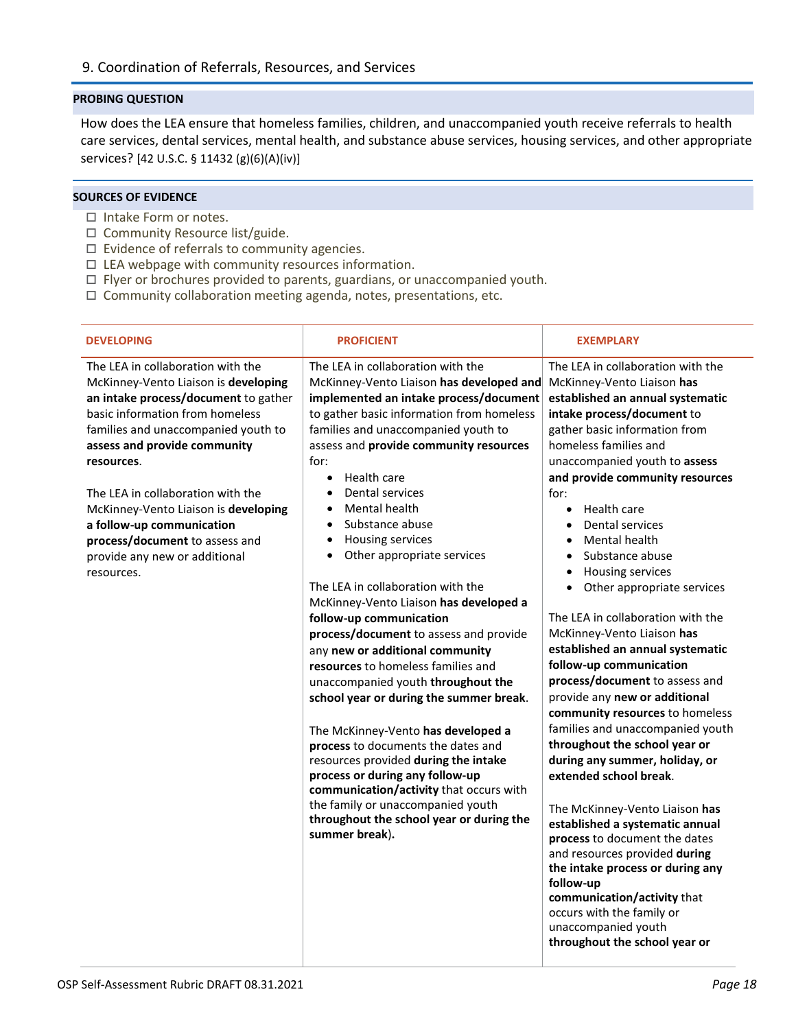## 9. Coordination of Referrals, Resources, and Services

**PROBING QUESTION**

How does the LEA ensure that homeless families, children, and unaccompanied youth receive referrals to health care services, dental services, mental health, and substance abuse services, housing services, and other appropriate services? [42 U.S.C. § 11432 (g)(6)(A)(iv)]

**SOURCES OF EVIDENCE**

- ☐ Intake Form or notes.
- ☐ Community Resource list/guide.
- ☐ Evidence of referrals to community agencies.
- ☐ LEA webpage with community resources information.
- ☐ Flyer or brochures provided to parents, guardians, or unaccompanied youth.
- ☐ Community collaboration meeting agenda, notes, presentations, etc.

| DEVELOPING | PROFICIENT | EXEMPLARY |
|---|---|---|
| The LEA in collaboration with the McKinney-Vento Liaison is **developing an intake process/document** to gather basic information from homeless families and unaccompanied youth to **assess and provide community resources**.<br><br>The LEA in collaboration with the McKinney-Vento Liaison is **developing a follow-up communication process/document** to assess and provide any new or additional resources. | The LEA in collaboration with the McKinney-Vento Liaison **has developed and implemented an intake process/document** to gather basic information from homeless families and unaccompanied youth to assess and **provide community resources** for:<br>• Health care<br>• Dental services<br>• Mental health<br>• Substance abuse<br>• Housing services<br>• Other appropriate services<br><br>The LEA in collaboration with the McKinney-Vento Liaison **has developed a follow-up communication process/document** to assess and provide any **new or additional community resources** to homeless families and unaccompanied youth **throughout the school year or during the summer break**.<br><br>The McKinney-Vento **has developed a process** to documents the dates and resources provided **during the intake process or during any follow-up communication/activity** that occurs with the family or unaccompanied youth **throughout the school year or during the summer break**). | The LEA in collaboration with the McKinney-Vento Liaison **has established an annual systematic intake process/document** to gather basic information from homeless families and unaccompanied youth to **assess and provide community resources** for:<br>• Health care<br>• Dental services<br>• Mental health<br>• Substance abuse<br>• Housing services<br>• Other appropriate services<br><br>The LEA in collaboration with the McKinney-Vento Liaison **has established an annual systematic follow-up communication process/document** to assess and provide any **new or additional community resources** to homeless families and unaccompanied youth **throughout the school year or during any summer, holiday, or extended school break**.<br><br>The McKinney-Vento Liaison **has established a systematic annual process** to document the dates and resources provided **during the intake process or during any follow-up communication/activity** that occurs with the family or unaccompanied youth **throughout the school year or** |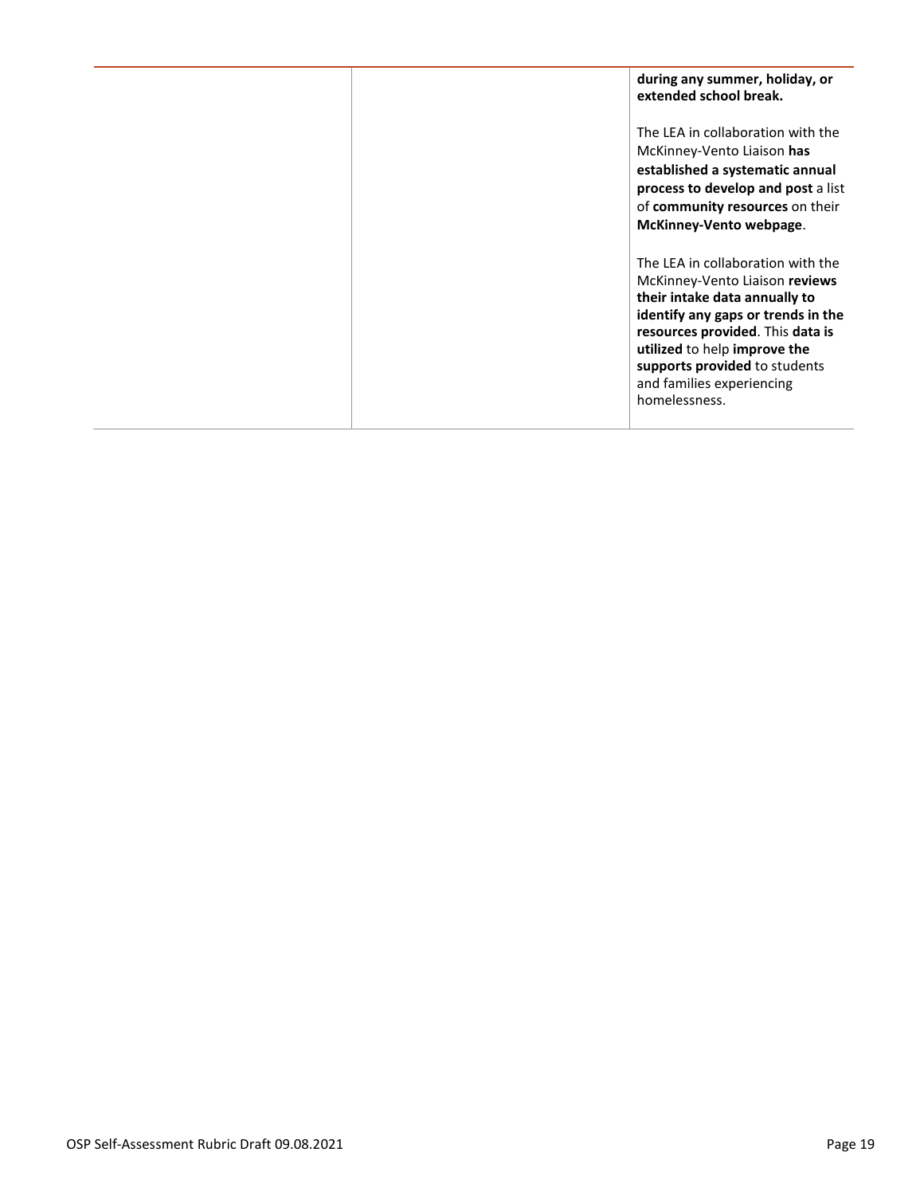|  |  | **during any summer, holiday, or extended school break.**<br><br>The LEA in collaboration with the McKinney-Vento Liaison **has established a systematic annual process to develop and post** a list of **community resources** on their **McKinney-Vento webpage**.<br><br>The LEA in collaboration with the McKinney-Vento Liaison **reviews their intake data annually to identify any gaps or trends in the resources provided**. This **data is utilized** to help **improve the supports provided** to students and families experiencing homelessness. |
|---|---|---|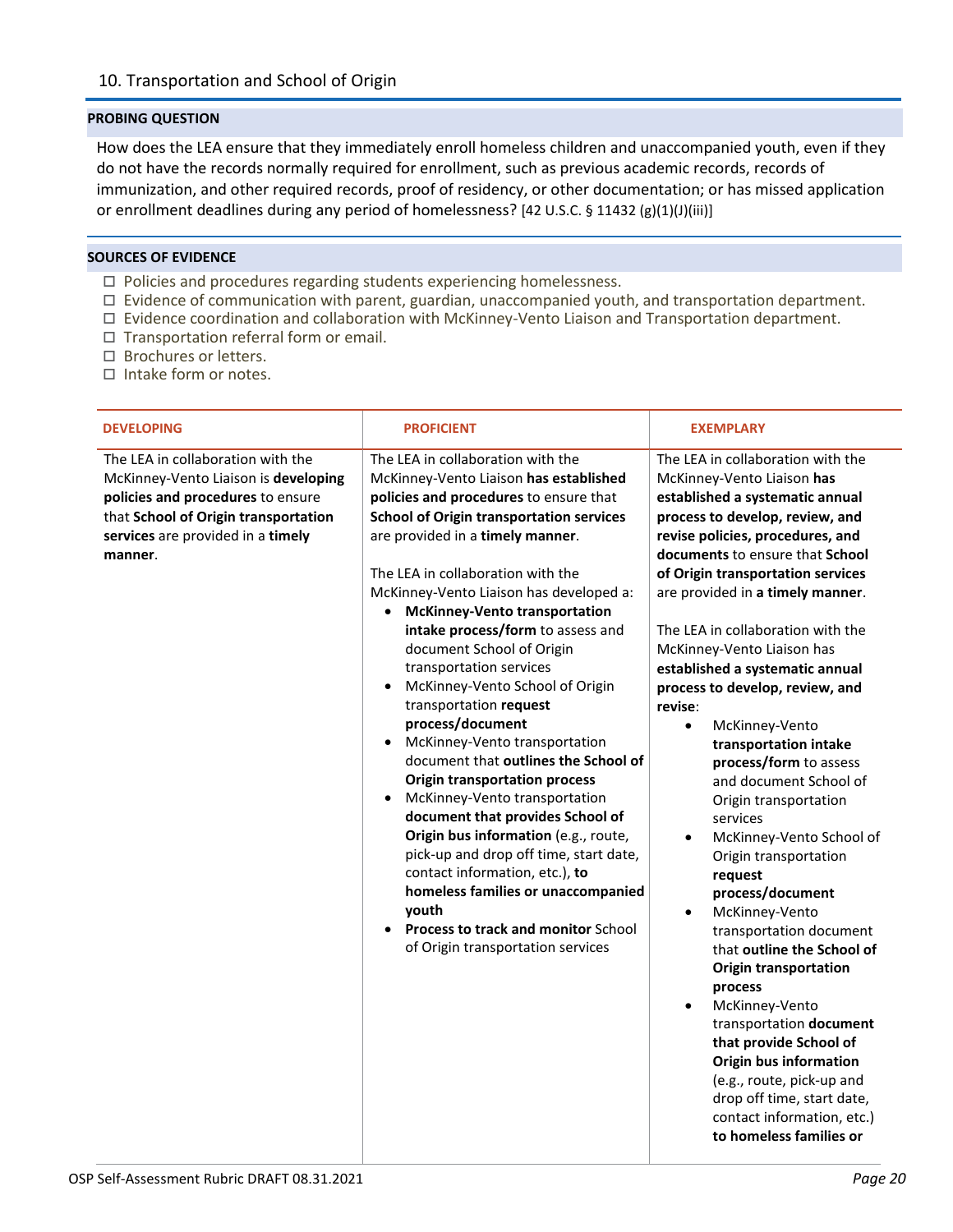## 10. Transportation and School of Origin

**PROBING QUESTION**

How does the LEA ensure that they immediately enroll homeless children and unaccompanied youth, even if they do not have the records normally required for enrollment, such as previous academic records, records of immunization, and other required records, proof of residency, or other documentation; or has missed application or enrollment deadlines during any period of homelessness? [42 U.S.C. § 11432 (g)(1)(J)(iii)]

**SOURCES OF EVIDENCE**

- ☐ Policies and procedures regarding students experiencing homelessness.
- ☐ Evidence of communication with parent, guardian, unaccompanied youth, and transportation department.
- ☐ Evidence coordination and collaboration with McKinney-Vento Liaison and Transportation department.
- ☐ Transportation referral form or email.
- ☐ Brochures or letters.
- ☐ Intake form or notes.

| DEVELOPING | PROFICIENT | EXEMPLARY |
|---|---|---|
| The LEA in collaboration with the McKinney-Vento Liaison is **developing policies and procedures** to ensure that **School of Origin transportation services** are provided in a **timely manner**. | The LEA in collaboration with the McKinney-Vento Liaison **has established policies and procedures** to ensure that **School of Origin transportation services** are provided in a **timely manner**.<br><br>The LEA in collaboration with the McKinney-Vento Liaison has developed a:<br>• **McKinney-Vento transportation intake process/form** to assess and document School of Origin transportation services<br>• McKinney-Vento School of Origin transportation **request process/document**<br>• McKinney-Vento transportation document that **outlines the School of Origin transportation process**<br>• McKinney-Vento transportation **document that provides School of Origin bus information** (e.g., route, pick-up and drop off time, start date, contact information, etc.), **to homeless families or unaccompanied youth**<br>• **Process to track and monitor** School of Origin transportation services | The LEA in collaboration with the McKinney-Vento Liaison **has established a systematic annual process to develop, review, and revise policies, procedures, and documents** to ensure that **School of Origin transportation services** are provided in **a timely manner**.<br><br>The LEA in collaboration with the McKinney-Vento Liaison has **established a systematic annual process to develop, review, and revise**:<br>• McKinney-Vento **transportation intake process/form** to assess and document School of Origin transportation services<br>• McKinney-Vento School of Origin transportation **request process/document**<br>• McKinney-Vento transportation document that **outline the School of Origin transportation process**<br>• McKinney-Vento transportation **document that provide School of Origin bus information** (e.g., route, pick-up and drop off time, start date, contact information, etc.) **to homeless families or** |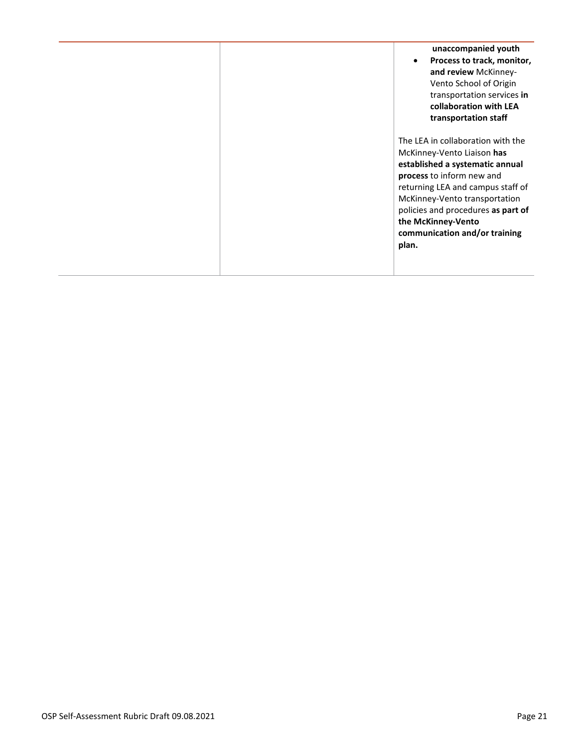| | | |
|---|---|---|
| | | **unaccompanied youth**<br>• **Process to track, monitor, and review** McKinney-Vento School of Origin transportation services **in collaboration with LEA transportation staff**<br><br>The LEA in collaboration with the McKinney-Vento Liaison **has established a systematic annual process** to inform new and returning LEA and campus staff of McKinney-Vento transportation policies and procedures **as part of the McKinney-Vento communication and/or training plan.** |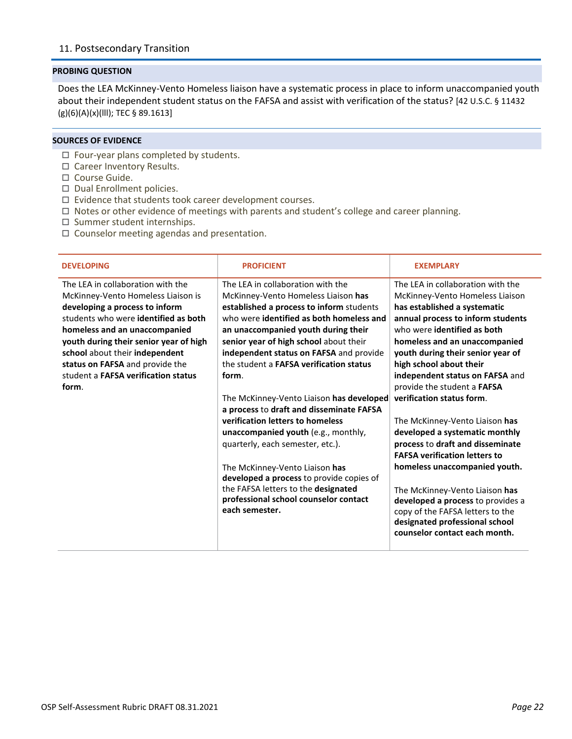## 11. Postsecondary Transition

**PROBING QUESTION**

Does the LEA McKinney-Vento Homeless liaison have a systematic process in place to inform unaccompanied youth about their independent student status on the FAFSA and assist with verification of the status? [42 U.S.C. § 11432 (g)(6)(A)(x)(lll); TEC § 89.1613]

**SOURCES OF EVIDENCE**

- ☐ Four-year plans completed by students.
- ☐ Career Inventory Results.
- ☐ Course Guide.
- ☐ Dual Enrollment policies.
- ☐ Evidence that students took career development courses.
- ☐ Notes or other evidence of meetings with parents and student's college and career planning.
- ☐ Summer student internships.
- ☐ Counselor meeting agendas and presentation.

| DEVELOPING | PROFICIENT | EXEMPLARY |
|---|---|---|
| The LEA in collaboration with the McKinney-Vento Homeless Liaison is **developing a process to inform** students who were **identified as both homeless and an unaccompanied youth during their senior year of high school** about their **independent status on FAFSA** and provide the student a **FAFSA verification status form**. | The LEA in collaboration with the McKinney-Vento Homeless Liaison **has established a process to inform** students who were **identified as both homeless and an unaccompanied youth during their senior year of high school** about their **independent status on FAFSA** and provide the student a **FAFSA verification status form**.<br><br>The McKinney-Vento Liaison **has developed a process** to **draft and disseminate FAFSA verification letters to homeless unaccompanied youth** (e.g., monthly, quarterly, each semester, etc.).<br><br>The McKinney-Vento Liaison **has developed a process** to provide copies of the FAFSA letters to the **designated professional school counselor contact each semester.** | The LEA in collaboration with the McKinney-Vento Homeless Liaison **has established a systematic annual process to inform students** who were **identified as both homeless and an unaccompanied youth during their senior year of high school about their independent status on FAFSA** and provide the student a **FAFSA verification status form**.<br><br>The McKinney-Vento Liaison **has developed a systematic monthly process** to **draft and disseminate FAFSA verification letters to homeless unaccompanied youth.**<br><br>The McKinney-Vento Liaison **has developed a process** to provides a copy of the FAFSA letters to the **designated professional school counselor contact each month.** |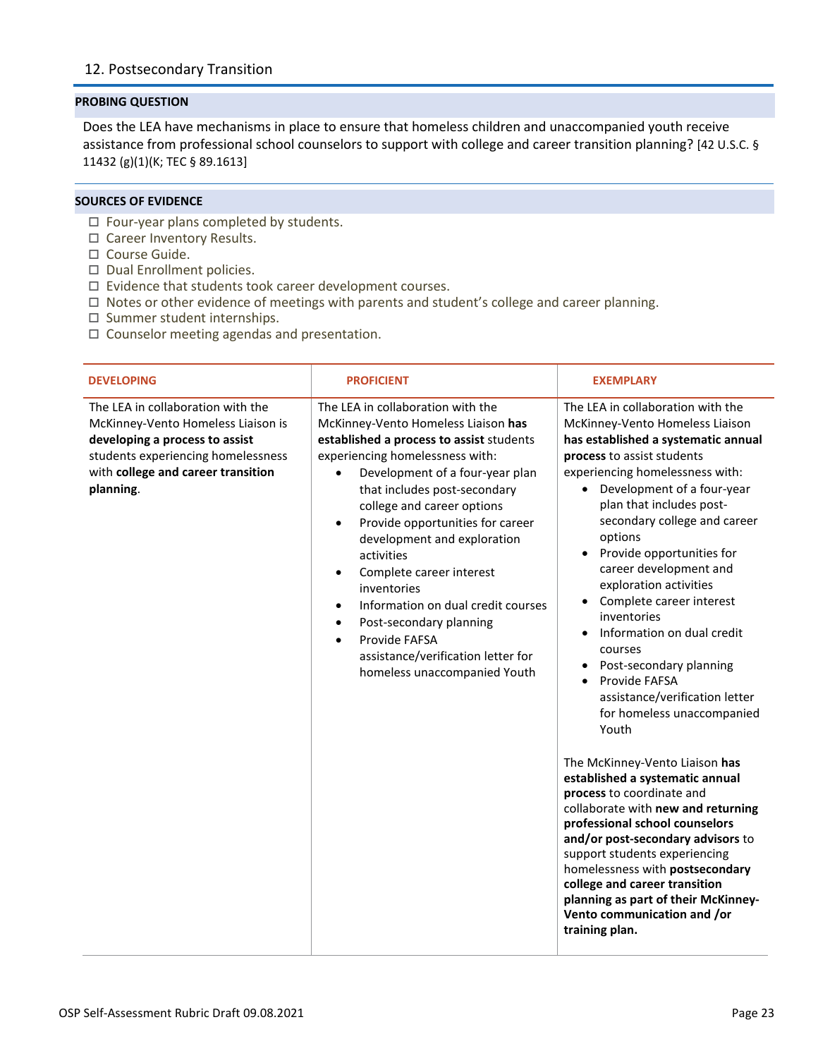## 12. Postsecondary Transition

### PROBING QUESTION

Does the LEA have mechanisms in place to ensure that homeless children and unaccompanied youth receive assistance from professional school counselors to support with college and career transition planning? [42 U.S.C. § 11432 (g)(1)(K; TEC § 89.1613]

### SOURCES OF EVIDENCE

- ☐ Four-year plans completed by students.
- ☐ Career Inventory Results.
- ☐ Course Guide.
- ☐ Dual Enrollment policies.
- ☐ Evidence that students took career development courses.
- ☐ Notes or other evidence of meetings with parents and student's college and career planning.
- ☐ Summer student internships.
- ☐ Counselor meeting agendas and presentation.

| DEVELOPING | PROFICIENT | EXEMPLARY |
|---|---|---|
| The LEA in collaboration with the McKinney-Vento Homeless Liaison is **developing a process to assist** students experiencing homelessness with **college and career transition planning**. | The LEA in collaboration with the McKinney-Vento Homeless Liaison **has established a process to assist** students experiencing homelessness with:<br>• Development of a four-year plan that includes post-secondary college and career options<br>• Provide opportunities for career development and exploration activities<br>• Complete career interest inventories<br>• Information on dual credit courses<br>• Post-secondary planning<br>• Provide FAFSA assistance/verification letter for homeless unaccompanied Youth | The LEA in collaboration with the McKinney-Vento Homeless Liaison **has established a systematic annual process** to assist students experiencing homelessness with:<br>• Development of a four-year plan that includes post-secondary college and career options<br>• Provide opportunities for career development and exploration activities<br>• Complete career interest inventories<br>• Information on dual credit courses<br>• Post-secondary planning<br>• Provide FAFSA assistance/verification letter for homeless unaccompanied Youth<br><br>The McKinney-Vento Liaison **has established a systematic annual process** to coordinate and collaborate with **new and returning professional school counselors and/or post-secondary advisors** to support students experiencing homelessness with **postsecondary college and career transition planning as part of their McKinney-Vento communication and /or training plan.** |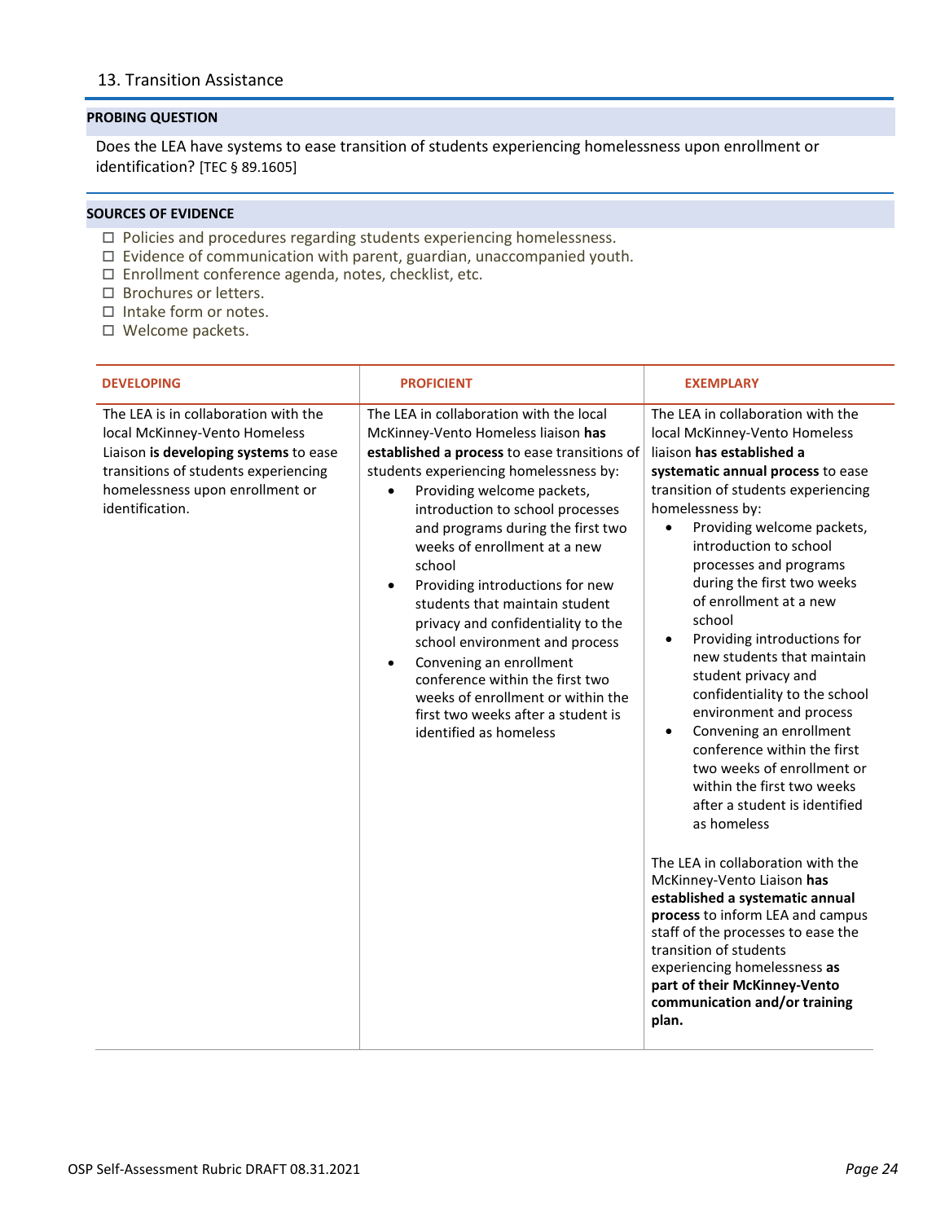## 13. Transition Assistance

**PROBING QUESTION**

Does the LEA have systems to ease transition of students experiencing homelessness upon enrollment or identification? [TEC § 89.1605]

**SOURCES OF EVIDENCE**

- ☐ Policies and procedures regarding students experiencing homelessness.
- ☐ Evidence of communication with parent, guardian, unaccompanied youth.
- ☐ Enrollment conference agenda, notes, checklist, etc.
- ☐ Brochures or letters.
- ☐ Intake form or notes.
- ☐ Welcome packets.

| DEVELOPING | PROFICIENT | EXEMPLARY |
|---|---|---|
| The LEA is in collaboration with the local McKinney-Vento Homeless Liaison **is developing systems** to ease transitions of students experiencing homelessness upon enrollment or identification. | The LEA in collaboration with the local McKinney-Vento Homeless liaison **has established a process** to ease transitions of students experiencing homelessness by:<br>• Providing welcome packets, introduction to school processes and programs during the first two weeks of enrollment at a new school<br>• Providing introductions for new students that maintain student privacy and confidentiality to the school environment and process<br>• Convening an enrollment conference within the first two weeks of enrollment or within the first two weeks after a student is identified as homeless | The LEA in collaboration with the local McKinney-Vento Homeless liaison **has established a systematic annual process** to ease transition of students experiencing homelessness by:<br>• Providing welcome packets, introduction to school processes and programs during the first two weeks of enrollment at a new school<br>• Providing introductions for new students that maintain student privacy and confidentiality to the school environment and process<br>• Convening an enrollment conference within the first two weeks of enrollment or within the first two weeks after a student is identified as homeless<br><br>The LEA in collaboration with the McKinney-Vento Liaison **has established a systematic annual process** to inform LEA and campus staff of the processes to ease the transition of students experiencing homelessness **as part of their McKinney-Vento communication and/or training plan.** |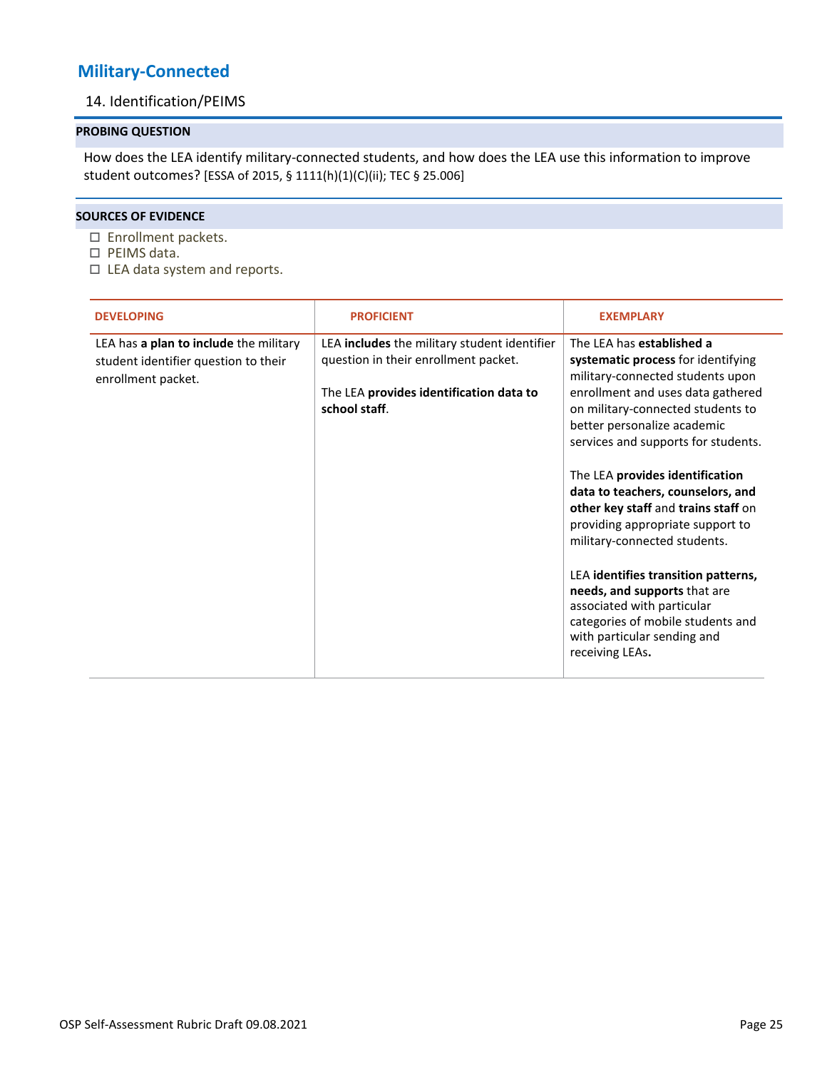## Military-Connected

### 14. Identification/PEIMS

**PROBING QUESTION**

How does the LEA identify military-connected students, and how does the LEA use this information to improve student outcomes? [ESSA of 2015, § 1111(h)(1)(C)(ii); TEC § 25.006]

**SOURCES OF EVIDENCE**

- ☐ Enrollment packets.
- ☐ PEIMS data.
- ☐ LEA data system and reports.

| DEVELOPING | PROFICIENT | EXEMPLARY |
|---|---|---|
| LEA has **a plan to include** the military student identifier question to their enrollment packet. | LEA **includes** the military student identifier question in their enrollment packet.<br><br>The LEA **provides identification data to school staff**. | The LEA has **established a systematic process** for identifying military-connected students upon enrollment and uses data gathered on military-connected students to better personalize academic services and supports for students.<br><br>The LEA **provides identification data to teachers, counselors, and other key staff** and **trains staff** on providing appropriate support to military-connected students.<br><br>LEA **identifies transition patterns, needs, and supports** that are associated with particular categories of mobile students and with particular sending and receiving LEAs**.** |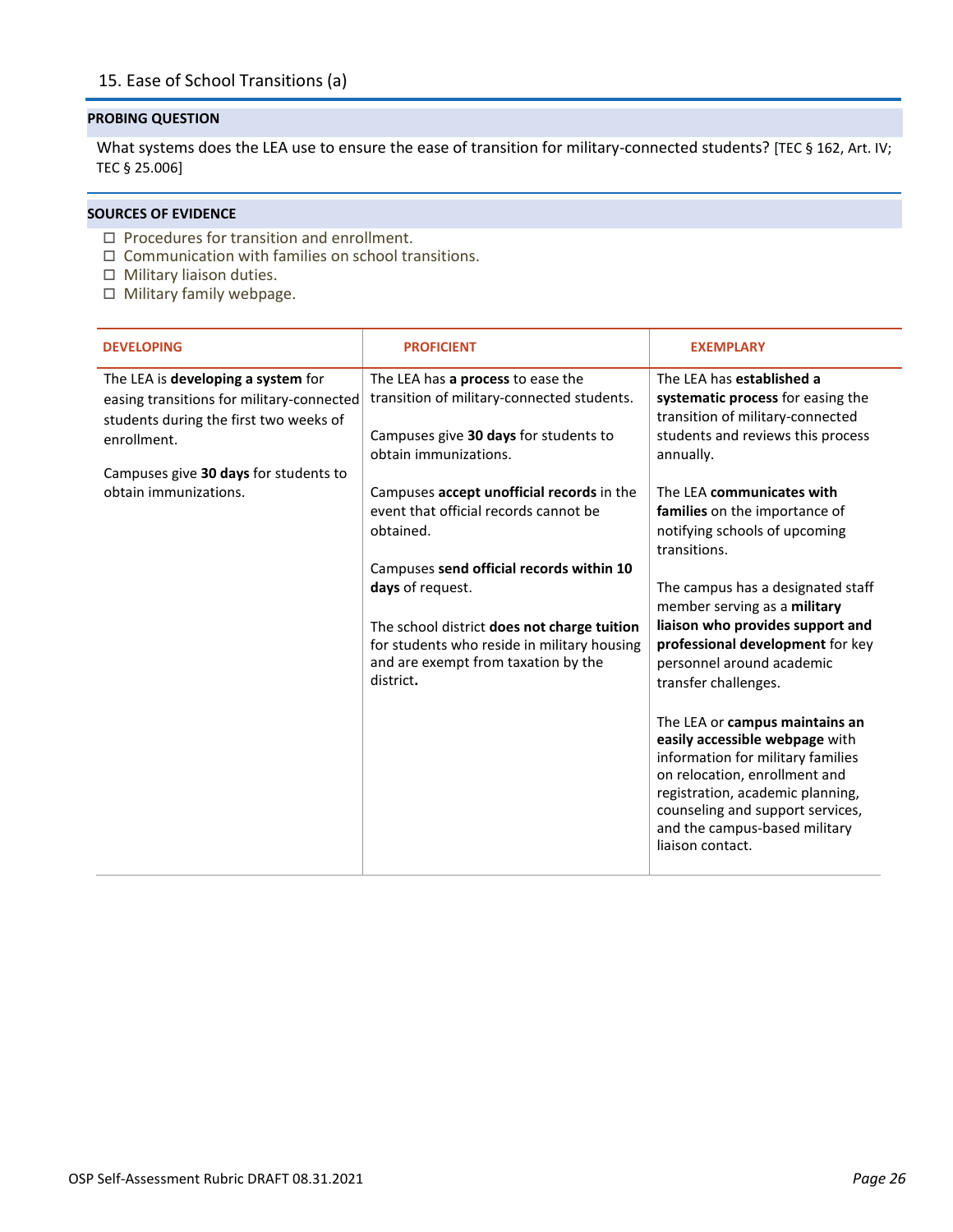## 15. Ease of School Transitions (a)

**PROBING QUESTION**

What systems does the LEA use to ensure the ease of transition for military-connected students? [TEC § 162, Art. IV; TEC § 25.006]

**SOURCES OF EVIDENCE**

- ☐ Procedures for transition and enrollment.
- ☐ Communication with families on school transitions.
- ☐ Military liaison duties.
- ☐ Military family webpage.

| DEVELOPING | PROFICIENT | EXEMPLARY |
|---|---|---|
| The LEA is **developing a system** for easing transitions for military-connected students during the first two weeks of enrollment.<br><br>Campuses give **30 days** for students to obtain immunizations. | The LEA has **a process** to ease the transition of military-connected students.<br><br>Campuses give **30 days** for students to obtain immunizations.<br><br>Campuses **accept unofficial records** in the event that official records cannot be obtained.<br><br>Campuses **send official records within 10 days** of request.<br><br>The school district **does not charge tuition** for students who reside in military housing and are exempt from taxation by the district**.** | The LEA has **established a systematic process** for easing the transition of military-connected students and reviews this process annually.<br><br>The LEA **communicates with families** on the importance of notifying schools of upcoming transitions.<br><br>The campus has a designated staff member serving as a **military liaison who provides support and professional development** for key personnel around academic transfer challenges.<br><br>The LEA or **campus maintains an easily accessible webpage** with information for military families on relocation, enrollment and registration, academic planning, counseling and support services, and the campus-based military liaison contact. |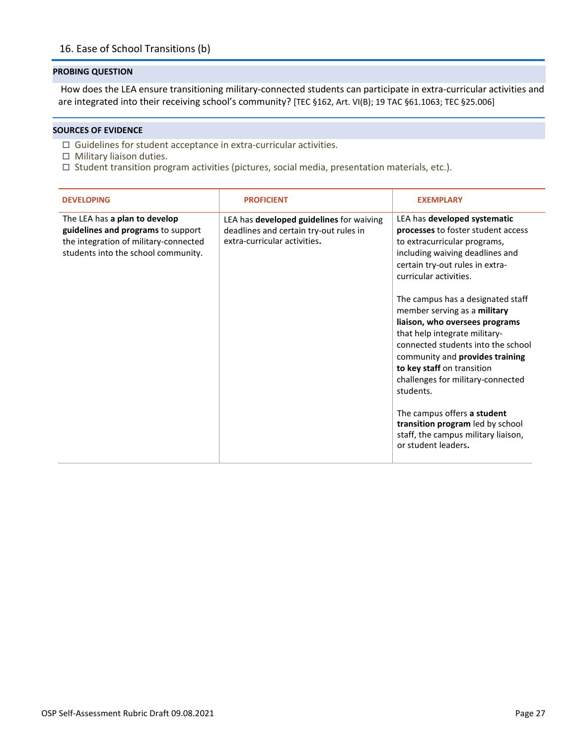## 16. Ease of School Transitions (b)

**PROBING QUESTION**

How does the LEA ensure transitioning military-connected students can participate in extra-curricular activities and are integrated into their receiving school's community? [TEC §162, Art. VI(B); 19 TAC §61.1063; TEC §25.006]

**SOURCES OF EVIDENCE**

- ☐ Guidelines for student acceptance in extra-curricular activities.
- ☐ Military liaison duties.
- ☐ Student transition program activities (pictures, social media, presentation materials, etc.).

| DEVELOPING | PROFICIENT | EXEMPLARY |
|---|---|---|
| The LEA has **a plan to develop guidelines and programs** to support the integration of military-connected students into the school community. | LEA has **developed guidelines** for waiving deadlines and certain try-out rules in extra-curricular activities**.** | LEA has **developed systematic processes** to foster student access to extracurricular programs, including waiving deadlines and certain try-out rules in extra-curricular activities.<br><br>The campus has a designated staff member serving as a **military liaison, who oversees programs** that help integrate military-connected students into the school community and **provides training to key staff** on transition challenges for military-connected students.<br><br>The campus offers **a student transition program** led by school staff, the campus military liaison, or student leaders**.** |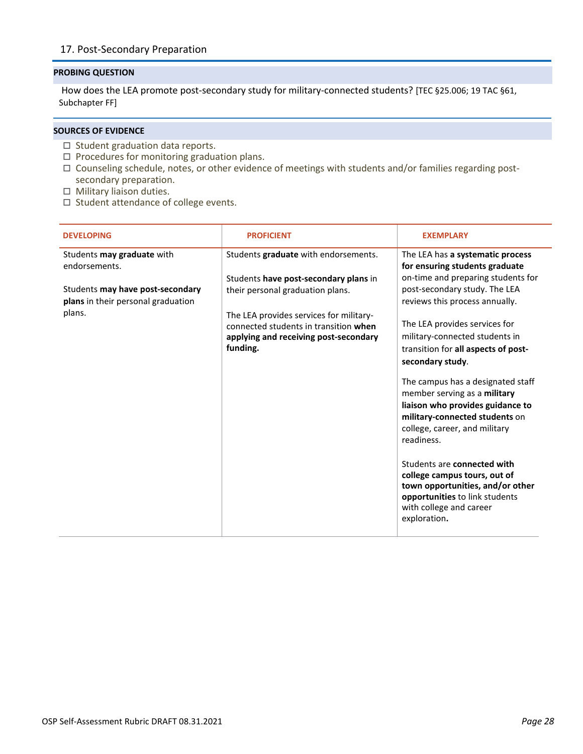## 17. Post-Secondary Preparation

**PROBING QUESTION**

How does the LEA promote post-secondary study for military-connected students? [TEC §25.006; 19 TAC §61, Subchapter FF]

**SOURCES OF EVIDENCE**

- ☐ Student graduation data reports.
- ☐ Procedures for monitoring graduation plans.
- ☐ Counseling schedule, notes, or other evidence of meetings with students and/or families regarding post-secondary preparation.
- ☐ Military liaison duties.
- ☐ Student attendance of college events.

| DEVELOPING | PROFICIENT | EXEMPLARY |
|---|---|---|
| Students **may graduate** with endorsements.<br><br>Students **may have post-secondary plans** in their personal graduation plans. | Students **graduate** with endorsements.<br><br>Students **have post-secondary plans** in their personal graduation plans.<br><br>The LEA provides services for military-connected students in transition **when applying and receiving post-secondary funding.** | The LEA has **a systematic process for ensuring students graduate** on-time and preparing students for post-secondary study. The LEA reviews this process annually.<br><br>The LEA provides services for military-connected students in transition for **all aspects of post-secondary study**.<br><br>The campus has a designated staff member serving as a **military liaison who provides guidance to military-connected students** on college, career, and military readiness.<br><br>Students are **connected with college campus tours, out of town opportunities, and/or other opportunities** to link students with college and career exploration**.** |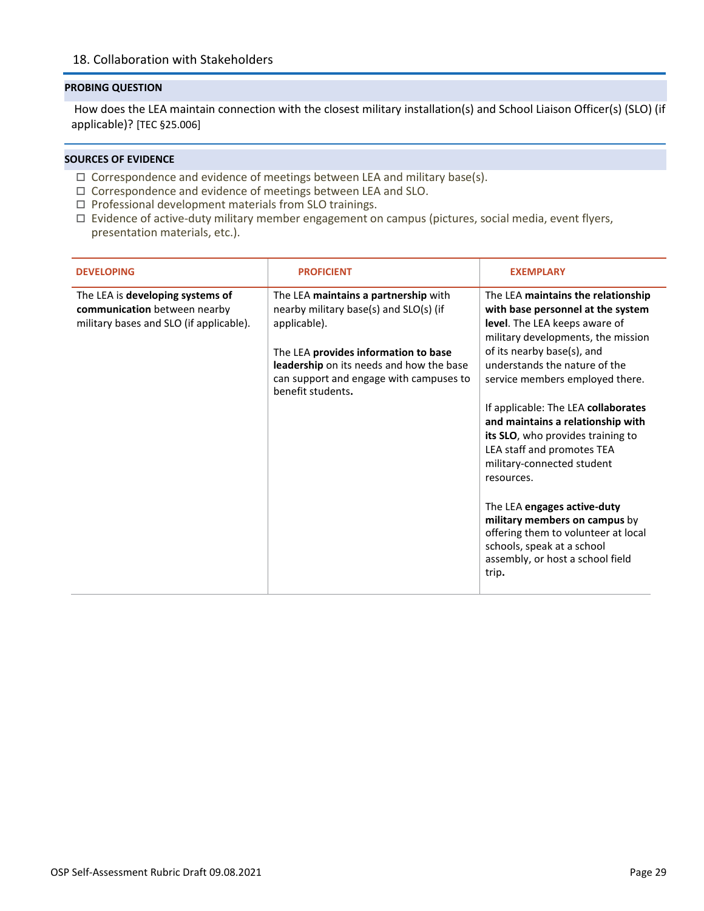## 18. Collaboration with Stakeholders

**PROBING QUESTION**

How does the LEA maintain connection with the closest military installation(s) and School Liaison Officer(s) (SLO) (if applicable)? [TEC §25.006]

**SOURCES OF EVIDENCE**

- ☐ Correspondence and evidence of meetings between LEA and military base(s).
- ☐ Correspondence and evidence of meetings between LEA and SLO.
- ☐ Professional development materials from SLO trainings.
- ☐ Evidence of active-duty military member engagement on campus (pictures, social media, event flyers, presentation materials, etc.).

| DEVELOPING | PROFICIENT | EXEMPLARY |
|---|---|---|
| The LEA is **developing systems of communication** between nearby military bases and SLO (if applicable). | The LEA **maintains a partnership** with nearby military base(s) and SLO(s) (if applicable).<br><br>The LEA **provides information to base leadership** on its needs and how the base can support and engage with campuses to benefit students. | The LEA **maintains the relationship with base personnel at the system level**. The LEA keeps aware of military developments, the mission of its nearby base(s), and understands the nature of the service members employed there.<br><br>If applicable: The LEA **collaborates and maintains a relationship with its SLO**, who provides training to LEA staff and promotes TEA military-connected student resources.<br><br>The LEA **engages active-duty military members on campus** by offering them to volunteer at local schools, speak at a school assembly, or host a school field trip. |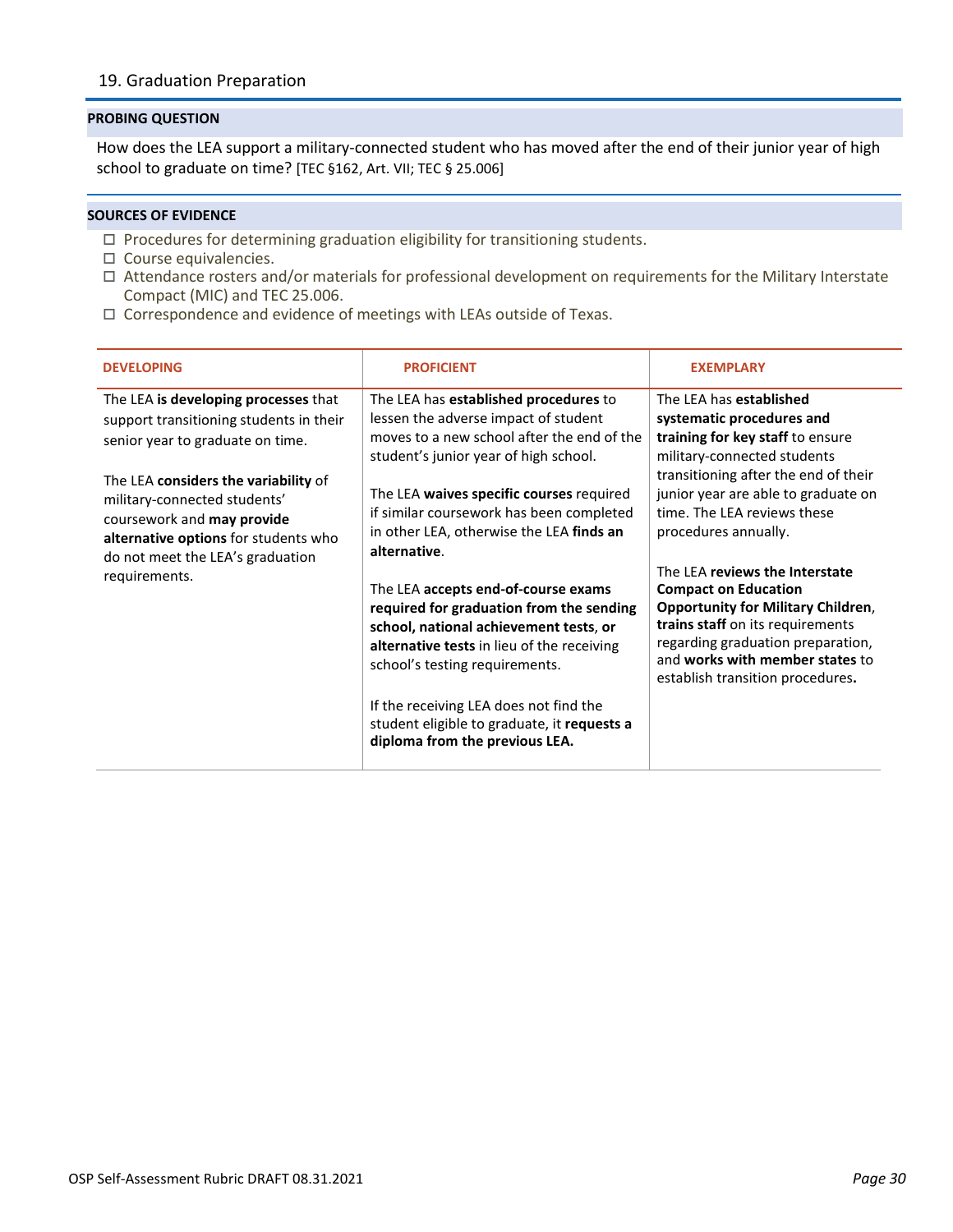## 19. Graduation Preparation

**PROBING QUESTION**

How does the LEA support a military-connected student who has moved after the end of their junior year of high school to graduate on time? [TEC §162, Art. VII; TEC § 25.006]

**SOURCES OF EVIDENCE**

- ☐ Procedures for determining graduation eligibility for transitioning students.
- ☐ Course equivalencies.
- ☐ Attendance rosters and/or materials for professional development on requirements for the Military Interstate Compact (MIC) and TEC 25.006.
- ☐ Correspondence and evidence of meetings with LEAs outside of Texas.

| DEVELOPING | PROFICIENT | EXEMPLARY |
|---|---|---|
| The LEA **is developing processes** that support transitioning students in their senior year to graduate on time.<br><br>The LEA **considers the variability** of military-connected students' coursework and **may provide alternative options** for students who do not meet the LEA's graduation requirements. | The LEA has **established procedures** to lessen the adverse impact of student moves to a new school after the end of the student's junior year of high school.<br><br>The LEA **waives specific courses** required if similar coursework has been completed in other LEA, otherwise the LEA **finds an alternative**.<br><br>The LEA **accepts end-of-course exams required for graduation from the sending school, national achievement tests**, **or alternative tests** in lieu of the receiving school's testing requirements.<br><br>If the receiving LEA does not find the student eligible to graduate, it **requests a diploma from the previous LEA.** | The LEA has **established systematic procedures and training for key staff** to ensure military-connected students transitioning after the end of their junior year are able to graduate on time. The LEA reviews these procedures annually.<br><br>The LEA **reviews the Interstate Compact on Education Opportunity for Military Children**, **trains staff** on its requirements regarding graduation preparation, and **works with member states** to establish transition procedures**.** |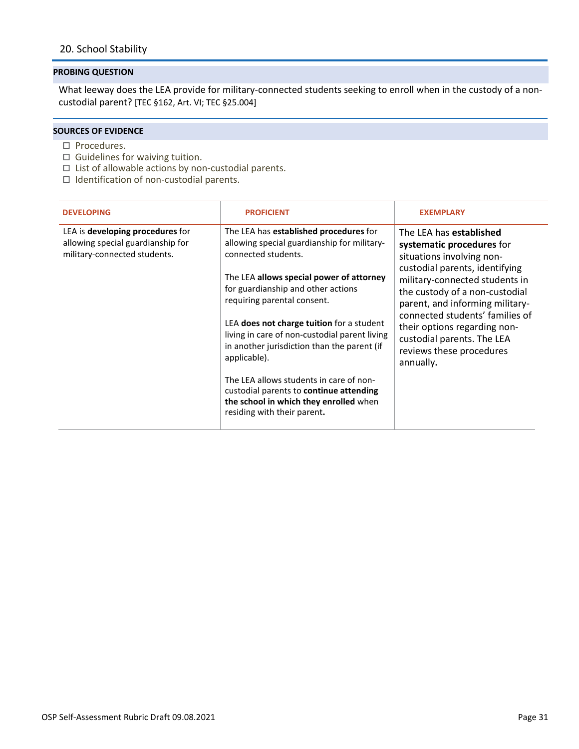## 20. School Stability

**PROBING QUESTION**

What leeway does the LEA provide for military-connected students seeking to enroll when in the custody of a non-custodial parent? [TEC §162, Art. VI; TEC §25.004]

**SOURCES OF EVIDENCE**

- ☐ Procedures.
- ☐ Guidelines for waiving tuition.
- ☐ List of allowable actions by non-custodial parents.
- ☐ Identification of non-custodial parents.

| DEVELOPING | PROFICIENT | EXEMPLARY |
| --- | --- | --- |
| LEA is **developing procedures** for allowing special guardianship for military-connected students. | The LEA has **established procedures** for allowing special guardianship for military-connected students.<br><br>The LEA **allows special power of attorney** for guardianship and other actions requiring parental consent.<br><br>LEA **does not charge tuition** for a student living in care of non-custodial parent living in another jurisdiction than the parent (if applicable).<br><br>The LEA allows students in care of non-custodial parents to **continue attending the school in which they enrolled** when residing with their parent**.** | The LEA has **established systematic procedures** for situations involving non-custodial parents, identifying military-connected students in the custody of a non-custodial parent, and informing military-connected students' families of their options regarding non-custodial parents. The LEA reviews these procedures annually**.** |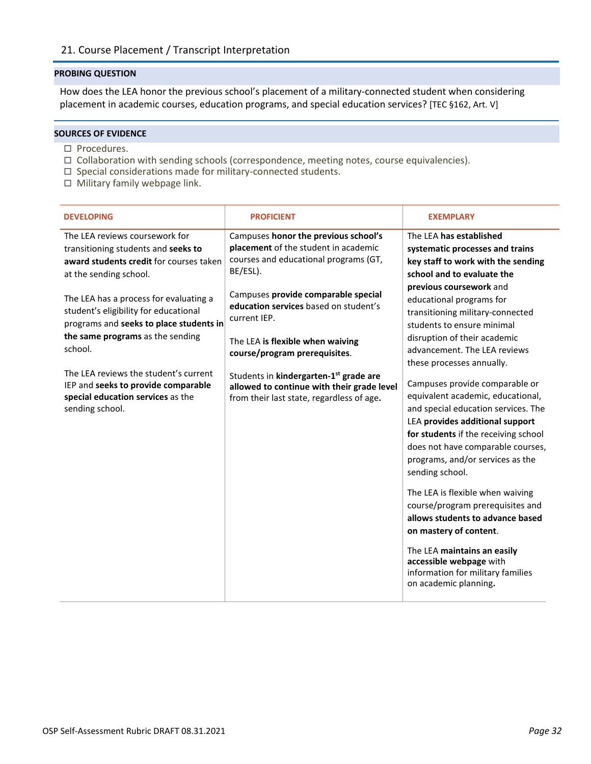## 21. Course Placement / Transcript Interpretation

**PROBING QUESTION**

How does the LEA honor the previous school's placement of a military-connected student when considering placement in academic courses, education programs, and special education services? [TEC §162, Art. V]

**SOURCES OF EVIDENCE**

- ☐ Procedures.
- ☐ Collaboration with sending schools (correspondence, meeting notes, course equivalencies).
- ☐ Special considerations made for military-connected students.
- ☐ Military family webpage link.

| DEVELOPING | PROFICIENT | EXEMPLARY |
|---|---|---|
| The LEA reviews coursework for transitioning students and **seeks to award students credit** for courses taken at the sending school.<br><br>The LEA has a process for evaluating a student's eligibility for educational programs and **seeks to place students in the same programs** as the sending school.<br><br>The LEA reviews the student's current IEP and **seeks to provide comparable special education services** as the sending school. | Campuses **honor the previous school's placement** of the student in academic courses and educational programs (GT, BE/ESL).<br><br>Campuses **provide comparable special education services** based on student's current IEP.<br><br>The LEA **is flexible when waiving course/program prerequisites**.<br><br>Students in **kindergarten-1st grade are allowed to continue with their grade level** from their last state, regardless of age**.** | The LEA **has established systematic processes and trains key staff to work with the sending school and to evaluate the previous coursework** and educational programs for transitioning military-connected students to ensure minimal disruption of their academic advancement. The LEA reviews these processes annually.<br><br>Campuses provide comparable or equivalent academic, educational, and special education services. The LEA **provides additional support for students** if the receiving school does not have comparable courses, programs, and/or services as the sending school.<br><br>The LEA is flexible when waiving course/program prerequisites and **allows students to advance based on mastery of content**.<br><br>The LEA **maintains an easily accessible webpage** with information for military families on academic planning**.** |

OSP Self-Assessment Rubric DRAFT 08.31.2021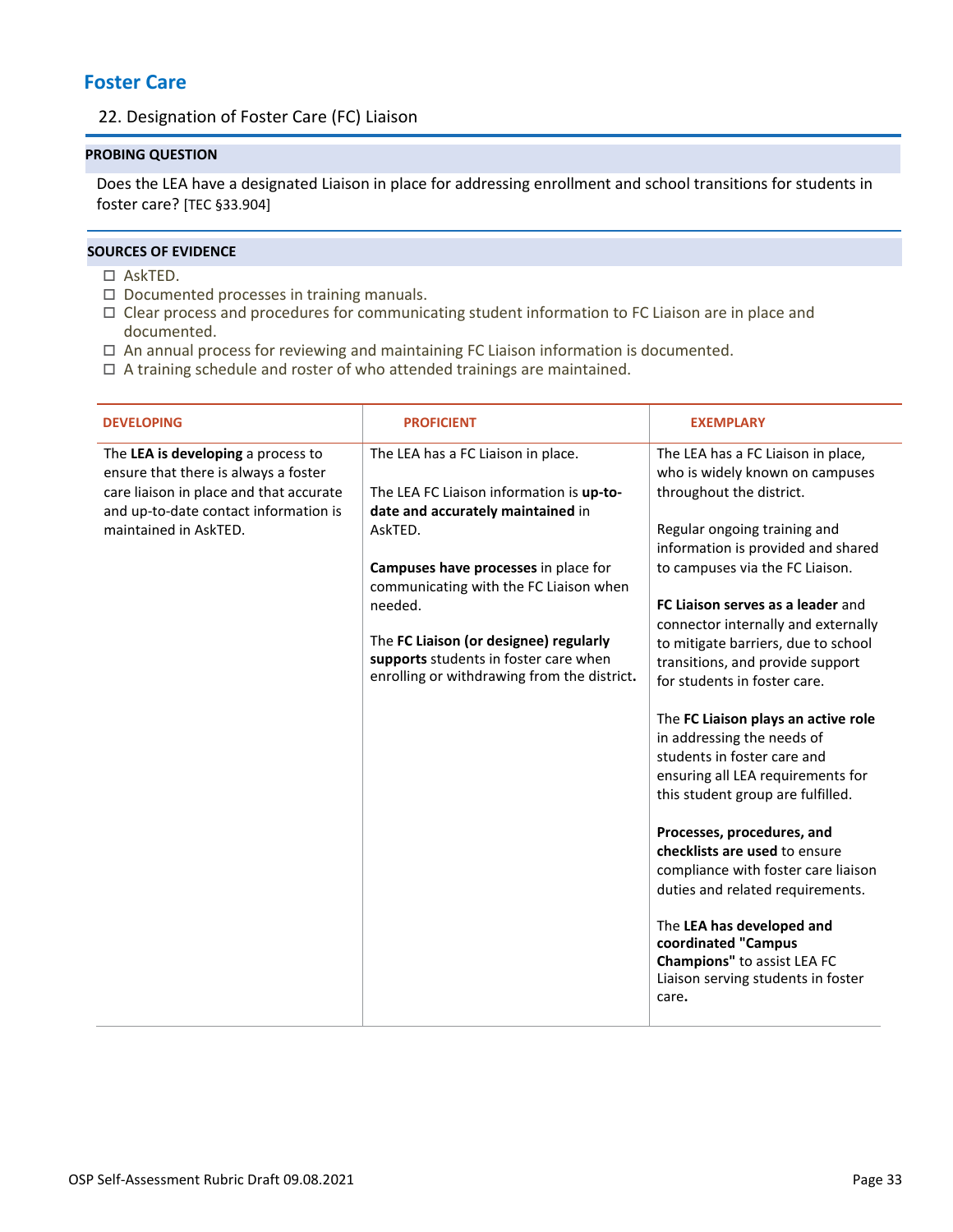## Foster Care

### 22. Designation of Foster Care (FC) Liaison

**PROBING QUESTION**

Does the LEA have a designated Liaison in place for addressing enrollment and school transitions for students in foster care? [TEC §33.904]

**SOURCES OF EVIDENCE**

- ☐ AskTED.
- ☐ Documented processes in training manuals.
- ☐ Clear process and procedures for communicating student information to FC Liaison are in place and documented.
- ☐ An annual process for reviewing and maintaining FC Liaison information is documented.
- ☐ A training schedule and roster of who attended trainings are maintained.

| DEVELOPING | PROFICIENT | EXEMPLARY |
|---|---|---|
| The **LEA is developing** a process to ensure that there is always a foster care liaison in place and that accurate and up-to-date contact information is maintained in AskTED. | The LEA has a FC Liaison in place.<br><br>The LEA FC Liaison information is **up-to-date and accurately maintained** in AskTED.<br><br>**Campuses have processes** in place for communicating with the FC Liaison when needed.<br><br>The **FC Liaison (or designee) regularly supports** students in foster care when enrolling or withdrawing from the district**.** | The LEA has a FC Liaison in place, who is widely known on campuses throughout the district.<br><br>Regular ongoing training and information is provided and shared to campuses via the FC Liaison.<br><br>**FC Liaison serves as a leader** and connector internally and externally to mitigate barriers, due to school transitions, and provide support for students in foster care.<br><br>The **FC Liaison plays an active role** in addressing the needs of students in foster care and ensuring all LEA requirements for this student group are fulfilled.<br><br>**Processes, procedures, and checklists are used** to ensure compliance with foster care liaison duties and related requirements.<br><br>The **LEA has developed and coordinated "Campus Champions"** to assist LEA FC Liaison serving students in foster care**.** |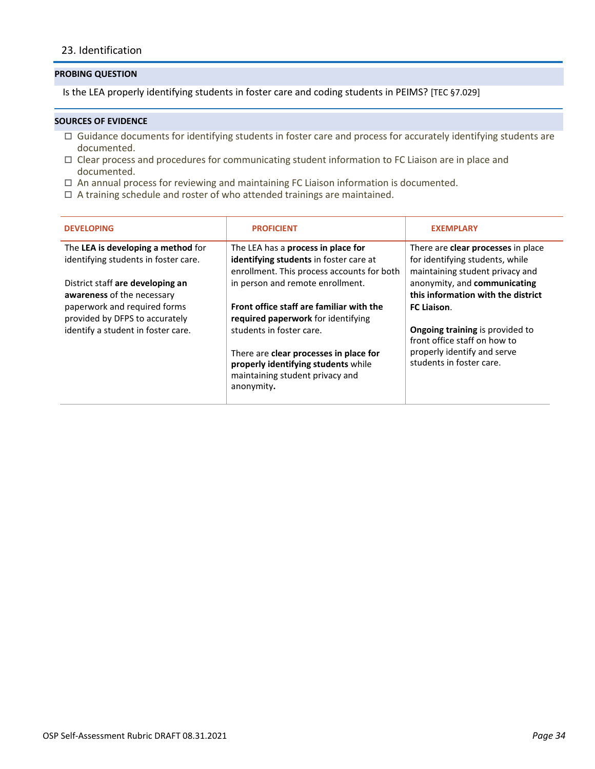## 23. Identification

**PROBING QUESTION**

Is the LEA properly identifying students in foster care and coding students in PEIMS? [TEC §7.029]

**SOURCES OF EVIDENCE**

- ☐ Guidance documents for identifying students in foster care and process for accurately identifying students are documented.
- ☐ Clear process and procedures for communicating student information to FC Liaison are in place and documented.
- ☐ An annual process for reviewing and maintaining FC Liaison information is documented.
- ☐ A training schedule and roster of who attended trainings are maintained.

| DEVELOPING | PROFICIENT | EXEMPLARY |
| --- | --- | --- |
| The **LEA is developing a method** for identifying students in foster care.<br><br>District staff **are developing an awareness** of the necessary paperwork and required forms provided by DFPS to accurately identify a student in foster care. | The LEA has a **process in place for identifying students** in foster care at enrollment. This process accounts for both in person and remote enrollment.<br><br>**Front office staff are familiar with the required paperwork** for identifying students in foster care.<br><br>There are **clear processes in place for properly identifying students** while maintaining student privacy and anonymity**.** | There are **clear processes** in place for identifying students, while maintaining student privacy and anonymity, and **communicating this information with the district FC Liaison**.<br><br>**Ongoing training** is provided to front office staff on how to properly identify and serve students in foster care. |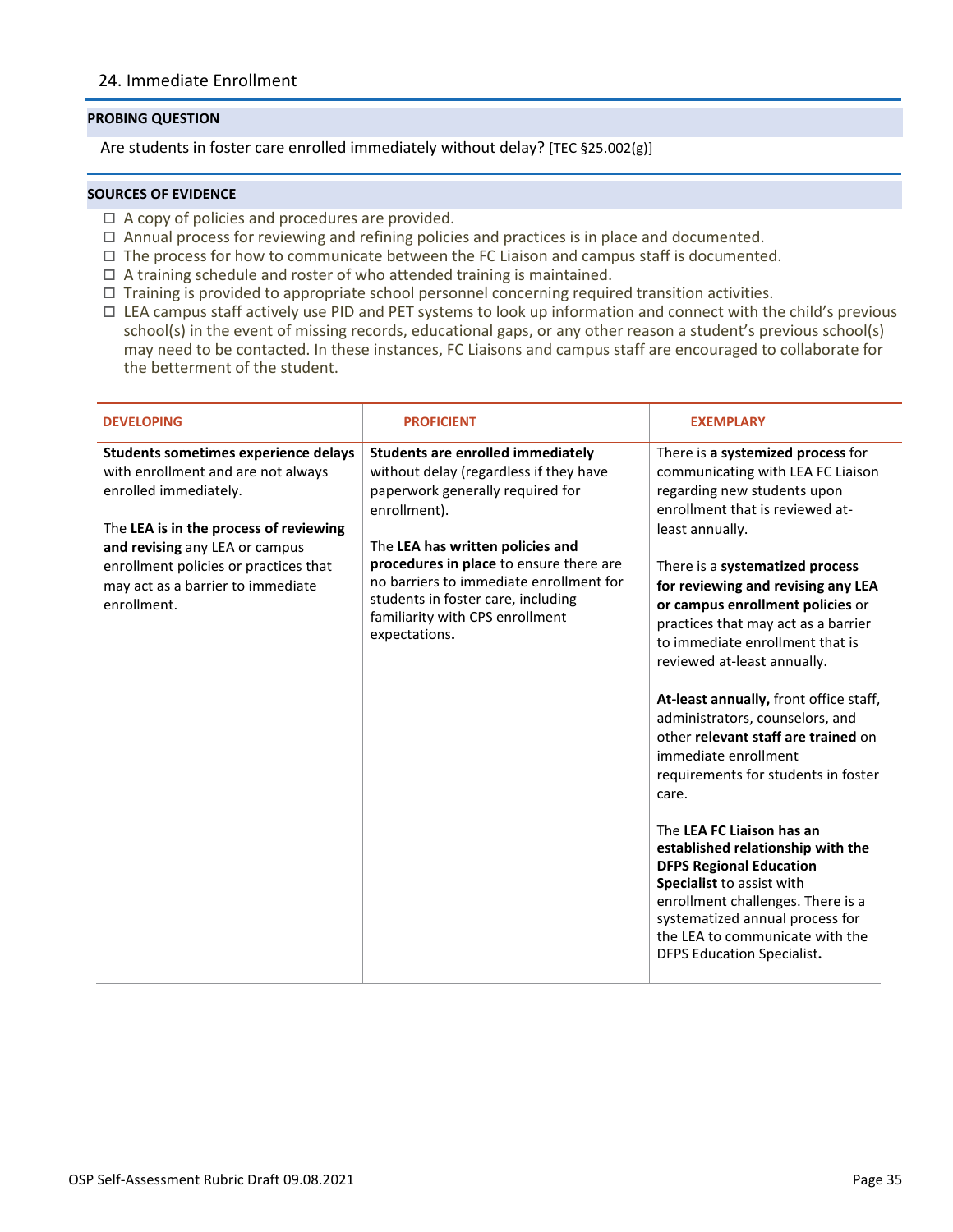## 24. Immediate Enrollment

**PROBING QUESTION**

Are students in foster care enrolled immediately without delay? [TEC §25.002(g)]

**SOURCES OF EVIDENCE**

- ☐ A copy of policies and procedures are provided.
- ☐ Annual process for reviewing and refining policies and practices is in place and documented.
- ☐ The process for how to communicate between the FC Liaison and campus staff is documented.
- ☐ A training schedule and roster of who attended training is maintained.
- ☐ Training is provided to appropriate school personnel concerning required transition activities.
- ☐ LEA campus staff actively use PID and PET systems to look up information and connect with the child's previous school(s) in the event of missing records, educational gaps, or any other reason a student's previous school(s) may need to be contacted. In these instances, FC Liaisons and campus staff are encouraged to collaborate for the betterment of the student.

| DEVELOPING | PROFICIENT | EXEMPLARY |
|---|---|---|
| **Students sometimes experience delays** with enrollment and are not always enrolled immediately.<br><br>The **LEA is in the process of reviewing and revising** any LEA or campus enrollment policies or practices that may act as a barrier to immediate enrollment. | **Students are enrolled immediately** without delay (regardless if they have paperwork generally required for enrollment).<br><br>The **LEA has written policies and procedures in place** to ensure there are no barriers to immediate enrollment for students in foster care, including familiarity with CPS enrollment expectations**.** | There is **a systemized process** for communicating with LEA FC Liaison regarding new students upon enrollment that is reviewed at-least annually.<br><br>There is a **systematized process for reviewing and revising any LEA or campus enrollment policies** or practices that may act as a barrier to immediate enrollment that is reviewed at-least annually.<br><br>**At-least annually,** front office staff, administrators, counselors, and other **relevant staff are trained** on immediate enrollment requirements for students in foster care.<br><br>The **LEA FC Liaison has an established relationship with the DFPS Regional Education Specialist** to assist with enrollment challenges. There is a systematized annual process for the LEA to communicate with the DFPS Education Specialist**.** |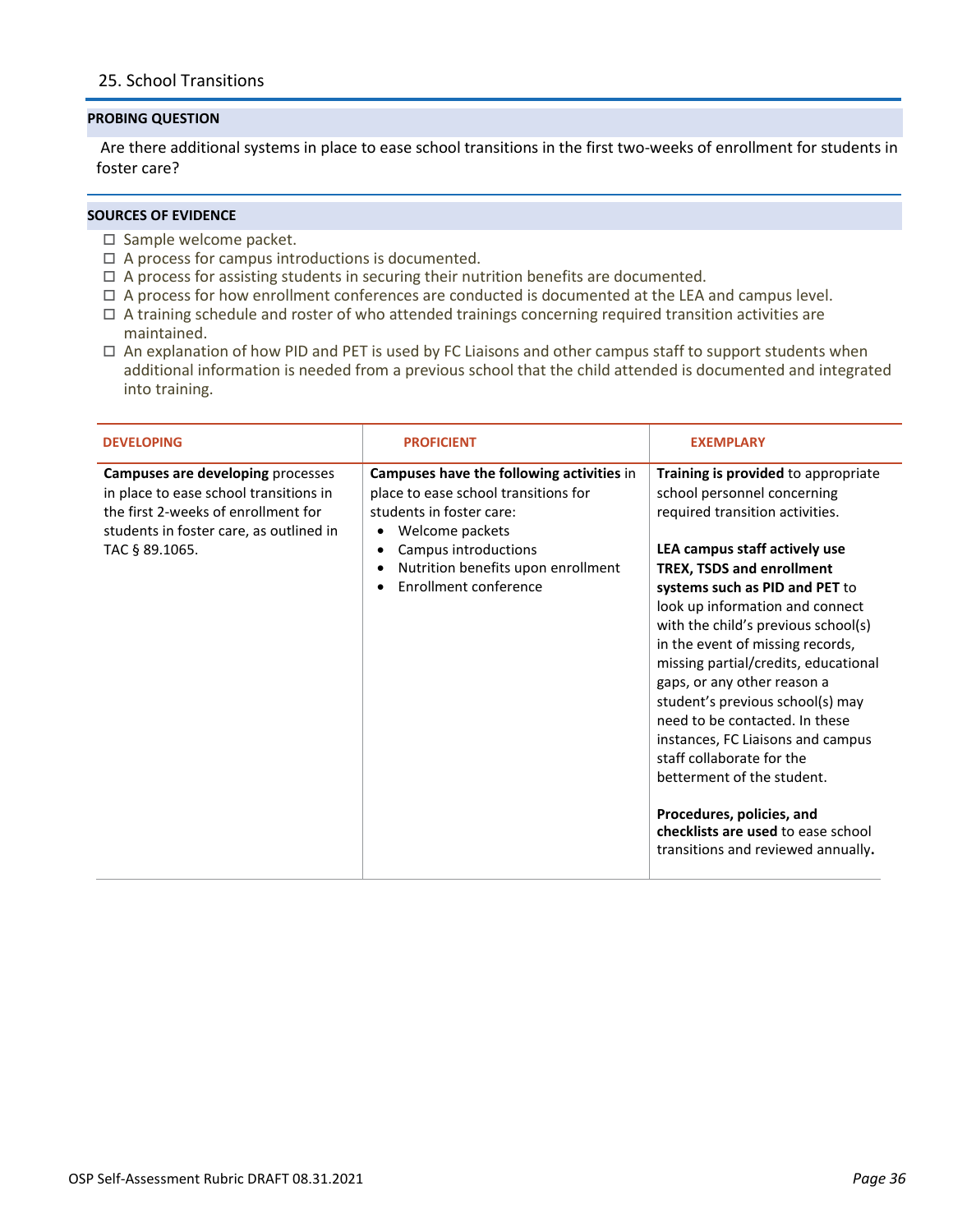## 25. School Transitions

**PROBING QUESTION**

Are there additional systems in place to ease school transitions in the first two-weeks of enrollment for students in foster care?

**SOURCES OF EVIDENCE**

- ☐ Sample welcome packet.
- ☐ A process for campus introductions is documented.
- ☐ A process for assisting students in securing their nutrition benefits are documented.
- ☐ A process for how enrollment conferences are conducted is documented at the LEA and campus level.
- ☐ A training schedule and roster of who attended trainings concerning required transition activities are maintained.
- ☐ An explanation of how PID and PET is used by FC Liaisons and other campus staff to support students when additional information is needed from a previous school that the child attended is documented and integrated into training.

| DEVELOPING | PROFICIENT | EXEMPLARY |
|---|---|---|
| **Campuses are developing** processes in place to ease school transitions in the first 2-weeks of enrollment for students in foster care, as outlined in TAC § 89.1065. | **Campuses have the following activities** in place to ease school transitions for students in foster care:<br>• Welcome packets<br>• Campus introductions<br>• Nutrition benefits upon enrollment<br>• Enrollment conference | **Training is provided** to appropriate school personnel concerning required transition activities.<br><br>**LEA campus staff actively use TREX, TSDS and enrollment systems such as PID and PET** to look up information and connect with the child's previous school(s) in the event of missing records, missing partial/credits, educational gaps, or any other reason a student's previous school(s) may need to be contacted. In these instances, FC Liaisons and campus staff collaborate for the betterment of the student.<br><br>**Procedures, policies, and checklists are used** to ease school transitions and reviewed annually**.** |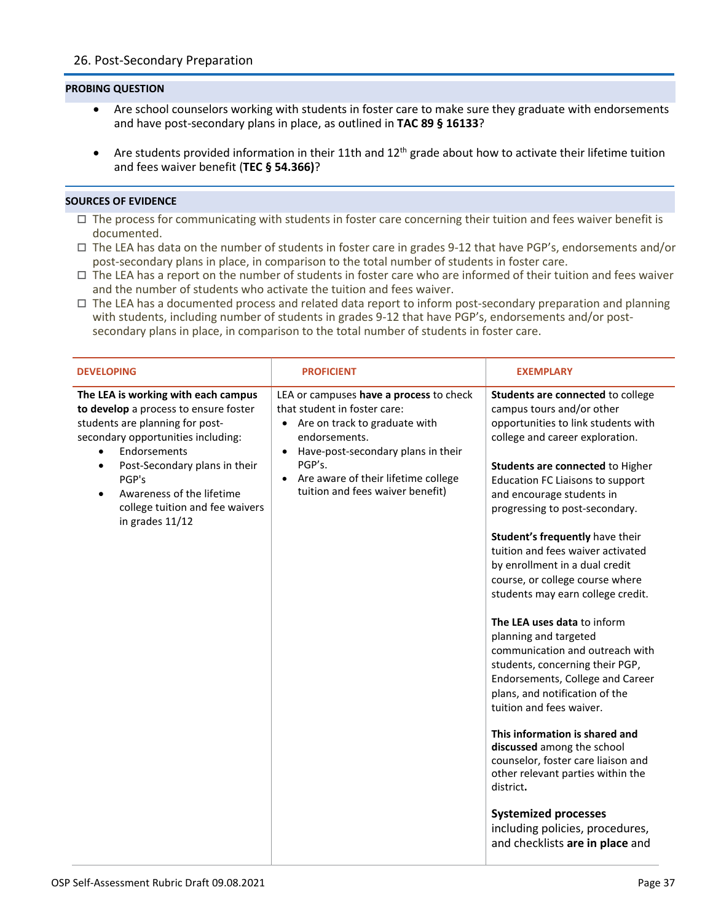## 26. Post-Secondary Preparation

**PROBING QUESTION**

- Are school counselors working with students in foster care to make sure they graduate with endorsements and have post-secondary plans in place, as outlined in **TAC 89 § 16133**?
- Are students provided information in their 11th and 12th grade about how to activate their lifetime tuition and fees waiver benefit (**TEC § 54.366)**?

**SOURCES OF EVIDENCE**

- ☐ The process for communicating with students in foster care concerning their tuition and fees waiver benefit is documented.
- ☐ The LEA has data on the number of students in foster care in grades 9-12 that have PGP's, endorsements and/or post-secondary plans in place, in comparison to the total number of students in foster care.
- ☐ The LEA has a report on the number of students in foster care who are informed of their tuition and fees waiver and the number of students who activate the tuition and fees waiver.
- ☐ The LEA has a documented process and related data report to inform post-secondary preparation and planning with students, including number of students in grades 9-12 that have PGP's, endorsements and/or post-secondary plans in place, in comparison to the total number of students in foster care.

| DEVELOPING | PROFICIENT | EXEMPLARY |
|---|---|---|
| **The LEA is working with each campus to develop** a process to ensure foster students are planning for post-secondary opportunities including:<br>• Endorsements<br>• Post-Secondary plans in their PGP's<br>• Awareness of the lifetime college tuition and fee waivers in grades 11/12 | LEA or campuses **have a process** to check that student in foster care:<br>• Are on track to graduate with endorsements.<br>• Have-post-secondary plans in their PGP's.<br>• Are aware of their lifetime college tuition and fees waiver benefit) | **Students are connected** to college campus tours and/or other opportunities to link students with college and career exploration.<br><br>**Students are connected** to Higher Education FC Liaisons to support and encourage students in progressing to post-secondary.<br><br>**Student's frequently** have their tuition and fees waiver activated by enrollment in a dual credit course, or college course where students may earn college credit.<br><br>**The LEA uses data** to inform planning and targeted communication and outreach with students, concerning their PGP, Endorsements, College and Career plans, and notification of the tuition and fees waiver.<br><br>**This information is shared and discussed** among the school counselor, foster care liaison and other relevant parties within the district**.**<br><br>**Systemized processes** including policies, procedures, and checklists **are in place** and |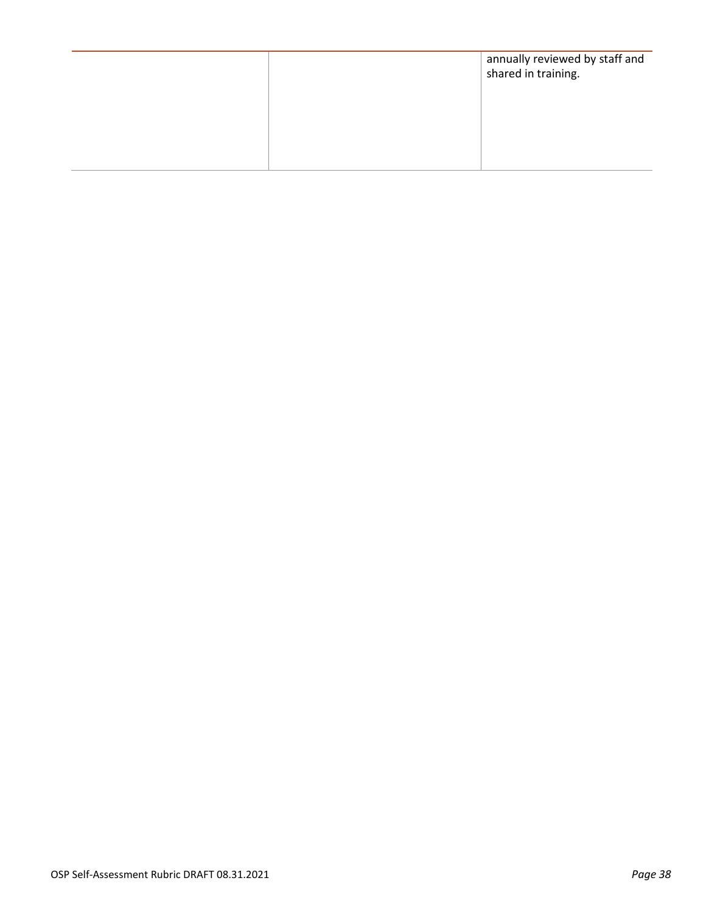|  |  |  |
|---|---|---|
|  |  | annually reviewed by staff and shared in training. |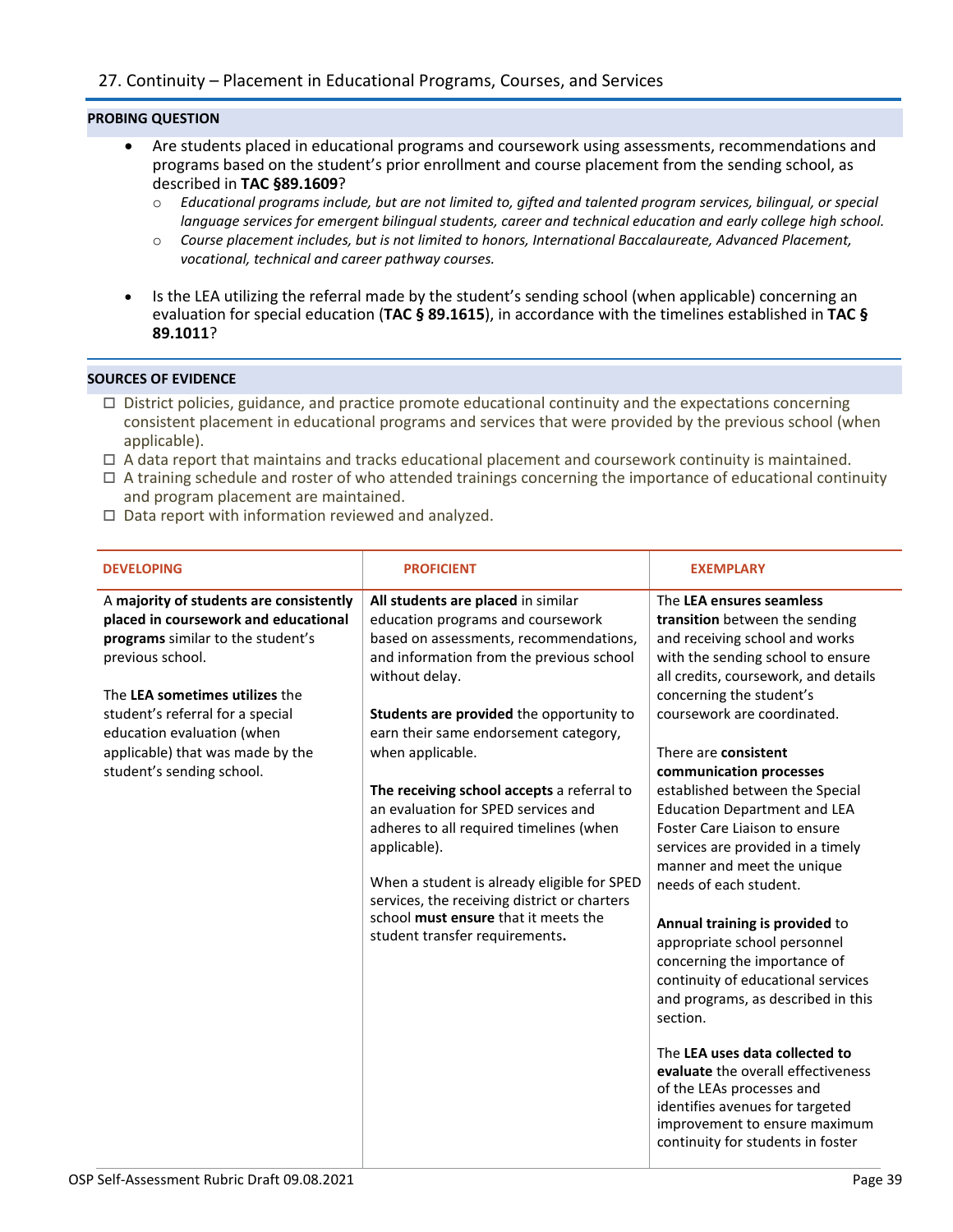## 27. Continuity – Placement in Educational Programs, Courses, and Services

**PROBING QUESTION**

- Are students placed in educational programs and coursework using assessments, recommendations and programs based on the student's prior enrollment and course placement from the sending school, as described in **TAC §89.1609**?
  - *Educational programs include, but are not limited to, gifted and talented program services, bilingual, or special language services for emergent bilingual students, career and technical education and early college high school.*
  - *Course placement includes, but is not limited to honors, International Baccalaureate, Advanced Placement, vocational, technical and career pathway courses.*
- Is the LEA utilizing the referral made by the student's sending school (when applicable) concerning an evaluation for special education (**TAC § 89.1615**), in accordance with the timelines established in **TAC § 89.1011**?

**SOURCES OF EVIDENCE**

- ☐ District policies, guidance, and practice promote educational continuity and the expectations concerning consistent placement in educational programs and services that were provided by the previous school (when applicable).
- ☐ A data report that maintains and tracks educational placement and coursework continuity is maintained.
- ☐ A training schedule and roster of who attended trainings concerning the importance of educational continuity and program placement are maintained.
- ☐ Data report with information reviewed and analyzed.

| DEVELOPING | PROFICIENT | EXEMPLARY |
|---|---|---|
| A **majority of students are consistently placed in coursework and educational programs** similar to the student's previous school.<br><br>The **LEA sometimes utilizes** the student's referral for a special education evaluation (when applicable) that was made by the student's sending school. | **All students are placed** in similar education programs and coursework based on assessments, recommendations, and information from the previous school without delay.<br><br>**Students are provided** the opportunity to earn their same endorsement category, when applicable.<br><br>**The receiving school accepts** a referral to an evaluation for SPED services and adheres to all required timelines (when applicable).<br><br>When a student is already eligible for SPED services, the receiving district or charters school **must ensure** that it meets the student transfer requirements**.** | The **LEA ensures seamless transition** between the sending and receiving school and works with the sending school to ensure all credits, coursework, and details concerning the student's coursework are coordinated.<br><br>There are **consistent communication processes** established between the Special Education Department and LEA Foster Care Liaison to ensure services are provided in a timely manner and meet the unique needs of each student.<br><br>**Annual training is provided** to appropriate school personnel concerning the importance of continuity of educational services and programs, as described in this section.<br><br>The **LEA uses data collected to evaluate** the overall effectiveness of the LEAs processes and identifies avenues for targeted improvement to ensure maximum continuity for students in foster |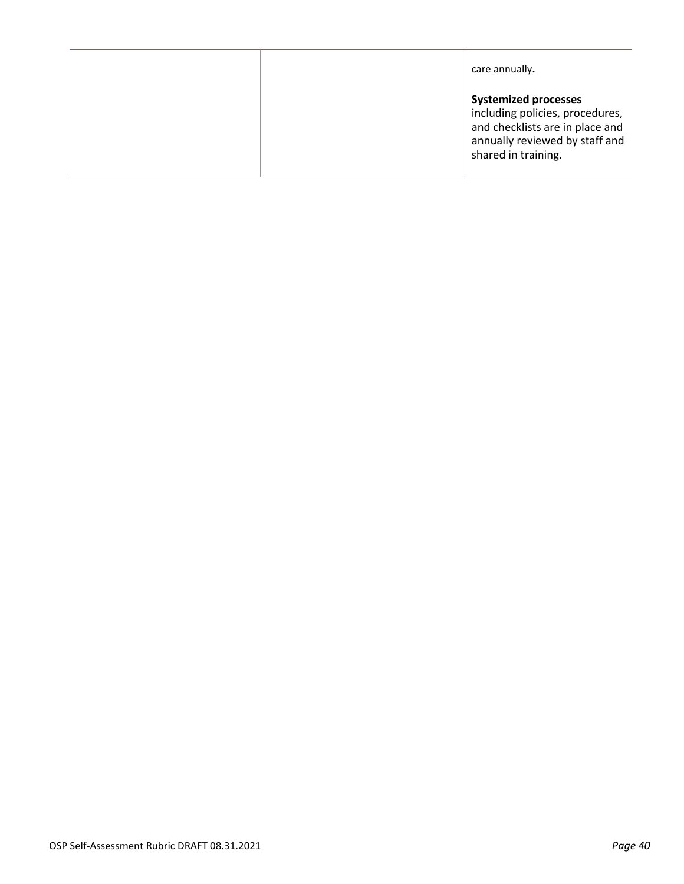|  |  | care annually. |
| --- | --- | --- |
|  |  | **Systemized processes** including policies, procedures, and checklists are in place and annually reviewed by staff and shared in training. |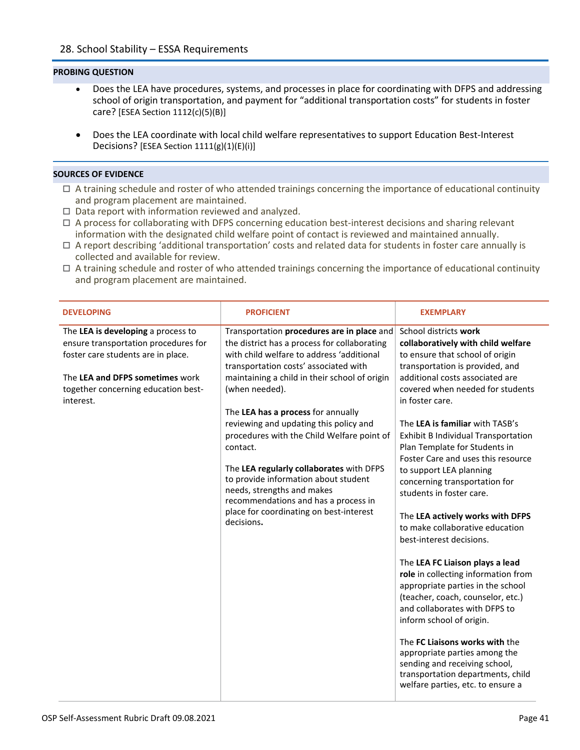## 28. School Stability – ESSA Requirements

**PROBING QUESTION**

- Does the LEA have procedures, systems, and processes in place for coordinating with DFPS and addressing school of origin transportation, and payment for "additional transportation costs" for students in foster care? [ESEA Section 1112(c)(5)(B)]
- Does the LEA coordinate with local child welfare representatives to support Education Best-Interest Decisions? [ESEA Section 1111(g)(1)(E)(i)]

**SOURCES OF EVIDENCE**

- ☐ A training schedule and roster of who attended trainings concerning the importance of educational continuity and program placement are maintained.
- ☐ Data report with information reviewed and analyzed.
- ☐ A process for collaborating with DFPS concerning education best-interest decisions and sharing relevant information with the designated child welfare point of contact is reviewed and maintained annually.
- ☐ A report describing 'additional transportation' costs and related data for students in foster care annually is collected and available for review.
- ☐ A training schedule and roster of who attended trainings concerning the importance of educational continuity and program placement are maintained.

| DEVELOPING | PROFICIENT | EXEMPLARY |
|---|---|---|
| The **LEA is developing** a process to ensure transportation procedures for foster care students are in place.<br><br>The **LEA and DFPS sometimes** work together concerning education best-interest. | Transportation **procedures are in place** and the district has a process for collaborating with child welfare to address 'additional transportation costs' associated with maintaining a child in their school of origin (when needed).<br><br>The **LEA has a process** for annually reviewing and updating this policy and procedures with the Child Welfare point of contact.<br><br>The **LEA regularly collaborates** with DFPS to provide information about student needs, strengths and makes recommendations and has a process in place for coordinating on best-interest decisions**.** | School districts **work collaboratively with child welfare** to ensure that school of origin transportation is provided, and additional costs associated are covered when needed for students in foster care.<br><br>The **LEA is familiar** with TASB's Exhibit B Individual Transportation Plan Template for Students in Foster Care and uses this resource to support LEA planning concerning transportation for students in foster care.<br><br>The **LEA actively works with DFPS** to make collaborative education best-interest decisions.<br><br>The **LEA FC Liaison plays a lead role** in collecting information from appropriate parties in the school (teacher, coach, counselor, etc.) and collaborates with DFPS to inform school of origin.<br><br>The **FC Liaisons works with** the appropriate parties among the sending and receiving school, transportation departments, child welfare parties, etc. to ensure a |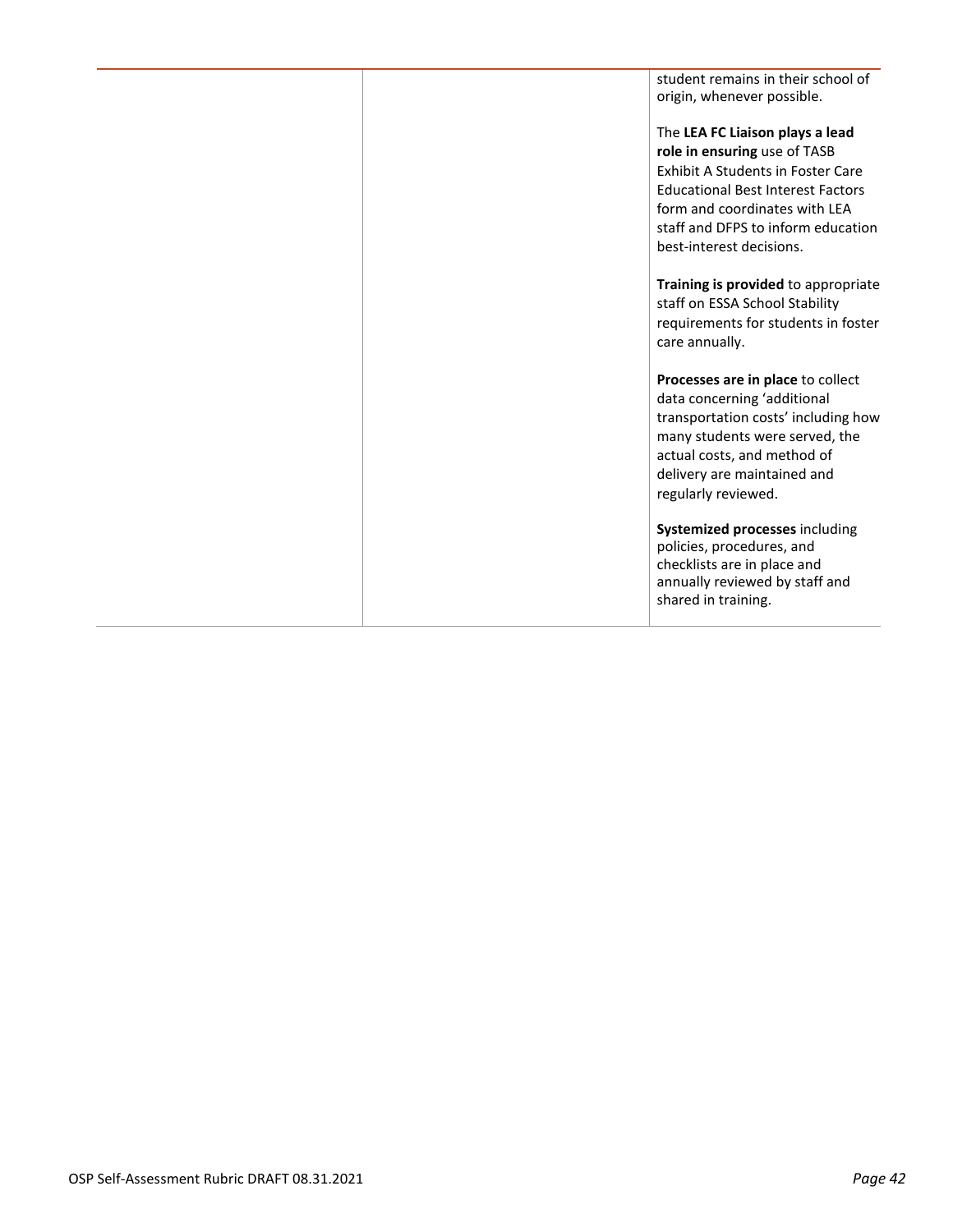| | | |
|---|---|---|
| | | student remains in their school of origin, whenever possible.<br><br>The **LEA FC Liaison plays a lead role in ensuring** use of TASB Exhibit A Students in Foster Care Educational Best Interest Factors form and coordinates with LEA staff and DFPS to inform education best-interest decisions.<br><br>**Training is provided** to appropriate staff on ESSA School Stability requirements for students in foster care annually.<br><br>**Processes are in place** to collect data concerning 'additional transportation costs' including how many students were served, the actual costs, and method of delivery are maintained and regularly reviewed.<br><br>**Systemized processes** including policies, procedures, and checklists are in place and annually reviewed by staff and shared in training. |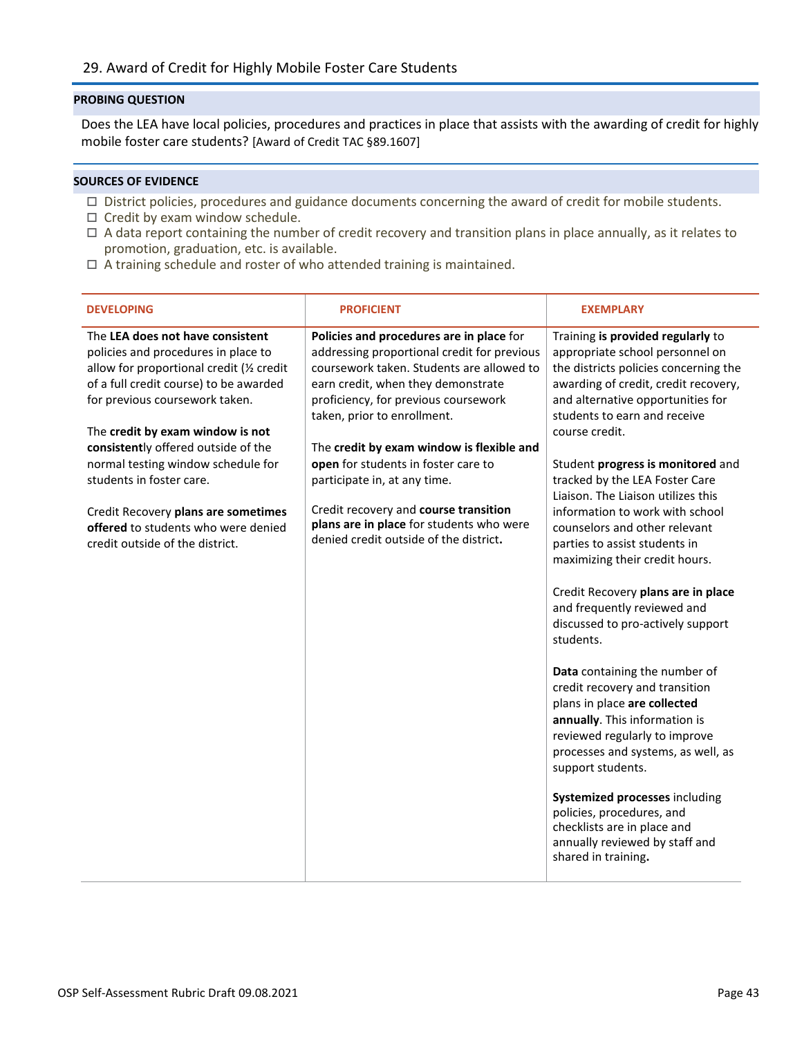## 29. Award of Credit for Highly Mobile Foster Care Students

### PROBING QUESTION

Does the LEA have local policies, procedures and practices in place that assists with the awarding of credit for highly mobile foster care students? [Award of Credit TAC §89.1607]

### SOURCES OF EVIDENCE

- ☐ District policies, procedures and guidance documents concerning the award of credit for mobile students.
- ☐ Credit by exam window schedule.
- ☐ A data report containing the number of credit recovery and transition plans in place annually, as it relates to promotion, graduation, etc. is available.
- ☐ A training schedule and roster of who attended training is maintained.

| DEVELOPING | PROFICIENT | EXEMPLARY |
|---|---|---|
| The **LEA does not have consistent** policies and procedures in place to allow for proportional credit (½ credit of a full credit course) to be awarded for previous coursework taken.<br><br>The **credit by exam window is not consistent**ly offered outside of the normal testing window schedule for students in foster care.<br><br>Credit Recovery **plans are sometimes offered** to students who were denied credit outside of the district. | **Policies and procedures are in place** for addressing proportional credit for previous coursework taken. Students are allowed to earn credit, when they demonstrate proficiency, for previous coursework taken, prior to enrollment.<br><br>The **credit by exam window is flexible and open** for students in foster care to participate in, at any time.<br><br>Credit recovery and **course transition plans are in place** for students who were denied credit outside of the district**.** | Training **is provided regularly** to appropriate school personnel on the districts policies concerning the awarding of credit, credit recovery, and alternative opportunities for students to earn and receive course credit.<br><br>Student **progress is monitored** and tracked by the LEA Foster Care Liaison. The Liaison utilizes this information to work with school counselors and other relevant parties to assist students in maximizing their credit hours.<br><br>Credit Recovery **plans are in place** and frequently reviewed and discussed to pro-actively support students.<br><br>**Data** containing the number of credit recovery and transition plans in place **are collected annually**. This information is reviewed regularly to improve processes and systems, as well, as support students.<br><br>**Systemized processes** including policies, procedures, and checklists are in place and annually reviewed by staff and shared in training**.** |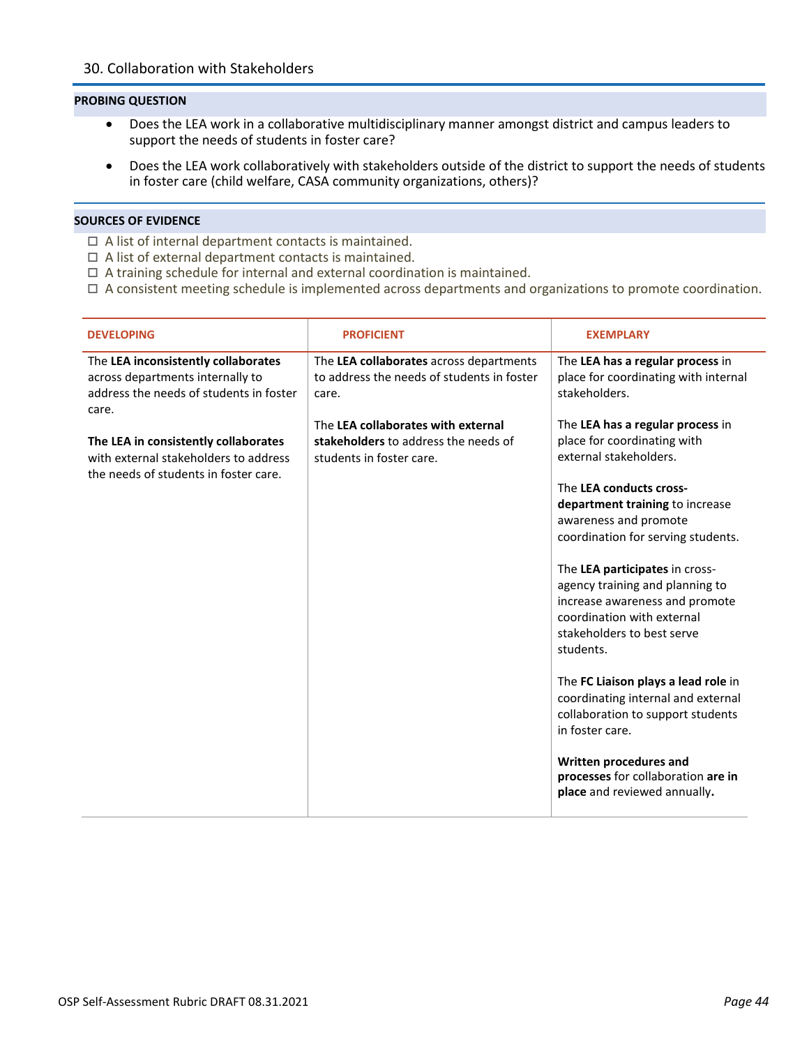## 30. Collaboration with Stakeholders

**PROBING QUESTION**

- Does the LEA work in a collaborative multidisciplinary manner amongst district and campus leaders to support the needs of students in foster care?
- Does the LEA work collaboratively with stakeholders outside of the district to support the needs of students in foster care (child welfare, CASA community organizations, others)?

**SOURCES OF EVIDENCE**

- ☐ A list of internal department contacts is maintained.
- ☐ A list of external department contacts is maintained.
- ☐ A training schedule for internal and external coordination is maintained.
- ☐ A consistent meeting schedule is implemented across departments and organizations to promote coordination.

| DEVELOPING | PROFICIENT | EXEMPLARY |
|---|---|---|
| The **LEA inconsistently collaborates** across departments internally to address the needs of students in foster care.<br><br>**The LEA in consistently collaborates** with external stakeholders to address the needs of students in foster care. | The **LEA collaborates** across departments to address the needs of students in foster care.<br><br>The **LEA collaborates with external stakeholders** to address the needs of students in foster care. | The **LEA has a regular process** in place for coordinating with internal stakeholders.<br><br>The **LEA has a regular process** in place for coordinating with external stakeholders.<br><br>The **LEA conducts cross-department training** to increase awareness and promote coordination for serving students.<br><br>The **LEA participates** in cross-agency training and planning to increase awareness and promote coordination with external stakeholders to best serve students.<br><br>The **FC Liaison plays a lead role** in coordinating internal and external collaboration to support students in foster care.<br><br>**Written procedures and processes** for collaboration **are in place** and reviewed annually**.** |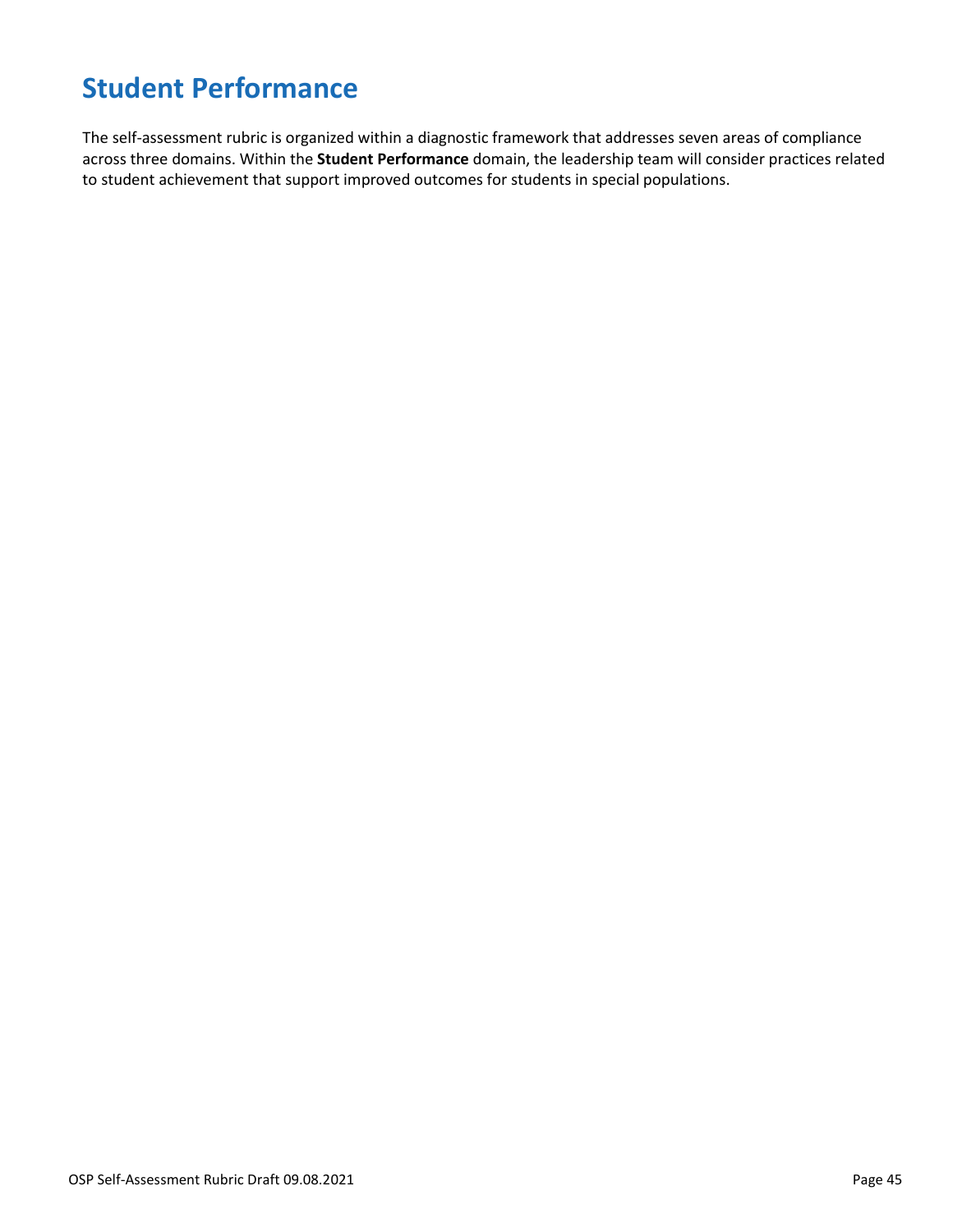# Student Performance

The self-assessment rubric is organized within a diagnostic framework that addresses seven areas of compliance across three domains. Within the **Student Performance** domain, the leadership team will consider practices related to student achievement that support improved outcomes for students in special populations.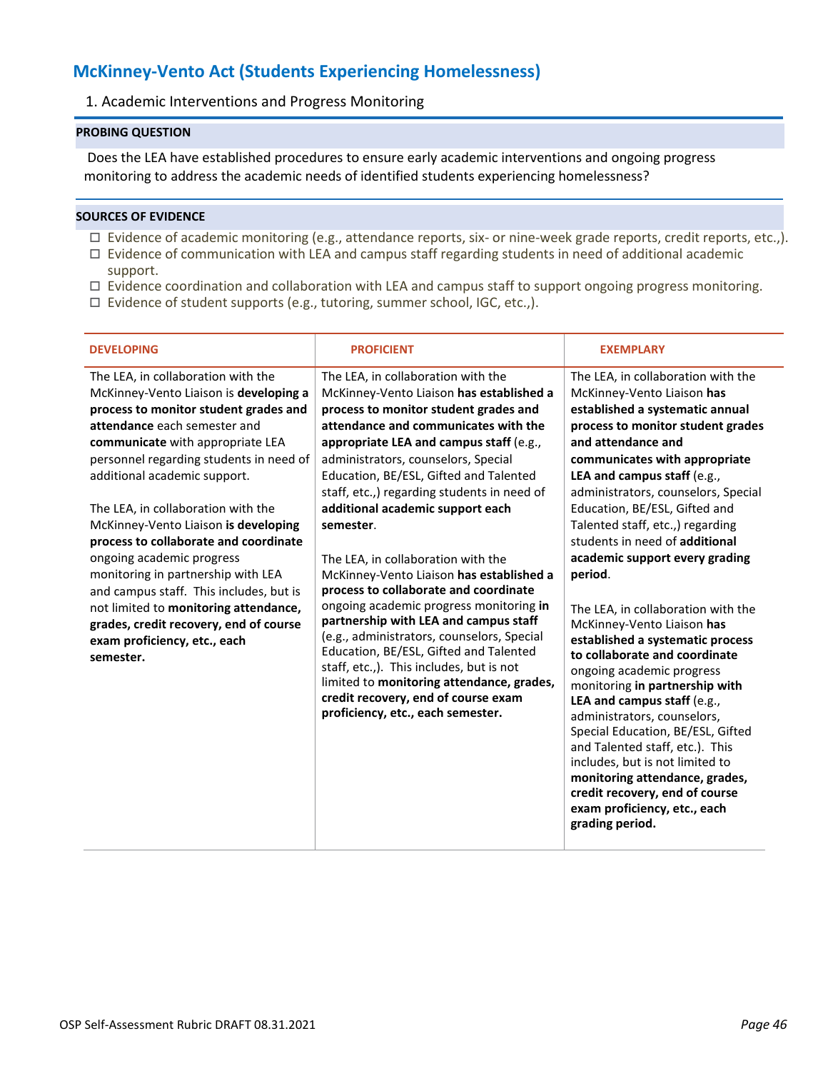## McKinney-Vento Act (Students Experiencing Homelessness)

1. Academic Interventions and Progress Monitoring

**PROBING QUESTION**

Does the LEA have established procedures to ensure early academic interventions and ongoing progress monitoring to address the academic needs of identified students experiencing homelessness?

**SOURCES OF EVIDENCE**

- ☐ Evidence of academic monitoring (e.g., attendance reports, six- or nine-week grade reports, credit reports, etc.,).
- ☐ Evidence of communication with LEA and campus staff regarding students in need of additional academic support.
- ☐ Evidence coordination and collaboration with LEA and campus staff to support ongoing progress monitoring.
- ☐ Evidence of student supports (e.g., tutoring, summer school, IGC, etc.,).

| DEVELOPING | PROFICIENT | EXEMPLARY |
|---|---|---|
| The LEA, in collaboration with the McKinney-Vento Liaison is **developing a process to monitor student grades and attendance** each semester and **communicate** with appropriate LEA personnel regarding students in need of additional academic support.<br><br>The LEA, in collaboration with the McKinney-Vento Liaison **is developing process to collaborate and coordinate** ongoing academic progress monitoring in partnership with LEA and campus staff. This includes, but is not limited to **monitoring attendance, grades, credit recovery, end of course exam proficiency, etc., each semester.** | The LEA, in collaboration with the McKinney-Vento Liaison **has established a process to monitor student grades and attendance and communicates with the appropriate LEA and campus staff** (e.g., administrators, counselors, Special Education, BE/ESL, Gifted and Talented staff, etc.,) regarding students in need of **additional academic support each semester**.<br><br>The LEA, in collaboration with the McKinney-Vento Liaison **has established a process to collaborate and coordinate** ongoing academic progress monitoring **in partnership with LEA and campus staff** (e.g., administrators, counselors, Special Education, BE/ESL, Gifted and Talented staff, etc.,). This includes, but is not limited to **monitoring attendance, grades, credit recovery, end of course exam proficiency, etc., each semester.** | The LEA, in collaboration with the McKinney-Vento Liaison **has established a systematic annual process to monitor student grades and attendance and communicates with appropriate LEA and campus staff** (e.g., administrators, counselors, Special Education, BE/ESL, Gifted and Talented staff, etc.,) regarding students in need of **additional academic support every grading period**.<br><br>The LEA, in collaboration with the McKinney-Vento Liaison **has established a systematic process to collaborate and coordinate** ongoing academic progress monitoring **in partnership with LEA and campus staff** (e.g., administrators, counselors, Special Education, BE/ESL, Gifted and Talented staff, etc.). This includes, but is not limited to **monitoring attendance, grades, credit recovery, end of course exam proficiency, etc., each grading period.** |

OSP Self-Assessment Rubric DRAFT 08.31.2021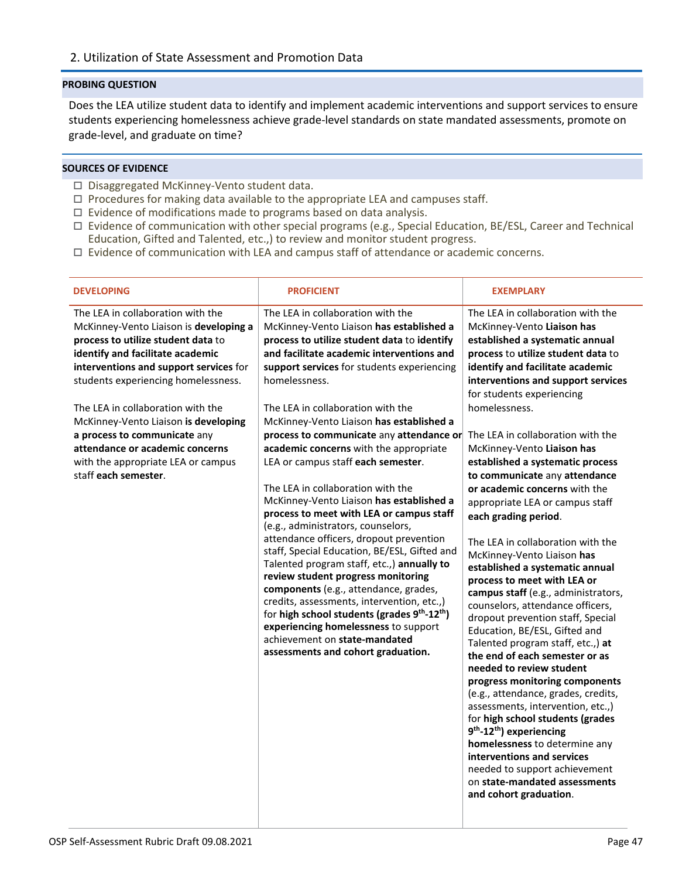## 2. Utilization of State Assessment and Promotion Data

**PROBING QUESTION**

Does the LEA utilize student data to identify and implement academic interventions and support services to ensure students experiencing homelessness achieve grade-level standards on state mandated assessments, promote on grade-level, and graduate on time?

**SOURCES OF EVIDENCE**

- ☐ Disaggregated McKinney-Vento student data.
- ☐ Procedures for making data available to the appropriate LEA and campuses staff.
- ☐ Evidence of modifications made to programs based on data analysis.
- ☐ Evidence of communication with other special programs (e.g., Special Education, BE/ESL, Career and Technical Education, Gifted and Talented, etc.,) to review and monitor student progress.
- ☐ Evidence of communication with LEA and campus staff of attendance or academic concerns.

| DEVELOPING | PROFICIENT | EXEMPLARY |
|---|---|---|
| The LEA in collaboration with the McKinney-Vento Liaison is **developing a process to utilize student data** to **identify and facilitate academic interventions and support services** for students experiencing homelessness.<br><br>The LEA in collaboration with the McKinney-Vento Liaison **is developing a process to communicate** any **attendance or academic concerns** with the appropriate LEA or campus staff **each semester**. | The LEA in collaboration with the McKinney-Vento Liaison **has established a process to utilize student data** to **identify and facilitate academic interventions and support services** for students experiencing homelessness.<br><br>The LEA in collaboration with the McKinney-Vento Liaison **has established a process to communicate** any **attendance or academic concerns** with the appropriate LEA or campus staff **each semester**.<br><br>The LEA in collaboration with the McKinney-Vento Liaison **has established a process to meet with LEA or campus staff** (e.g., administrators, counselors, attendance officers, dropout prevention staff, Special Education, BE/ESL, Gifted and Talented program staff, etc.,) **annually to review student progress monitoring components** (e.g., attendance, grades, credits, assessments, intervention, etc.,) for **high school students (grades 9th-12th) experiencing homelessness** to support achievement on **state-mandated assessments and cohort graduation.** | The LEA in collaboration with the McKinney-Vento **Liaison has established a systematic annual process** to **utilize student data** to **identify and facilitate academic interventions and support services** for students experiencing homelessness.<br><br>The LEA in collaboration with the McKinney-Vento **Liaison has established a systematic process to communicate** any **attendance or academic concerns** with the appropriate LEA or campus staff **each grading period**.<br><br>The LEA in collaboration with the McKinney-Vento Liaison **has established a systematic annual process to meet with LEA or campus staff** (e.g., administrators, counselors, attendance officers, dropout prevention staff, Special Education, BE/ESL, Gifted and Talented program staff, etc.,) **at the end of each semester or as needed to review student progress monitoring components** (e.g., attendance, grades, credits, assessments, intervention, etc.,) for **high school students (grades 9th-12th) experiencing homelessness** to determine any **interventions and services** needed to support achievement on **state-mandated assessments and cohort graduation**. |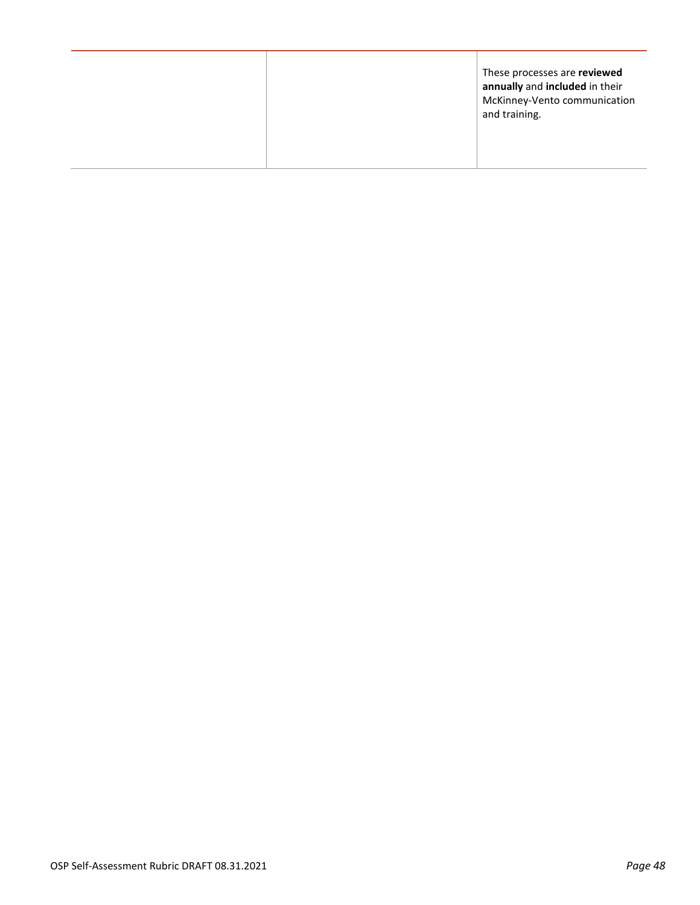| | | |
|---|---|---|
| | | These processes are **reviewed annually** and **included** in their McKinney-Vento communication and training. |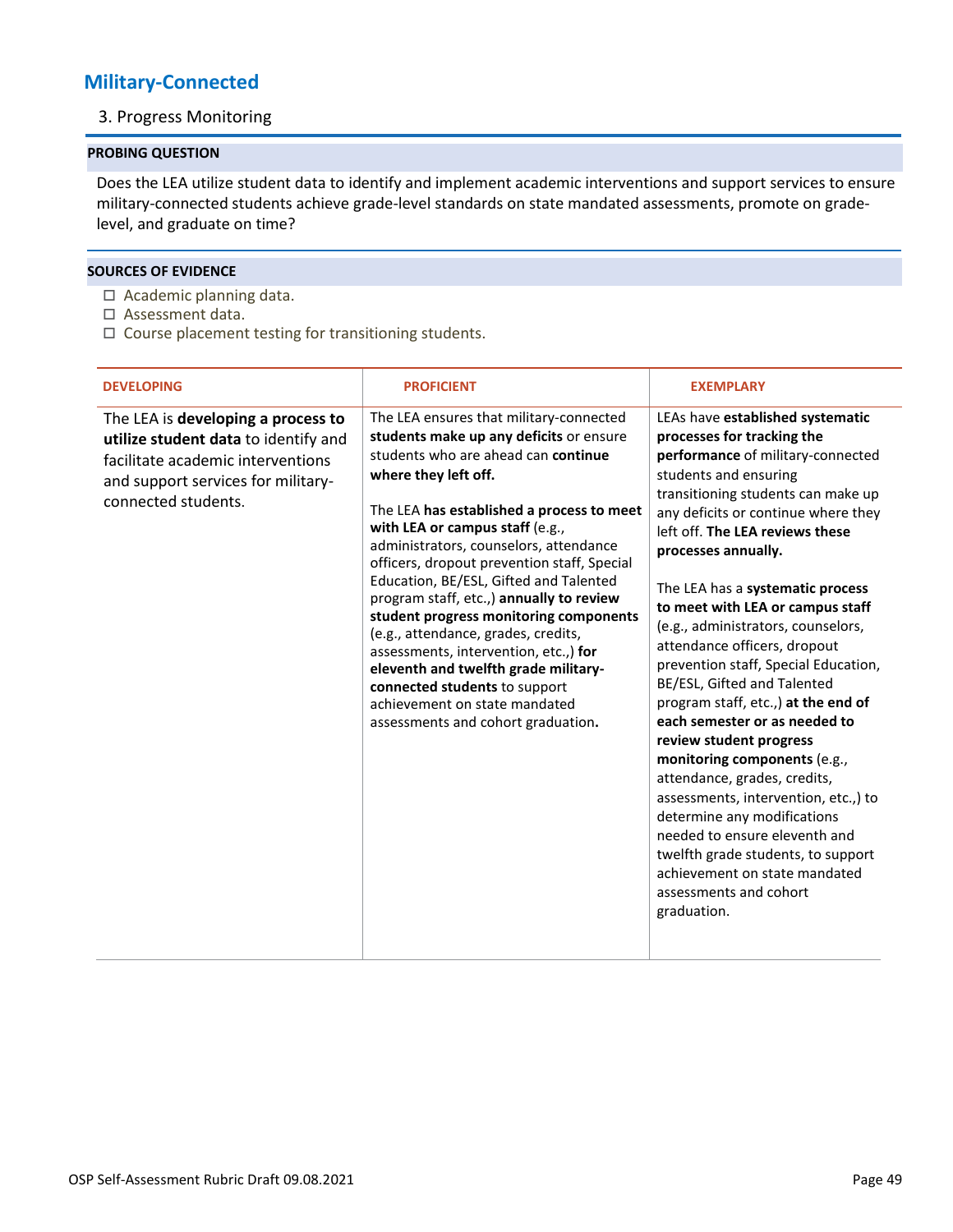## Military-Connected

3. Progress Monitoring

**PROBING QUESTION**

Does the LEA utilize student data to identify and implement academic interventions and support services to ensure military-connected students achieve grade-level standards on state mandated assessments, promote on grade-level, and graduate on time?

**SOURCES OF EVIDENCE**

- ☐ Academic planning data.
- ☐ Assessment data.
- ☐ Course placement testing for transitioning students.

| DEVELOPING | PROFICIENT | EXEMPLARY |
|---|---|---|
| The LEA is **developing a process to utilize student data** to identify and facilitate academic interventions and support services for military-connected students. | The LEA ensures that military-connected **students make up any deficits** or ensure students who are ahead can **continue where they left off.**<br><br>The LEA **has established a process to meet with LEA or campus staff** (e.g., administrators, counselors, attendance officers, dropout prevention staff, Special Education, BE/ESL, Gifted and Talented program staff, etc.,) **annually to review student progress monitoring components** (e.g., attendance, grades, credits, assessments, intervention, etc.,) **for eleventh and twelfth grade military-connected students** to support achievement on state mandated assessments and cohort graduation**.** | LEAs have **established systematic processes for tracking the performance** of military-connected students and ensuring transitioning students can make up any deficits or continue where they left off. **The LEA reviews these processes annually.**<br><br>The LEA has a **systematic process to meet with LEA or campus staff** (e.g., administrators, counselors, attendance officers, dropout prevention staff, Special Education, BE/ESL, Gifted and Talented program staff, etc.,) **at the end of each semester or as needed to review student progress monitoring components** (e.g., attendance, grades, credits, assessments, intervention, etc.,) to determine any modifications needed to ensure eleventh and twelfth grade students, to support achievement on state mandated assessments and cohort graduation. |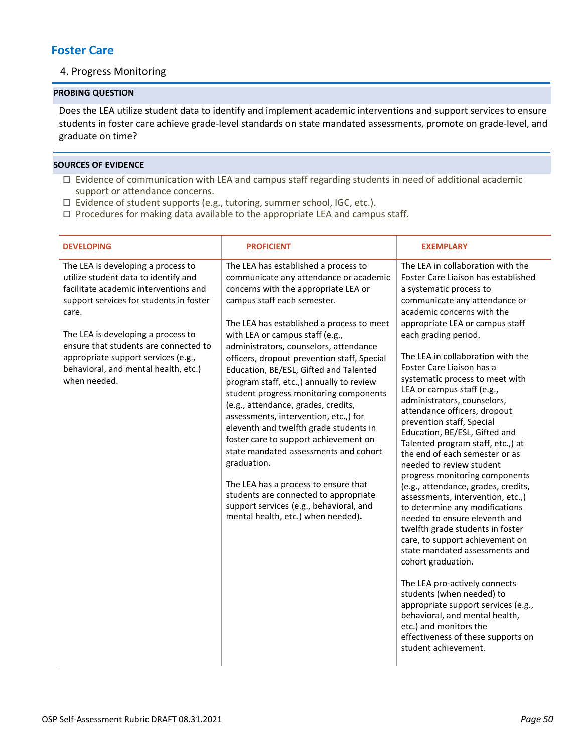## Foster Care

4. Progress Monitoring

**PROBING QUESTION**

Does the LEA utilize student data to identify and implement academic interventions and support services to ensure students in foster care achieve grade-level standards on state mandated assessments, promote on grade-level, and graduate on time?

**SOURCES OF EVIDENCE**

- ☐ Evidence of communication with LEA and campus staff regarding students in need of additional academic support or attendance concerns.
- ☐ Evidence of student supports (e.g., tutoring, summer school, IGC, etc.).
- ☐ Procedures for making data available to the appropriate LEA and campus staff.

| DEVELOPING | PROFICIENT | EXEMPLARY |
|---|---|---|
| The LEA is developing a process to utilize student data to identify and facilitate academic interventions and support services for students in foster care.<br><br>The LEA is developing a process to ensure that students are connected to appropriate support services (e.g., behavioral, and mental health, etc.) when needed. | The LEA has established a process to communicate any attendance or academic concerns with the appropriate LEA or campus staff each semester.<br><br>The LEA has established a process to meet with LEA or campus staff (e.g., administrators, counselors, attendance officers, dropout prevention staff, Special Education, BE/ESL, Gifted and Talented program staff, etc.,) annually to review student progress monitoring components (e.g., attendance, grades, credits, assessments, intervention, etc.,) for eleventh and twelfth grade students in foster care to support achievement on state mandated assessments and cohort graduation.<br><br>The LEA has a process to ensure that students are connected to appropriate support services (e.g., behavioral, and mental health, etc.) when needed**.** | The LEA in collaboration with the Foster Care Liaison has established a systematic process to communicate any attendance or academic concerns with the appropriate LEA or campus staff each grading period.<br><br>The LEA in collaboration with the Foster Care Liaison has a systematic process to meet with LEA or campus staff (e.g., administrators, counselors, attendance officers, dropout prevention staff, Special Education, BE/ESL, Gifted and Talented program staff, etc.,) at the end of each semester or as needed to review student progress monitoring components (e.g., attendance, grades, credits, assessments, intervention, etc.,) to determine any modifications needed to ensure eleventh and twelfth grade students in foster care, to support achievement on state mandated assessments and cohort graduation**.**<br><br>The LEA pro-actively connects students (when needed) to appropriate support services (e.g., behavioral, and mental health, etc.) and monitors the effectiveness of these supports on student achievement. |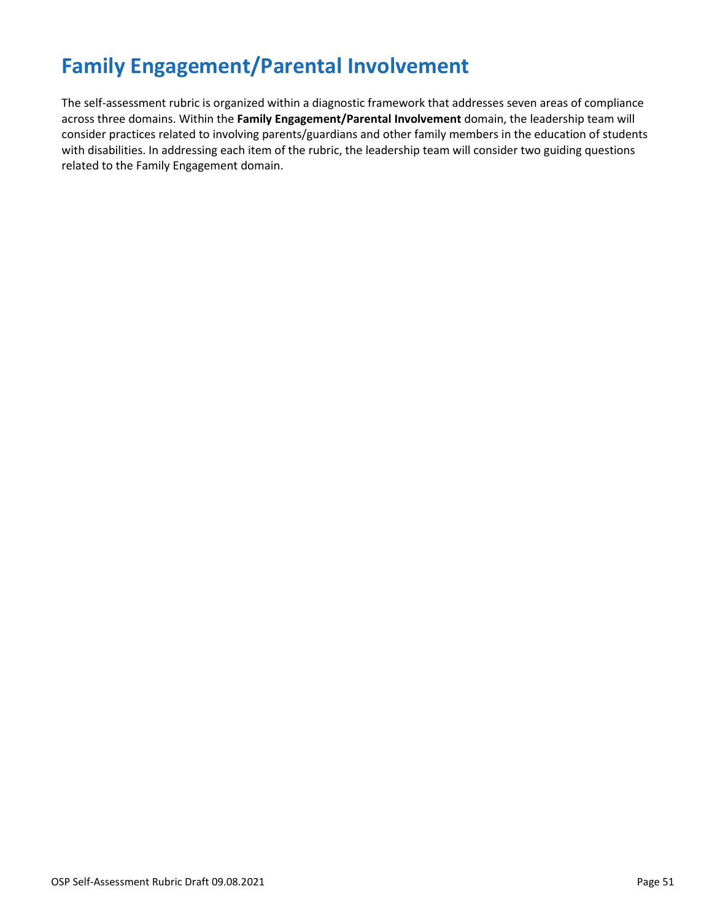# Family Engagement/Parental Involvement

The self-assessment rubric is organized within a diagnostic framework that addresses seven areas of compliance across three domains. Within the **Family Engagement/Parental Involvement** domain, the leadership team will consider practices related to involving parents/guardians and other family members in the education of students with disabilities. In addressing each item of the rubric, the leadership team will consider two guiding questions related to the Family Engagement domain.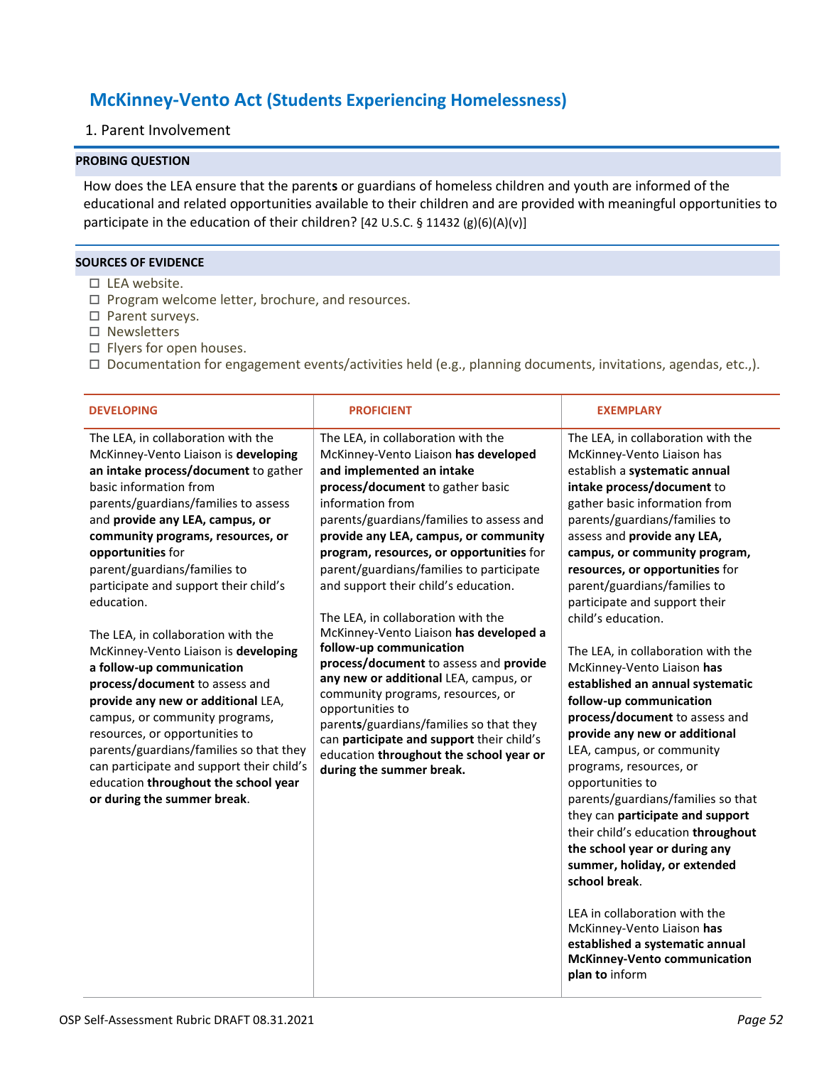## McKinney-Vento Act (Students Experiencing Homelessness)

1. Parent Involvement

**PROBING QUESTION**

How does the LEA ensure that the parent**s** or guardians of homeless children and youth are informed of the educational and related opportunities available to their children and are provided with meaningful opportunities to participate in the education of their children? [42 U.S.C. § 11432 (g)(6)(A)(v)]

**SOURCES OF EVIDENCE**

- ☐ LEA website.
- ☐ Program welcome letter, brochure, and resources.
- ☐ Parent surveys.
- ☐ Newsletters
- ☐ Flyers for open houses.
- ☐ Documentation for engagement events/activities held (e.g., planning documents, invitations, agendas, etc.,).

| DEVELOPING | PROFICIENT | EXEMPLARY |
|---|---|---|
| The LEA, in collaboration with the McKinney-Vento Liaison is **developing an intake process/document** to gather basic information from parents/guardians/families to assess and **provide any LEA, campus, or community programs, resources, or opportunities** for parent/guardians/families to participate and support their child's education.<br><br>The LEA, in collaboration with the McKinney-Vento Liaison is **developing a follow-up communication process/document** to assess and **provide any new or additional** LEA, campus, or community programs, resources, or opportunities to parents/guardians/families so that they can participate and support their child's education **throughout the school year or during the summer break**. | The LEA, in collaboration with the McKinney-Vento Liaison **has developed and implemented an intake process/document** to gather basic information from parents/guardians/families to assess and **provide any LEA, campus, or community program, resources, or opportunities** for parent/guardians/families to participate and support their child's education.<br><br>The LEA, in collaboration with the McKinney-Vento Liaison **has developed a follow-up communication process/document** to assess and **provide any new or additional** LEA, campus, or community programs, resources, or opportunities to parents/guardians/families so that they can **participate and support** their child's education **throughout the school year or during the summer break.** | The LEA, in collaboration with the McKinney-Vento Liaison has establish a **systematic annual intake process/document** to gather basic information from parents/guardians/families to assess and **provide any LEA, campus, or community program, resources, or opportunities** for parent/guardians/families to participate and support their child's education.<br><br>The LEA, in collaboration with the McKinney-Vento Liaison **has established an annual systematic follow-up communication process/document** to assess and **provide any new or additional** LEA, campus, or community programs, resources, or opportunities to parents/guardians/families so that they can **participate and support** their child's education **throughout the school year or during any summer, holiday, or extended school break**.<br><br>LEA in collaboration with the McKinney-Vento Liaison **has established a systematic annual McKinney-Vento communication plan to** inform |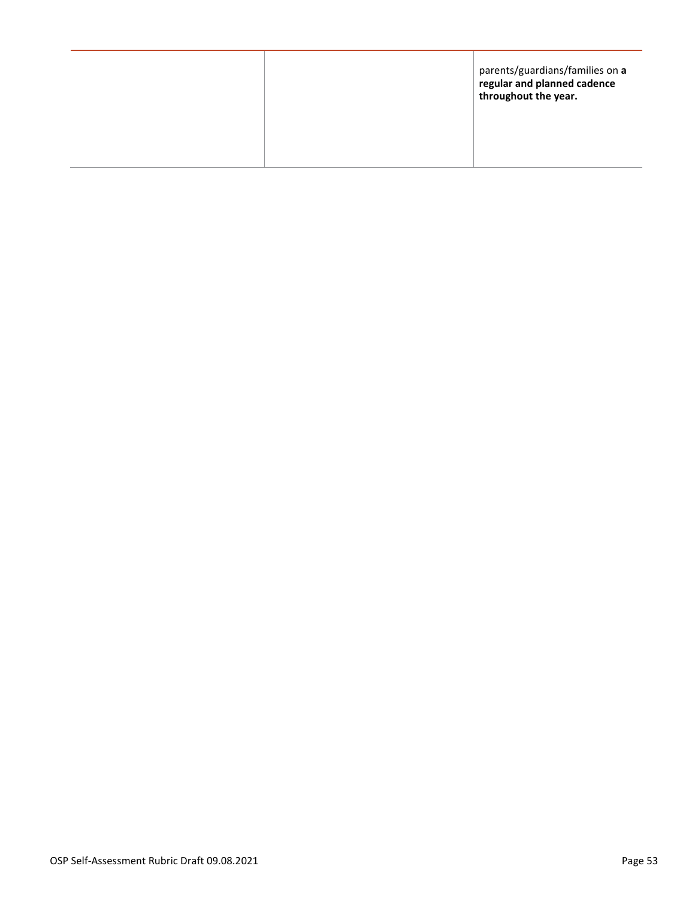| | | |
|---|---|---|
| | | parents/guardians/families on **a regular and planned cadence throughout the year.** |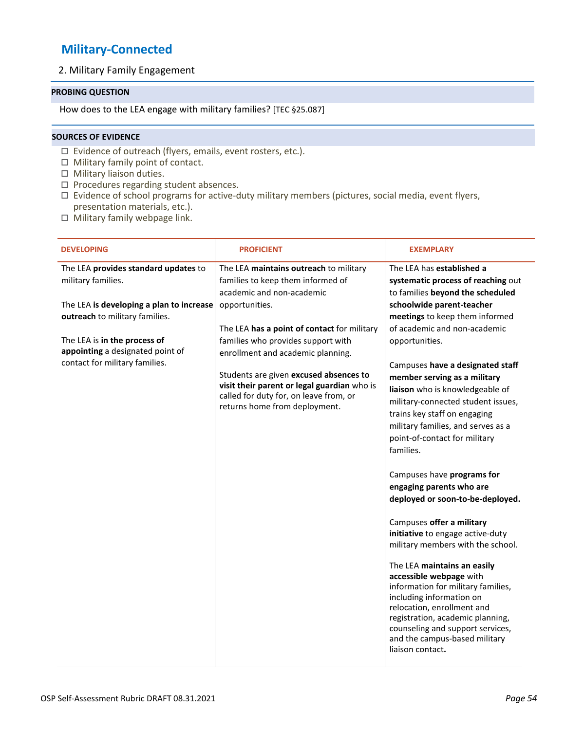# Military-Connected

2. Military Family Engagement

**PROBING QUESTION**

How does to the LEA engage with military families? [TEC §25.087]

**SOURCES OF EVIDENCE**

- ☐ Evidence of outreach (flyers, emails, event rosters, etc.).
- ☐ Military family point of contact.
- ☐ Military liaison duties.
- ☐ Procedures regarding student absences.
- ☐ Evidence of school programs for active-duty military members (pictures, social media, event flyers, presentation materials, etc.).
- ☐ Military family webpage link.

| DEVELOPING | PROFICIENT | EXEMPLARY |
|---|---|---|
| The LEA **provides standard updates** to military families.<br><br>The LEA **is developing a plan to increase outreach** to military families.<br><br>The LEA is **in the process of appointing** a designated point of contact for military families. | The LEA **maintains outreach** to military families to keep them informed of academic and non-academic opportunities.<br><br>The LEA **has a point of contact** for military families who provides support with enrollment and academic planning.<br><br>Students are given **excused absences to visit their parent or legal guardian** who is called for duty for, on leave from, or returns home from deployment. | The LEA has **established a systematic process of reaching** out to families **beyond the scheduled schoolwide parent-teacher meetings** to keep them informed of academic and non-academic opportunities.<br><br>Campuses **have a designated staff member serving as a military liaison** who is knowledgeable of military-connected student issues, trains key staff on engaging military families, and serves as a point-of-contact for military families.<br><br>Campuses have **programs for engaging parents who are deployed or soon-to-be-deployed.**<br><br>Campuses **offer a military initiative** to engage active-duty military members with the school.<br><br>The LEA **maintains an easily accessible webpage** with information for military families, including information on relocation, enrollment and registration, academic planning, counseling and support services, and the campus-based military liaison contact**.** |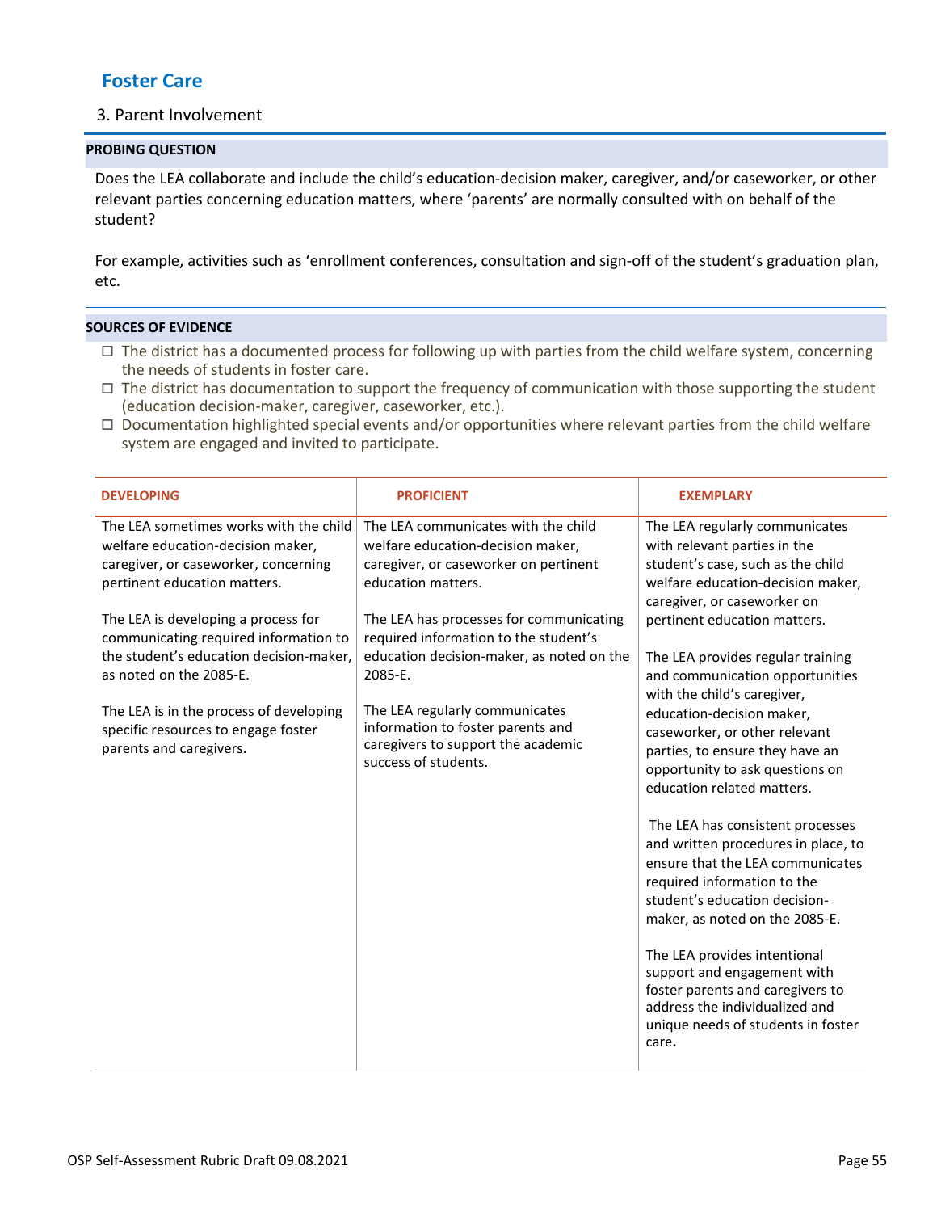## Foster Care

### 3. Parent Involvement

**PROBING QUESTION**

Does the LEA collaborate and include the child's education-decision maker, caregiver, and/or caseworker, or other relevant parties concerning education matters, where 'parents' are normally consulted with on behalf of the student?

For example, activities such as 'enrollment conferences, consultation and sign-off of the student's graduation plan, etc.

**SOURCES OF EVIDENCE**

- ☐ The district has a documented process for following up with parties from the child welfare system, concerning the needs of students in foster care.
- ☐ The district has documentation to support the frequency of communication with those supporting the student (education decision-maker, caregiver, caseworker, etc.).
- ☐ Documentation highlighted special events and/or opportunities where relevant parties from the child welfare system are engaged and invited to participate.

| DEVELOPING | PROFICIENT | EXEMPLARY |
|---|---|---|
| The LEA sometimes works with the child welfare education-decision maker, caregiver, or caseworker, concerning pertinent education matters.<br><br>The LEA is developing a process for communicating required information to the student's education decision-maker, as noted on the 2085-E.<br><br>The LEA is in the process of developing specific resources to engage foster parents and caregivers. | The LEA communicates with the child welfare education-decision maker, caregiver, or caseworker on pertinent education matters.<br><br>The LEA has processes for communicating required information to the student's education decision-maker, as noted on the 2085-E.<br><br>The LEA regularly communicates information to foster parents and caregivers to support the academic success of students. | The LEA regularly communicates with relevant parties in the student's case, such as the child welfare education-decision maker, caregiver, or caseworker on pertinent education matters.<br><br>The LEA provides regular training and communication opportunities with the child's caregiver, education-decision maker, caseworker, or other relevant parties, to ensure they have an opportunity to ask questions on education related matters.<br><br>The LEA has consistent processes and written procedures in place, to ensure that the LEA communicates required information to the student's education decision-maker, as noted on the 2085-E.<br><br>The LEA provides intentional support and engagement with foster parents and caregivers to address the individualized and unique needs of students in foster care. |